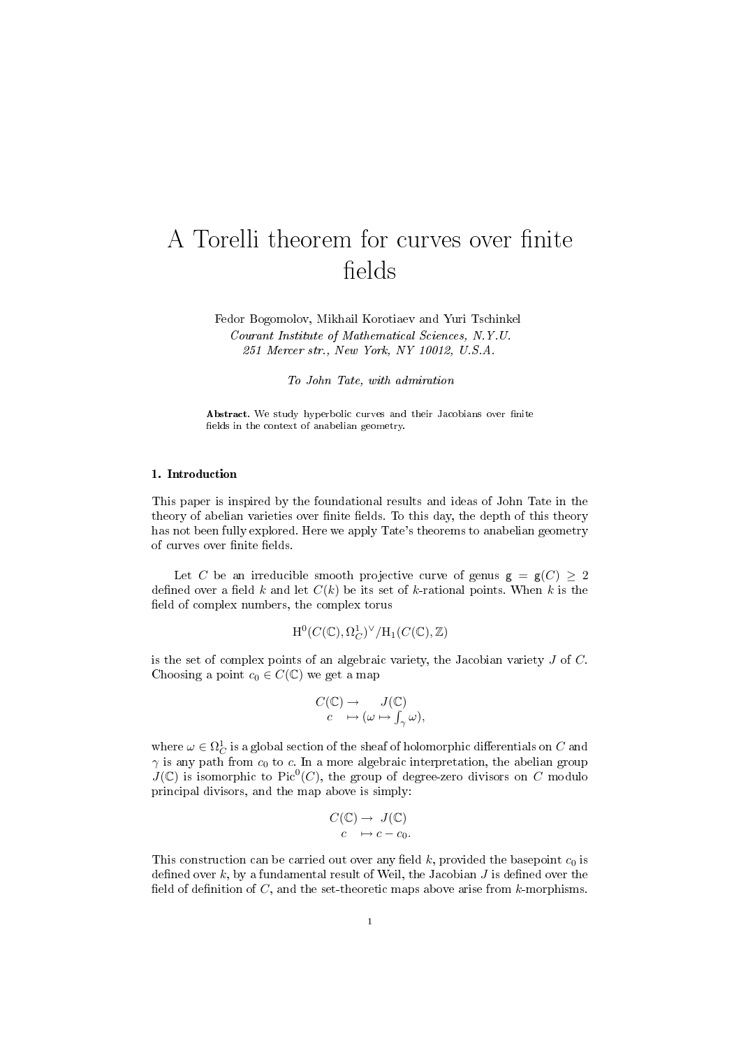# A Torelli theorem for curves over finite fields

Fedor Bogomolov, Mikhail Korotiaev and Yuri Tschinkel
*Courant Institute of Mathematical Sciences, N.Y.U.*
*251 Mercer str., New York, NY 10012, U.S.A.*

*To John Tate, with admiration*

**Abstract.** We study hyperbolic curves and their Jacobians over finite fields in the context of anabelian geometry.

## 1. Introduction

This paper is inspired by the foundational results and ideas of John Tate in the theory of abelian varieties over finite fields. To this day, the depth of this theory has not been fully explored. Here we apply Tate's theorems to anabelian geometry of curves over finite fields.

Let $C$ be an irreducible smooth projective curve of genus $\mathtt{g} = \mathtt{g}(C) \geq 2$ defined over a field $k$ and let $C(k)$ be its set of $k$-rational points. When $k$ is the field of complex numbers, the complex torus

$$\mathrm{H}^0(C(\mathbb{C}), \Omega^1_C)^\vee / \mathrm{H}_1(C(\mathbb{C}), \mathbb{Z})$$

is the set of complex points of an algebraic variety, the Jacobian variety $J$ of $C$. Choosing a point $c_0 \in C(\mathbb{C})$ we get a map

$$\begin{array}{rcl} C(\mathbb{C}) & \rightarrow & J(\mathbb{C}) \\ c & \mapsto & (\omega \mapsto \int_\gamma \omega), \end{array}$$

where $\omega \in \Omega^1_C$ is a global section of the sheaf of holomorphic differentials on $C$ and $\gamma$ is any path from $c_0$ to $c$. In a more algebraic interpretation, the abelian group $J(\mathbb{C})$ is isomorphic to $\mathrm{Pic}^0(C)$, the group of degree-zero divisors on $C$ modulo principal divisors, and the map above is simply:

$$\begin{array}{rcl} C(\mathbb{C}) & \rightarrow & J(\mathbb{C}) \\ c & \mapsto & c - c_0. \end{array}$$

This construction can be carried out over any field $k$, provided the basepoint $c_0$ is defined over $k$, by a fundamental result of Weil, the Jacobian $J$ is defined over the field of definition of $C$, and the set-theoretic maps above arise from $k$-morphisms.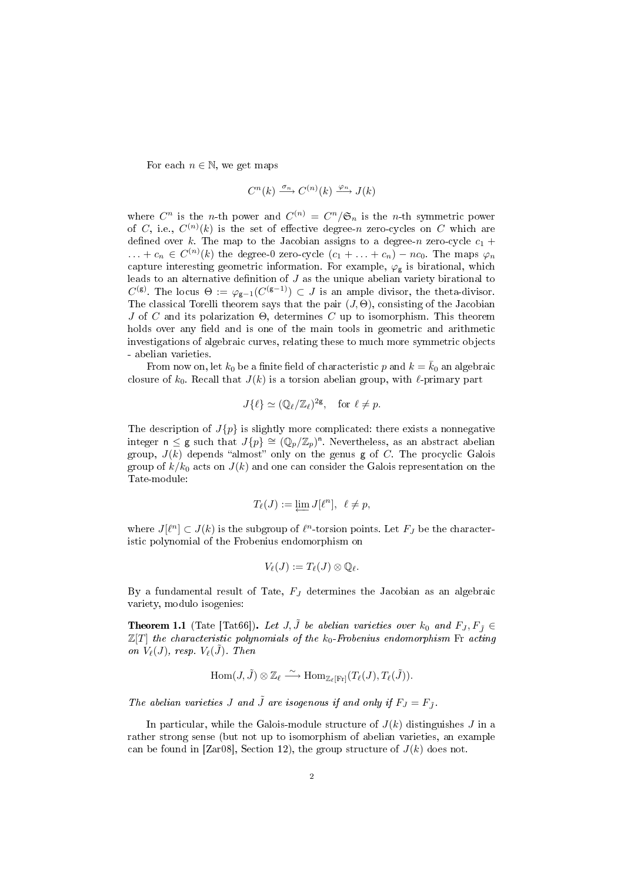For each $n \in \mathbb{N}$, we get maps

$$C^n(k) \xrightarrow{\sigma_n} C^{(n)}(k) \xrightarrow{\varphi_n} J(k)$$

where $C^n$ is the $n$-th power and $C^{(n)} = C^n/\mathfrak{S}_n$ is the $n$-th symmetric power of $C$, i.e., $C^{(n)}(k)$ is the set of effective degree-$n$ zero-cycles on $C$ which are defined over $k$. The map to the Jacobian assigns to a degree-$n$ zero-cycle $c_1 + \ldots + c_n \in C^{(n)}(k)$ the degree-0 zero-cycle $(c_1 + \ldots + c_n) - nc_0$. The maps $\varphi_n$ capture interesting geometric information. For example, $\varphi_{\mathsf{g}}$ is birational, which leads to an alternative definition of $J$ as the unique abelian variety birational to $C^{(\mathsf{g})}$. The locus $\Theta := \varphi_{\mathsf{g}-1}(C^{(\mathsf{g}-1)}) \subset J$ is an ample divisor, the theta-divisor. The classical Torelli theorem says that the pair $(J, \Theta)$, consisting of the Jacobian $J$ of $C$ and its polarization $\Theta$, determines $C$ up to isomorphism. This theorem holds over any field and is one of the main tools in geometric and arithmetic investigations of algebraic curves, relating these to much more symmetric objects - abelian varieties.

From now on, let $k_0$ be a finite field of characteristic $p$ and $k = \bar{k}_0$ an algebraic closure of $k_0$. Recall that $J(k)$ is a torsion abelian group, with $\ell$-primary part

$$J\{\ell\} \simeq (\mathbb{Q}_\ell/\mathbb{Z}_\ell)^{2\mathsf{g}}, \quad \text{for } \ell \neq p.$$

The description of $J\{p\}$ is slightly more complicated: there exists a nonnegative integer $\mathsf{n} \leq \mathsf{g}$ such that $J\{p\} \cong (\mathbb{Q}_p/\mathbb{Z}_p)^{\mathsf{n}}$. Nevertheless, as an abstract abelian group, $J(k)$ depends "almost" only on the genus $\mathsf{g}$ of $C$. The procyclic Galois group of $k/k_0$ acts on $J(k)$ and one can consider the Galois representation on the Tate-module:

$$T_\ell(J) := \varprojlim J[\ell^n], \quad \ell \neq p,$$

where $J[\ell^n] \subset J(k)$ is the subgroup of $\ell^n$-torsion points. Let $F_J$ be the characteristic polynomial of the Frobenius endomorphism on

$$V_\ell(J) := T_\ell(J) \otimes \mathbb{Q}_\ell.$$

By a fundamental result of Tate, $F_J$ determines the Jacobian as an algebraic variety, modulo isogenies:

**Theorem 1.1** (Tate [Tat66]). *Let $J, \tilde{J}$ be abelian varieties over $k_0$ and $F_J, F_{\tilde{J}} \in \mathbb{Z}[T]$ the characteristic polynomials of the $k_0$-Frobenius endomorphism $\mathrm{Fr}$ acting on $V_\ell(J)$, resp. $V_\ell(\tilde{J})$. Then*

$$\mathrm{Hom}(J, \tilde{J}) \otimes \mathbb{Z}_\ell \xrightarrow{\sim} \mathrm{Hom}_{\mathbb{Z}_\ell[\mathrm{Fr}]}(T_\ell(J), T_\ell(\tilde{J})).$$

*The abelian varieties $J$ and $\tilde{J}$ are isogenous if and only if $F_J = F_{\tilde{J}}$.*

In particular, while the Galois-module structure of $J(k)$ distinguishes $J$ in a rather strong sense (but not up to isomorphism of abelian varieties, an example can be found in [Zar08], Section 12), the group structure of $J(k)$ does not.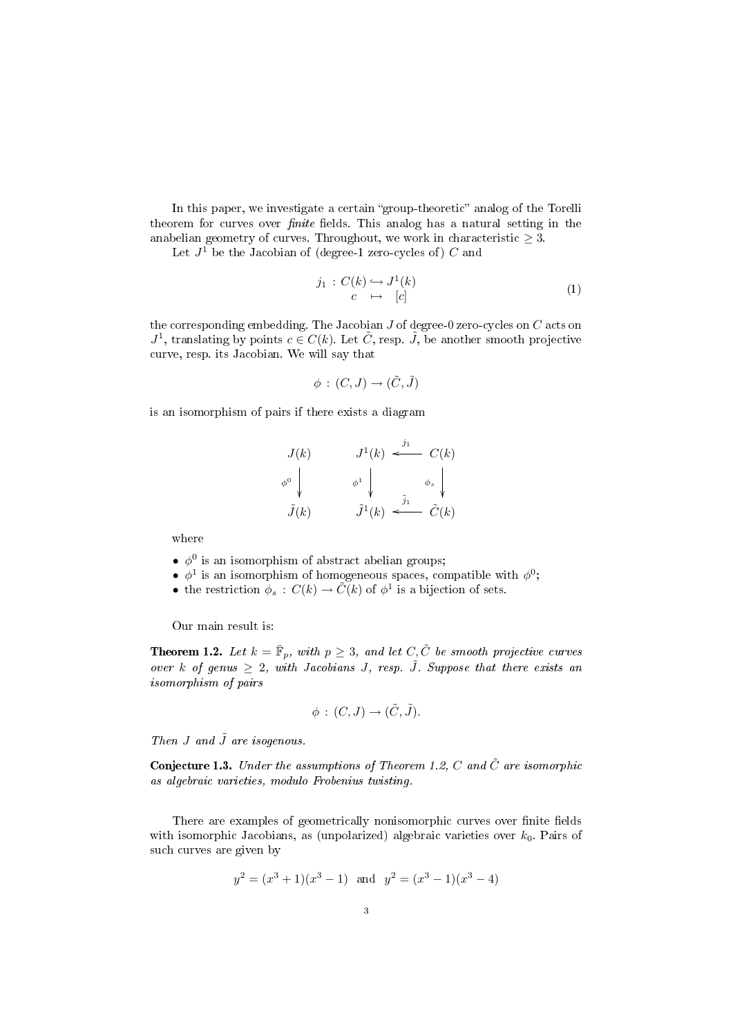In this paper, we investigate a certain "group-theoretic" analog of the Torelli theorem for curves over *finite* fields. This analog has a natural setting in the anabelian geometry of curves. Throughout, we work in characteristic $\geq 3$.

Let $J^1$ be the Jacobian of (degree-1 zero-cycles of) $C$ and

$$
\begin{array}{rccc}
j_1 \,:\, & C(k) & \hookrightarrow & J^1(k) \\
 & c & \mapsto & [c]
\end{array}
\tag{1}
$$

the corresponding embedding. The Jacobian $J$ of degree-0 zero-cycles on $C$ acts on $J^1$, translating by points $c \in C(k)$. Let $\tilde{C}$, resp. $\tilde{J}$, be another smooth projective curve, resp. its Jacobian. We will say that

$$
\phi \,:\, (C, J) \to (\tilde{C}, \tilde{J})
$$

is an isomorphism of pairs if there exists a diagram

$$
\begin{array}{ccccc}
J(k) & \quad & J^1(k) & \xleftarrow{\;j_1\;} & C(k) \\
\downarrow{\scriptstyle \phi^0} & & \downarrow{\scriptstyle \phi^1} & & \downarrow{\scriptstyle \phi_s} \\
\tilde{J}(k) & & \tilde{J}^1(k) & \xleftarrow{\;\tilde{j}_1\;} & \tilde{C}(k)
\end{array}
$$

where

- $\phi^0$ is an isomorphism of abstract abelian groups;
- $\phi^1$ is an isomorphism of homogeneous spaces, compatible with $\phi^0$;
- the restriction $\phi_s \,:\, C(k) \to \tilde{C}(k)$ of $\phi^1$ is a bijection of sets.

Our main result is:

**Theorem 1.2.** *Let $k = \bar{\mathbb{F}}_p$, with $p \geq 3$, and let $C, \tilde{C}$ be smooth projective curves over $k$ of genus $\geq 2$, with Jacobians $J$, resp. $\tilde{J}$. Suppose that there exists an isomorphism of pairs*

$$
\phi \,:\, (C, J) \to (\tilde{C}, \tilde{J}).
$$

*Then $J$ and $\tilde{J}$ are isogenous.*

**Conjecture 1.3.** *Under the assumptions of Theorem 1.2, $C$ and $\tilde{C}$ are isomorphic as algebraic varieties, modulo Frobenius twisting.*

There are examples of geometrically nonisomorphic curves over finite fields with isomorphic Jacobians, as (unpolarized) algebraic varieties over $k_0$. Pairs of such curves are given by

$$
y^2 = (x^3 + 1)(x^3 - 1) \;\; \text{and} \;\; y^2 = (x^3 - 1)(x^3 - 4)
$$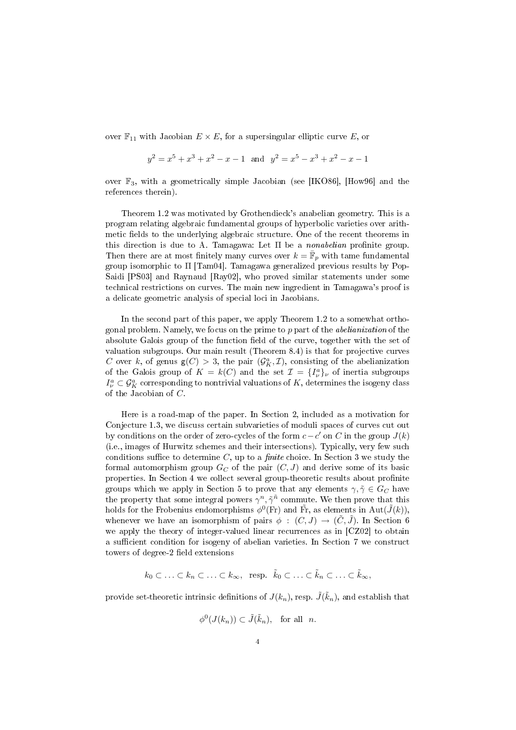over $\mathbb{F}_{11}$ with Jacobian $E \times E$, for a supersingular elliptic curve $E$, or

$$y^2 = x^5 + x^3 + x^2 - x - 1 \ \text{ and } \ y^2 = x^5 - x^3 + x^2 - x - 1$$

over $\mathbb{F}_3$, with a geometrically simple Jacobian (see [IKO86], [How96] and the references therein).

Theorem 1.2 was motivated by Grothendieck's anabelian geometry. This is a program relating algebraic fundamental groups of hyperbolic varieties over arithmetic fields to the underlying algebraic structure. One of the recent theorems in this direction is due to A. Tamagawa: Let $\Pi$ be a *nonabelian* profinite group. Then there are at most finitely many curves over $k = \bar{\mathbb{F}}_p$ with tame fundamental group isomorphic to $\Pi$ [Tam04]. Tamagawa generalized previous results by Pop-Saidi [PS03] and Raynaud [Ray02], who proved similar statements under some technical restrictions on curves. The main new ingredient in Tamagawa's proof is a delicate geometric analysis of special loci in Jacobians.

In the second part of this paper, we apply Theorem 1.2 to a somewhat orthogonal problem. Namely, we focus on the prime to $p$ part of the *abelianization* of the absolute Galois group of the function field of the curve, together with the set of valuation subgroups. Our main result (Theorem 8.4) is that for projective curves $C$ over $k$, of genus $\mathsf{g}(C) > 3$, the pair $(\mathcal{G}^a_K, \mathcal{I})$, consisting of the abelianization of the Galois group of $K = k(C)$ and the set $\mathcal{I} = \{I^a_\nu\}_\nu$ of inertia subgroups $I^a_\nu \subset \mathcal{G}^a_K$ corresponding to nontrivial valuations of $K$, determines the isogeny class of the Jacobian of $C$.

Here is a road-map of the paper. In Section 2, included as a motivation for Conjecture 1.3, we discuss certain subvarieties of moduli spaces of curves cut out by conditions on the order of zero-cycles of the form $c - c'$ on $C$ in the group $J(k)$ (i.e., images of Hurwitz schemes and their intersections). Typically, very few such conditions suffice to determine $C$, up to a *finite* choice. In Section 3 we study the formal automorphism group $G_C$ of the pair $(C, J)$ and derive some of its basic properties. In Section 4 we collect several group-theoretic results about profinite groups which we apply in Section 5 to prove that any elements $\gamma, \tilde{\gamma} \in G_C$ have the property that some integral powers $\gamma^n, \tilde{\gamma}^{\tilde{n}}$ commute. We then prove that this holds for the Frobenius endomorphisms $\phi^0(\mathrm{Fr})$ and $\tilde{\mathrm{Fr}}$, as elements in $\mathrm{Aut}(\tilde{J}(k))$, whenever we have an isomorphism of pairs $\phi : (C, J) \to (\tilde{C}, \tilde{J})$. In Section 6 we apply the theory of integer-valued linear recurrences as in [CZ02] to obtain a sufficient condition for isogeny of abelian varieties. In Section 7 we construct towers of degree-2 field extensions

$$k_0 \subset \ldots \subset k_n \subset \ldots \subset k_\infty, \ \text{ resp. } \ \tilde{k}_0 \subset \ldots \subset \tilde{k}_n \subset \ldots \subset \tilde{k}_\infty,$$

provide set-theoretic intrinsic definitions of $J(k_n)$, resp. $\tilde{J}(\tilde{k}_n)$, and establish that

$$\phi^0(J(k_n)) \subset \tilde{J}(\tilde{k}_n), \quad \text{for all } \ n.$$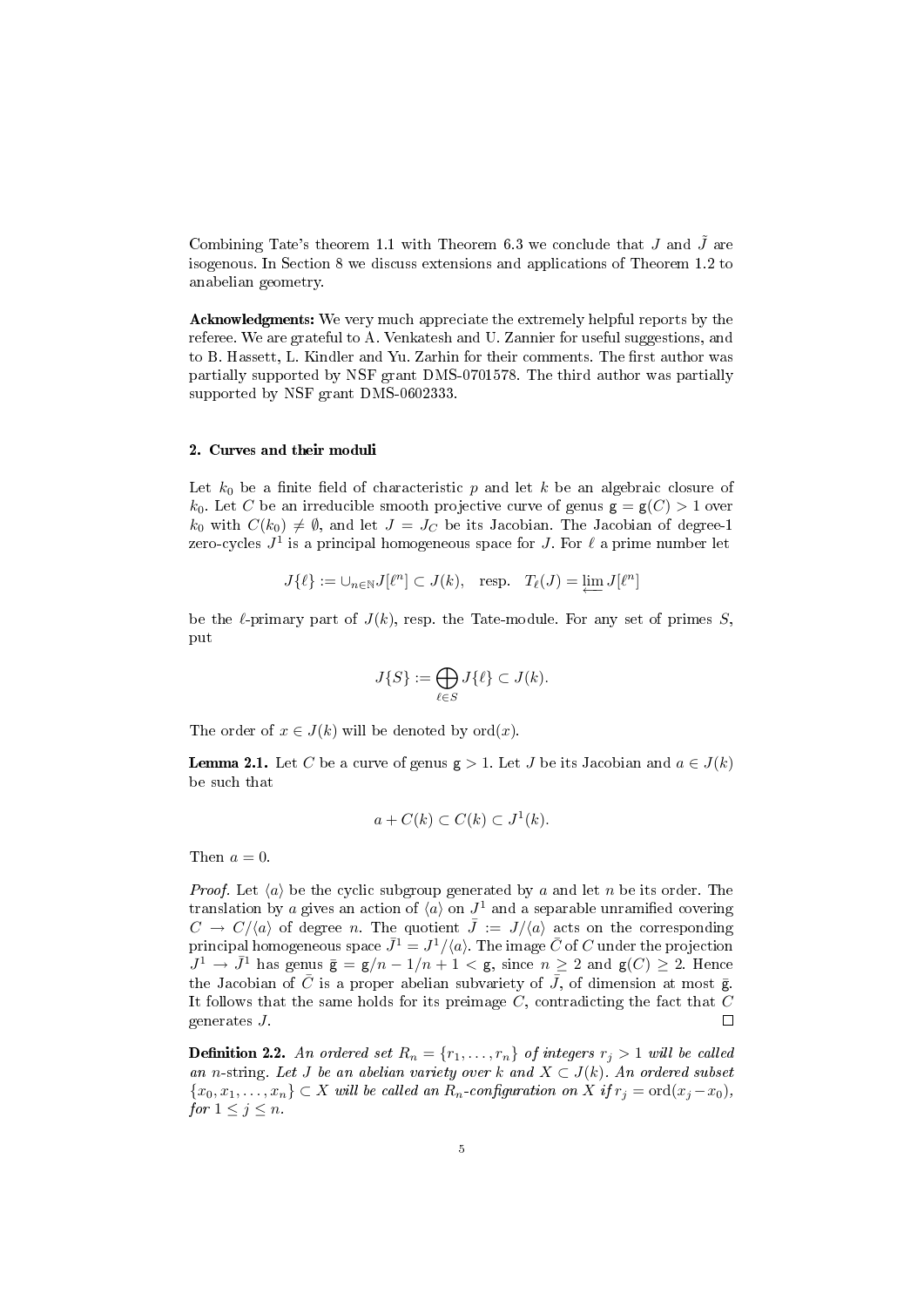Combining Tate's theorem 1.1 with Theorem 6.3 we conclude that $J$ and $\tilde{J}$ are isogenous. In Section 8 we discuss extensions and applications of Theorem 1.2 to anabelian geometry.

**Acknowledgments:** We very much appreciate the extremely helpful reports by the referee. We are grateful to A. Venkatesh and U. Zannier for useful suggestions, and to B. Hassett, L. Kindler and Yu. Zarhin for their comments. The first author was partially supported by NSF grant DMS-0701578. The third author was partially supported by NSF grant DMS-0602333.

## 2. Curves and their moduli

Let $k_0$ be a finite field of characteristic $p$ and let $k$ be an algebraic closure of $k_0$. Let $C$ be an irreducible smooth projective curve of genus $\mathsf{g} = \mathsf{g}(C) > 1$ over $k_0$ with $C(k_0) \neq \emptyset$, and let $J = J_C$ be its Jacobian. The Jacobian of degree-1 zero-cycles $J^1$ is a principal homogeneous space for $J$. For $\ell$ a prime number let

$$J\{\ell\} := \cup_{n\in\mathbb{N}} J[\ell^n] \subset J(k), \quad \text{resp.} \quad T_\ell(J) = \varprojlim J[\ell^n]$$

be the $\ell$-primary part of $J(k)$, resp. the Tate-module. For any set of primes $S$, put

$$J\{S\} := \bigoplus_{\ell \in S} J\{\ell\} \subset J(k).$$

The order of $x \in J(k)$ will be denoted by $\mathrm{ord}(x)$.

**Lemma 2.1.** Let $C$ be a curve of genus $\mathsf{g} > 1$. Let $J$ be its Jacobian and $a \in J(k)$ be such that

$$a + C(k) \subset C(k) \subset J^1(k).$$

Then $a = 0$.

*Proof.* Let $\langle a \rangle$ be the cyclic subgroup generated by $a$ and let $n$ be its order. The translation by $a$ gives an action of $\langle a \rangle$ on $J^1$ and a separable unramified covering $C \to C/\langle a \rangle$ of degree $n$. The quotient $\bar{J} := J/\langle a \rangle$ acts on the corresponding principal homogeneous space $\bar{J}^1 = J^1/\langle a \rangle$. The image $\bar{C}$ of $C$ under the projection $J^1 \to \bar{J}^1$ has genus $\bar{\mathsf{g}} = \mathsf{g}/n - 1/n + 1 < \mathsf{g}$, since $n \geq 2$ and $\mathsf{g}(C) \geq 2$. Hence the Jacobian of $\bar{C}$ is a proper abelian subvariety of $\bar{J}$, of dimension at most $\bar{\mathsf{g}}$. It follows that the same holds for its preimage $C$, contradicting the fact that $C$ generates $J$. □

**Definition 2.2.** *An ordered set $R_n = \{r_1, \ldots, r_n\}$ of integers $r_j > 1$ will be called an $n$-*string*. Let $J$ be an abelian variety over $k$ and $X \subset J(k)$. An ordered subset $\{x_0, x_1, \ldots, x_n\} \subset X$ will be called an $R_n$-configuration on $X$ if $r_j = \mathrm{ord}(x_j - x_0)$, for $1 \leq j \leq n$.*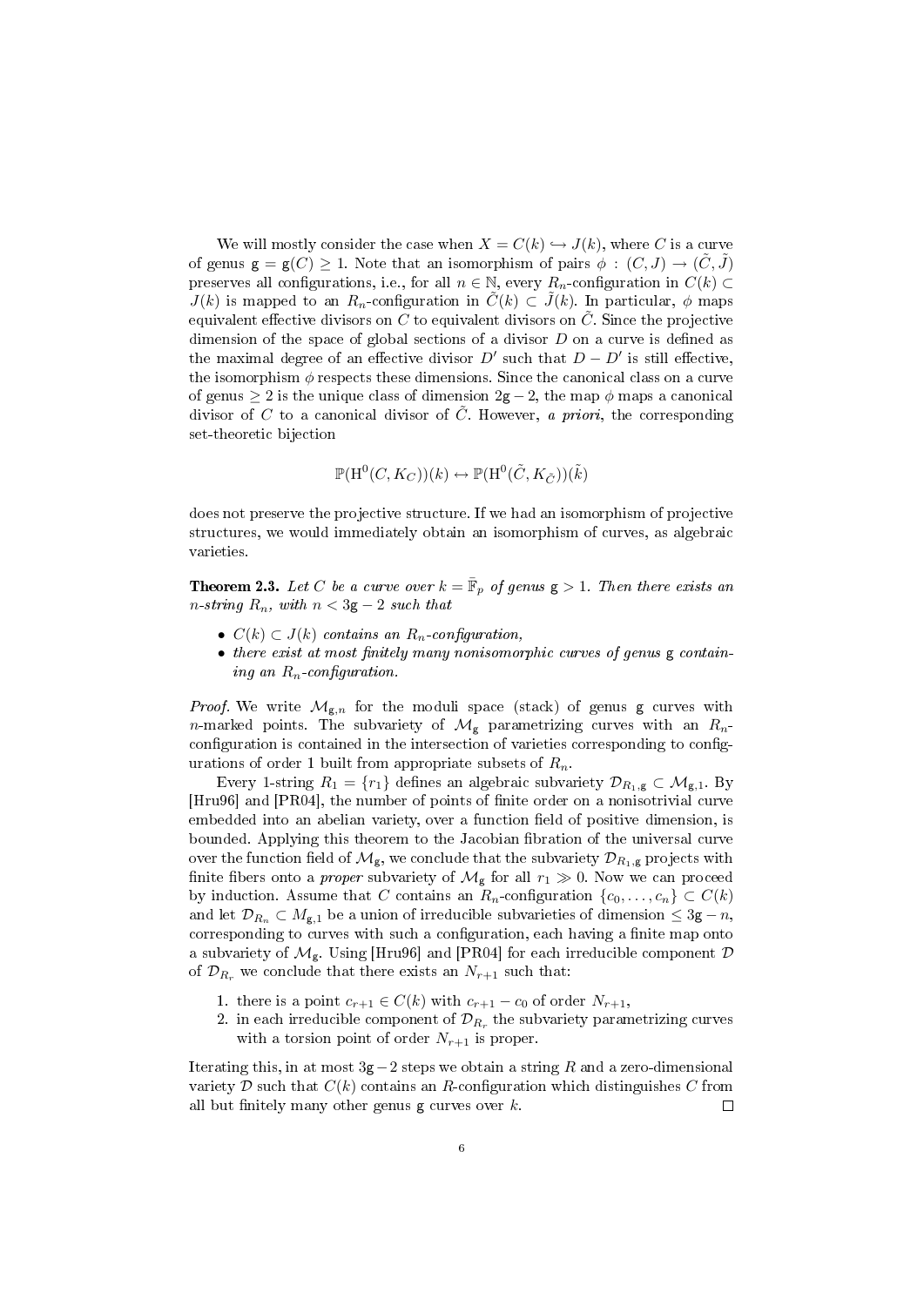We will mostly consider the case when $X = C(k) \hookrightarrow J(k)$, where $C$ is a curve of genus $\mathsf{g} = \mathsf{g}(C) \geq 1$. Note that an isomorphism of pairs $\phi : (C, J) \to (\tilde{C}, \tilde{J})$ preserves all configurations, i.e., for all $n \in \mathbb{N}$, every $R_n$-configuration in $C(k) \subset J(k)$ is mapped to an $R_n$-configuration in $\tilde{C}(k) \subset \tilde{J}(k)$. In particular, $\phi$ maps equivalent effective divisors on $C$ to equivalent divisors on $\tilde{C}$. Since the projective dimension of the space of global sections of a divisor $D$ on a curve is defined as the maximal degree of an effective divisor $D'$ such that $D - D'$ is still effective, the isomorphism $\phi$ respects these dimensions. Since the canonical class on a curve of genus $\geq 2$ is the unique class of dimension $2\mathsf{g} - 2$, the map $\phi$ maps a canonical divisor of $C$ to a canonical divisor of $\tilde{C}$. However, *a priori*, the corresponding set-theoretic bijection

$$\mathbb{P}(\mathrm{H}^0(C, K_C))(k) \leftrightarrow \mathbb{P}(\mathrm{H}^0(\tilde{C}, K_{\tilde{C}}))(\tilde{k})$$

does not preserve the projective structure. If we had an isomorphism of projective structures, we would immediately obtain an isomorphism of curves, as algebraic varieties.

**Theorem 2.3.** *Let $C$ be a curve over $k = \bar{\mathbb{F}}_p$ of genus $\mathsf{g} > 1$. Then there exists an $n$-string $R_n$, with $n < 3\mathsf{g} - 2$ such that*

- *$C(k) \subset J(k)$ contains an $R_n$-configuration,*
- *there exist at most finitely many nonisomorphic curves of genus $\mathsf{g}$ containing an $R_n$-configuration.*

*Proof.* We write $\mathcal{M}_{\mathsf{g},n}$ for the moduli space (stack) of genus $\mathsf{g}$ curves with $n$-marked points. The subvariety of $\mathcal{M}_{\mathsf{g}}$ parametrizing curves with an $R_n$-configuration is contained in the intersection of varieties corresponding to configurations of order 1 built from appropriate subsets of $R_n$.

Every 1-string $R_1 = \{r_1\}$ defines an algebraic subvariety $\mathcal{D}_{R_1,\mathsf{g}} \subset \mathcal{M}_{\mathsf{g},1}$. By [Hru96] and [PR04], the number of points of finite order on a nonisotrivial curve embedded into an abelian variety, over a function field of positive dimension, is bounded. Applying this theorem to the Jacobian fibration of the universal curve over the function field of $\mathcal{M}_{\mathsf{g}}$, we conclude that the subvariety $\mathcal{D}_{R_1,\mathsf{g}}$ projects with finite fibers onto a *proper* subvariety of $\mathcal{M}_{\mathsf{g}}$ for all $r_1 \gg 0$. Now we can proceed by induction. Assume that $C$ contains an $R_n$-configuration $\{c_0, \ldots, c_n\} \subset C(k)$ and let $\mathcal{D}_{R_n} \subset M_{\mathsf{g},1}$ be a union of irreducible subvarieties of dimension $\leq 3\mathsf{g} - n$, corresponding to curves with such a configuration, each having a finite map onto a subvariety of $\mathcal{M}_{\mathsf{g}}$. Using [Hru96] and [PR04] for each irreducible component $\mathcal{D}$ of $\mathcal{D}_{R_r}$ we conclude that there exists an $N_{r+1}$ such that:

1. there is a point $c_{r+1} \in C(k)$ with $c_{r+1} - c_0$ of order $N_{r+1}$,
2. in each irreducible component of $\mathcal{D}_{R_r}$ the subvariety parametrizing curves with a torsion point of order $N_{r+1}$ is proper.

Iterating this, in at most $3\mathsf{g} - 2$ steps we obtain a string $R$ and a zero-dimensional variety $\mathcal{D}$ such that $C(k)$ contains an $R$-configuration which distinguishes $C$ from all but finitely many other genus $\mathsf{g}$ curves over $k$. $\square$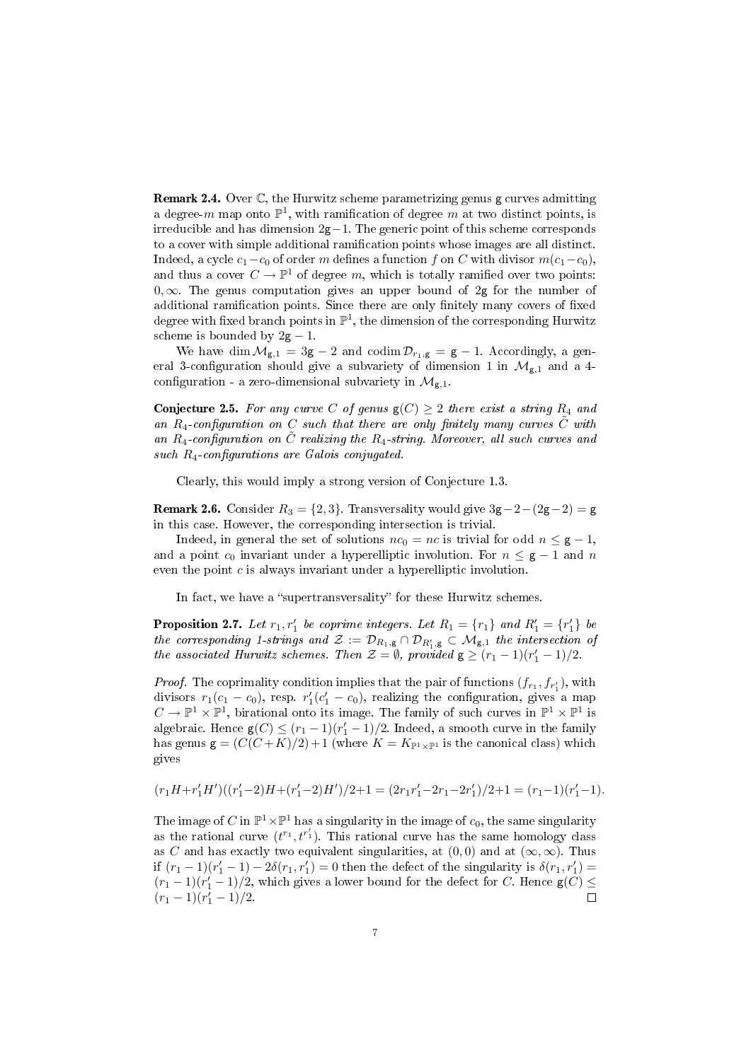**Remark 2.4.** Over $\mathbb{C}$, the Hurwitz scheme parametrizing genus $\mathsf{g}$ curves admitting a degree-$m$ map onto $\mathbb{P}^1$, with ramification of degree $m$ at two distinct points, is irreducible and has dimension $2\mathsf{g}-1$. The generic point of this scheme corresponds to a cover with simple additional ramification points whose images are all distinct. Indeed, a cycle $c_1 - c_0$ of order $m$ defines a function $f$ on $C$ with divisor $m(c_1 - c_0)$, and thus a cover $C \to \mathbb{P}^1$ of degree $m$, which is totally ramified over two points: $0, \infty$. The genus computation gives an upper bound of $2\mathsf{g}$ for the number of additional ramification points. Since there are only finitely many covers of fixed degree with fixed branch points in $\mathbb{P}^1$, the dimension of the corresponding Hurwitz scheme is bounded by $2\mathsf{g} - 1$.

We have $\dim \mathcal{M}_{\mathsf{g},1} = 3\mathsf{g} - 2$ and $\operatorname{codim} \mathcal{D}_{r_1,\mathsf{g}} = \mathsf{g} - 1$. Accordingly, a general 3-configuration should give a subvariety of dimension 1 in $\mathcal{M}_{\mathsf{g},1}$ and a 4-configuration - a zero-dimensional subvariety in $\mathcal{M}_{\mathsf{g},1}$.

**Conjecture 2.5.** *For any curve $C$ of genus $\mathsf{g}(C) \geq 2$ there exist a string $R_4$ and an $R_4$-configuration on $C$ such that there are only finitely many curves $\tilde{C}$ with an $R_4$-configuration on $\tilde{C}$ realizing the $R_4$-string. Moreover, all such curves and such $R_4$-configurations are Galois conjugated.*

Clearly, this would imply a strong version of Conjecture 1.3.

**Remark 2.6.** Consider $R_3 = \{2, 3\}$. Transversality would give $3\mathsf{g} - 2 - (2\mathsf{g} - 2) = \mathsf{g}$ in this case. However, the corresponding intersection is trivial.

Indeed, in general the set of solutions $nc_0 = nc$ is trivial for odd $n \leq \mathsf{g} - 1$, and a point $c_0$ invariant under a hyperelliptic involution. For $n \leq \mathsf{g} - 1$ and $n$ even the point $c$ is always invariant under a hyperelliptic involution.

In fact, we have a "supertransversality" for these Hurwitz schemes.

**Proposition 2.7.** *Let $r_1, r_1'$ be coprime integers. Let $R_1 = \{r_1\}$ and $R_1' = \{r_1'\}$ be the corresponding 1-strings and $\mathcal{Z} := \mathcal{D}_{R_1,\mathsf{g}} \cap \mathcal{D}_{R_1',\mathsf{g}} \subset \mathcal{M}_{\mathsf{g},1}$ the intersection of the associated Hurwitz schemes. Then $\mathcal{Z} = \emptyset$, provided $\mathsf{g} \geq (r_1 - 1)(r_1' - 1)/2$.*

*Proof.* The coprimality condition implies that the pair of functions $(f_{r_1}, f_{r_1'})$, with divisors $r_1(c_1 - c_0)$, resp. $r_1'(c_1' - c_0)$, realizing the configuration, gives a map $C \to \mathbb{P}^1 \times \mathbb{P}^1$, birational onto its image. The family of such curves in $\mathbb{P}^1 \times \mathbb{P}^1$ is algebraic. Hence $\mathsf{g}(C) \leq (r_1 - 1)(r_1' - 1)/2$. Indeed, a smooth curve in the family has genus $\mathsf{g} = (C(C+K)/2) + 1$ (where $K = K_{\mathbb{P}^1 \times \mathbb{P}^1}$ is the canonical class) which gives

$$(r_1 H + r_1' H')((r_1' - 2)H + (r_1' - 2)H')/2 + 1 = (2r_1 r_1' - 2r_1 - 2r_1')/2 + 1 = (r_1 - 1)(r_1' - 1).$$

The image of $C$ in $\mathbb{P}^1 \times \mathbb{P}^1$ has a singularity in the image of $c_0$, the same singularity as the rational curve $(t^{r_1}, t^{r_1'})$. This rational curve has the same homology class as $C$ and has exactly two equivalent singularities, at $(0, 0)$ and at $(\infty, \infty)$. Thus if $(r_1 - 1)(r_1' - 1) - 2\delta(r_1, r_1') = 0$ then the defect of the singularity is $\delta(r_1, r_1') = (r_1 - 1)(r_1' - 1)/2$, which gives a lower bound for the defect for $C$. Hence $\mathsf{g}(C) \leq (r_1 - 1)(r_1' - 1)/2$. $\square$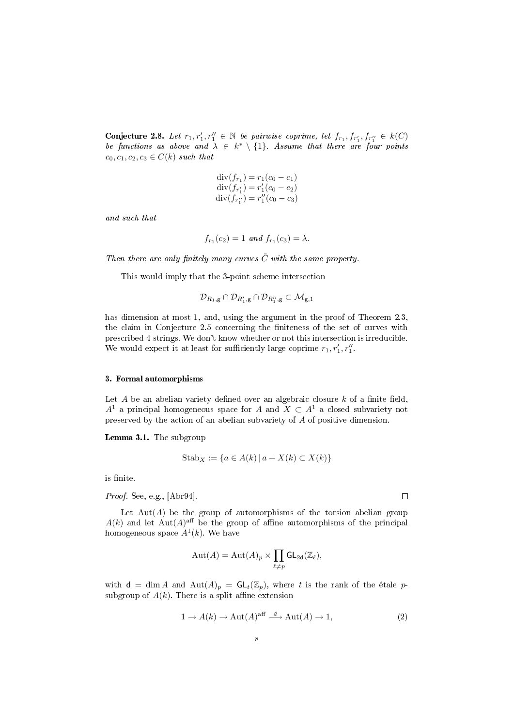**Conjecture 2.8.** *Let $r_1, r_1', r_1'' \in \mathbb{N}$ be pairwise coprime, let $f_{r_1}, f_{r_1'}, f_{r_1''} \in k(C)$ be functions as above and $\lambda \in k^* \setminus \{1\}$. Assume that there are four points $c_0, c_1, c_2, c_3 \in C(k)$ such that*

$$\begin{aligned} \mathrm{div}(f_{r_1}) &= r_1(c_0 - c_1) \\ \mathrm{div}(f_{r_1'}) &= r_1'(c_0 - c_2) \\ \mathrm{div}(f_{r_1''}) &= r_1''(c_0 - c_3) \end{aligned}$$

*and such that*

$$f_{r_1}(c_2) = 1 \text{ and } f_{r_1}(c_3) = \lambda.$$

*Then there are only finitely many curves $\tilde{C}$ with the same property.*

This would imply that the 3-point scheme intersection

$$\mathcal{D}_{R_1,\mathsf{g}} \cap \mathcal{D}_{R_1',\mathsf{g}} \cap \mathcal{D}_{R_1'',\mathsf{g}} \subset \mathcal{M}_{\mathsf{g},1}$$

has dimension at most 1, and, using the argument in the proof of Theorem 2.3, the claim in Conjecture 2.5 concerning the finiteness of the set of curves with prescribed 4-strings. We don't know whether or not this intersection is irreducible. We would expect it at least for sufficiently large coprime $r_1, r_1', r_1''$.

## 3. Formal automorphisms

Let $A$ be an abelian variety defined over an algebraic closure $k$ of a finite field, $A^1$ a principal homogeneous space for $A$ and $X \subset A^1$ a closed subvariety not preserved by the action of an abelian subvariety of $A$ of positive dimension.

**Lemma 3.1.** The subgroup

$$\mathrm{Stab}_X := \{a \in A(k) \,|\, a + X(k) \subset X(k)\}$$

is finite.

*Proof.* See, e.g., [Abr94]. $\square$

Let $\mathrm{Aut}(A)$ be the group of automorphisms of the torsion abelian group $A(k)$ and let $\mathrm{Aut}(A)^{\mathrm{aff}}$ be the group of affine automorphisms of the principal homogeneous space $A^1(k)$. We have

$$\mathrm{Aut}(A) = \mathrm{Aut}(A)_p \times \prod_{\ell \neq p} \mathsf{GL}_{2\mathsf{d}}(\mathbb{Z}_\ell),$$

with $\mathsf{d} = \dim A$ and $\mathrm{Aut}(A)_p = \mathsf{GL}_t(\mathbb{Z}_p)$, where $t$ is the rank of the étale $p$-subgroup of $A(k)$. There is a split affine extension

$$1 \to A(k) \to \mathrm{Aut}(A)^{\mathrm{aff}} \xrightarrow{\varrho} \mathrm{Aut}(A) \to 1, \tag{2}$$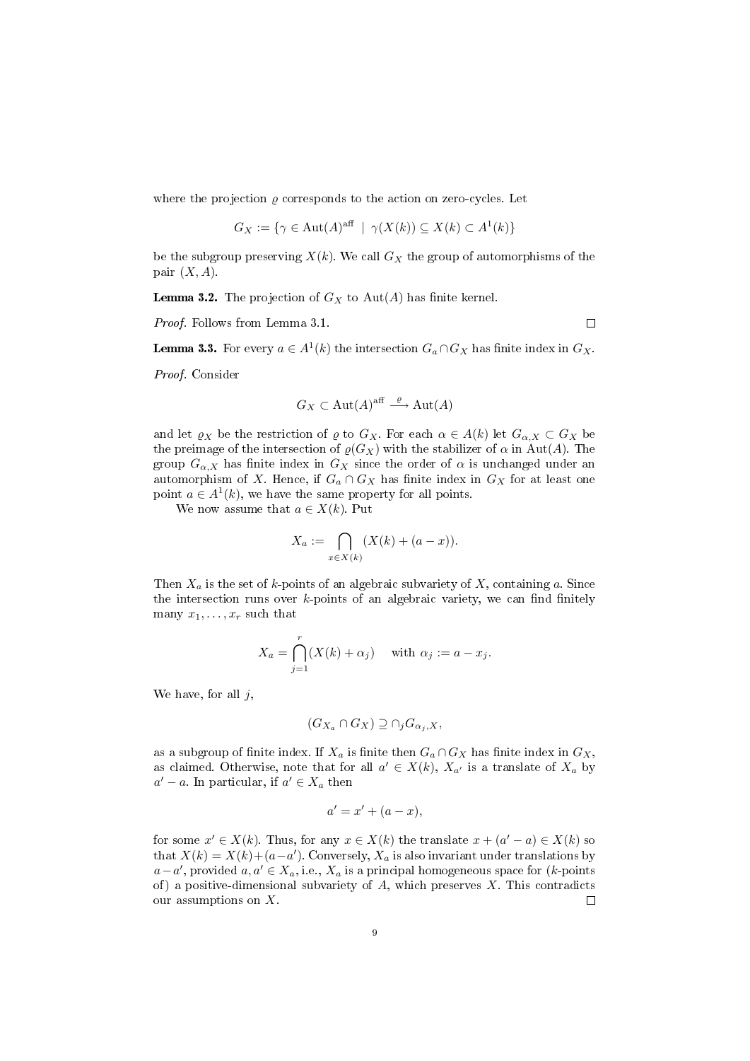where the projection $\varrho$ corresponds to the action on zero-cycles. Let

$$G_X := \{\gamma \in \mathrm{Aut}(A)^{\mathrm{aff}} \mid \gamma(X(k)) \subseteq X(k) \subset A^1(k)\}$$

be the subgroup preserving $X(k)$. We call $G_X$ the group of automorphisms of the pair $(X, A)$.

**Lemma 3.2.** The projection of $G_X$ to $\mathrm{Aut}(A)$ has finite kernel.

*Proof.* Follows from Lemma 3.1. □

**Lemma 3.3.** For every $a \in A^1(k)$ the intersection $G_a \cap G_X$ has finite index in $G_X$.

*Proof.* Consider

$$G_X \subset \mathrm{Aut}(A)^{\mathrm{aff}} \xrightarrow{\varrho} \mathrm{Aut}(A)$$

and let $\varrho_X$ be the restriction of $\varrho$ to $G_X$. For each $\alpha \in A(k)$ let $G_{\alpha,X} \subset G_X$ be the preimage of the intersection of $\varrho(G_X)$ with the stabilizer of $\alpha$ in $\mathrm{Aut}(A)$. The group $G_{\alpha,X}$ has finite index in $G_X$ since the order of $\alpha$ is unchanged under an automorphism of $X$. Hence, if $G_a \cap G_X$ has finite index in $G_X$ for at least one point $a \in A^1(k)$, we have the same property for all points.

We now assume that $a \in X(k)$. Put

$$X_a := \bigcap_{x \in X(k)} (X(k) + (a - x)).$$

Then $X_a$ is the set of $k$-points of an algebraic subvariety of $X$, containing $a$. Since the intersection runs over $k$-points of an algebraic variety, we can find finitely many $x_1, \ldots, x_r$ such that

$$X_a = \bigcap_{j=1}^{r} (X(k) + \alpha_j) \quad \text{with } \alpha_j := a - x_j.$$

We have, for all $j$,

$$(G_{X_a} \cap G_X) \supseteq \cap_j G_{\alpha_j, X},$$

as a subgroup of finite index. If $X_a$ is finite then $G_a \cap G_X$ has finite index in $G_X$, as claimed. Otherwise, note that for all $a' \in X(k)$, $X_{a'}$ is a translate of $X_a$ by $a' - a$. In particular, if $a' \in X_a$ then

$$a' = x' + (a - x),$$

for some $x' \in X(k)$. Thus, for any $x \in X(k)$ the translate $x + (a' - a) \in X(k)$ so that $X(k) = X(k) + (a - a')$. Conversely, $X_a$ is also invariant under translations by $a - a'$, provided $a, a' \in X_a$, i.e., $X_a$ is a principal homogeneous space for ($k$-points of) a positive-dimensional subvariety of $A$, which preserves $X$. This contradicts our assumptions on $X$. □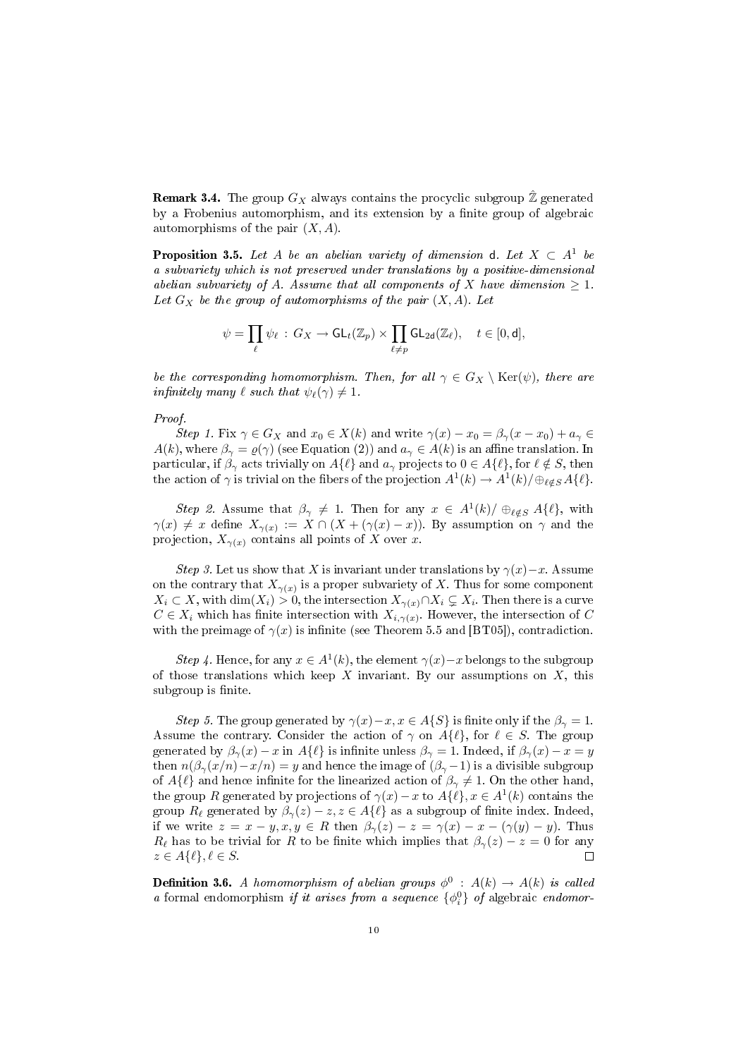**Remark 3.4.** The group $G_X$ always contains the procyclic subgroup $\hat{\mathbb{Z}}$ generated by a Frobenius automorphism, and its extension by a finite group of algebraic automorphisms of the pair $(X, A)$.

**Proposition 3.5.** *Let $A$ be an abelian variety of dimension $\mathsf{d}$. Let $X \subset A^1$ be a subvariety which is not preserved under translations by a positive-dimensional abelian subvariety of $A$. Assume that all components of $X$ have dimension $\geq 1$. Let $G_X$ be the group of automorphisms of the pair $(X, A)$. Let*

$$\psi = \prod_\ell \psi_\ell \,:\, G_X \to \mathsf{GL}_t(\mathbb{Z}_p) \times \prod_{\ell \neq p} \mathsf{GL}_{2\mathsf{d}}(\mathbb{Z}_\ell), \quad t \in [0, \mathsf{d}],$$

*be the corresponding homomorphism. Then, for all $\gamma \in G_X \setminus \mathrm{Ker}(\psi)$, there are infinitely many $\ell$ such that $\psi_\ell(\gamma) \neq 1$.*

*Proof.*

*Step 1.* Fix $\gamma \in G_X$ and $x_0 \in X(k)$ and write $\gamma(x) - x_0 = \beta_\gamma(x - x_0) + a_\gamma \in A(k)$, where $\beta_\gamma = \varrho(\gamma)$ (see Equation (2)) and $a_\gamma \in A(k)$ is an affine translation. In particular, if $\beta_\gamma$ acts trivially on $A\{\ell\}$ and $a_\gamma$ projects to $0 \in A\{\ell\}$, for $\ell \notin S$, then the action of $\gamma$ is trivial on the fibers of the projection $A^1(k) \to A^1(k)/\oplus_{\ell \notin S} A\{\ell\}$.

*Step 2.* Assume that $\beta_\gamma \neq 1$. Then for any $x \in A^1(k)/\oplus_{\ell \notin S} A\{\ell\}$, with $\gamma(x) \neq x$ define $X_{\gamma(x)} := X \cap (X + (\gamma(x) - x))$. By assumption on $\gamma$ and the projection, $X_{\gamma(x)}$ contains all points of $X$ over $x$.

*Step 3.* Let us show that $X$ is invariant under translations by $\gamma(x) - x$. Assume on the contrary that $X_{\gamma(x)}$ is a proper subvariety of $X$. Thus for some component $X_i \subset X$, with $\dim(X_i) > 0$, the intersection $X_{\gamma(x)} \cap X_i \subsetneq X_i$. Then there is a curve $C \in X_i$ which has finite intersection with $X_{i,\gamma(x)}$. However, the intersection of $C$ with the preimage of $\gamma(x)$ is infinite (see Theorem 5.5 and [BT05]), contradiction.

*Step 4.* Hence, for any $x \in A^1(k)$, the element $\gamma(x) - x$ belongs to the subgroup of those translations which keep $X$ invariant. By our assumptions on $X$, this subgroup is finite.

*Step 5.* The group generated by $\gamma(x) - x, x \in A\{S\}$ is finite only if the $\beta_\gamma = 1$. Assume the contrary. Consider the action of $\gamma$ on $A\{\ell\}$, for $\ell \in S$. The group generated by $\beta_\gamma(x) - x$ in $A\{\ell\}$ is infinite unless $\beta_\gamma = 1$. Indeed, if $\beta_\gamma(x) - x = y$ then $n(\beta_\gamma(x/n) - x/n) = y$ and hence the image of $(\beta_\gamma - 1)$ is a divisible subgroup of $A\{\ell\}$ and hence infinite for the linearized action of $\beta_\gamma \neq 1$. On the other hand, the group $R$ generated by projections of $\gamma(x) - x$ to $A\{\ell\}, x \in A^1(k)$ contains the group $R_\ell$ generated by $\beta_\gamma(z) - z, z \in A\{\ell\}$ as a subgroup of finite index. Indeed, if we write $z = x - y, x, y \in R$ then $\beta_\gamma(z) - z = \gamma(x) - x - (\gamma(y) - y)$. Thus $R_\ell$ has to be trivial for $R$ to be finite which implies that $\beta_\gamma(z) - z = 0$ for any $z \in A\{\ell\}, \ell \in S$. $\square$

**Definition 3.6.** *A homomorphism of abelian groups $\phi^0 : A(k) \to A(k)$ is called a* formal endomorphism *if it arises from a sequence $\{\phi_i^0\}$ of* algebraic *endomor-*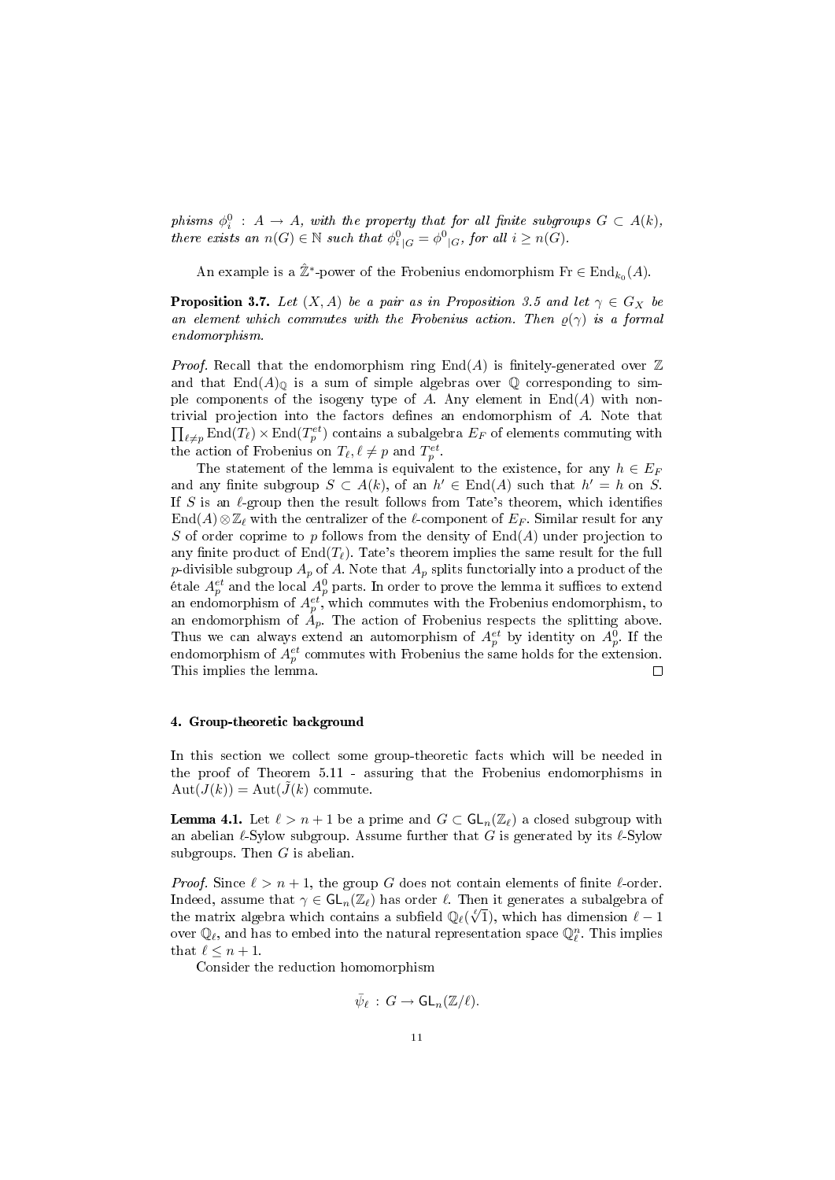*phisms $\phi_i^0 : A \to A$, with the property that for all finite subgroups $G \subset A(k)$, there exists an $n(G) \in \mathbb{N}$ such that $\phi^0_{i\,|G} = \phi^0{}_{|G}$, for all $i \geq n(G)$.*

An example is a $\hat{\mathbb{Z}}^*$-power of the Frobenius endomorphism $\mathrm{Fr} \in \mathrm{End}_{k_0}(A)$.

**Proposition 3.7.** *Let $(X, A)$ be a pair as in Proposition 3.5 and let $\gamma \in G_X$ be an element which commutes with the Frobenius action. Then $\varrho(\gamma)$ is a formal endomorphism.*

*Proof.* Recall that the endomorphism ring $\mathrm{End}(A)$ is finitely-generated over $\mathbb{Z}$ and that $\mathrm{End}(A)_{\mathbb{Q}}$ is a sum of simple algebras over $\mathbb{Q}$ corresponding to simple components of the isogeny type of $A$. Any element in $\mathrm{End}(A)$ with nontrivial projection into the factors defines an endomorphism of $A$. Note that $\prod_{\ell \neq p} \mathrm{End}(T_\ell) \times \mathrm{End}(T_p^{et})$ contains a subalgebra $E_F$ of elements commuting with the action of Frobenius on $T_\ell, \ell \neq p$ and $T_p^{et}$.

The statement of the lemma is equivalent to the existence, for any $h \in E_F$ and any finite subgroup $S \subset A(k)$, of an $h' \in \mathrm{End}(A)$ such that $h' = h$ on $S$. If $S$ is an $\ell$-group then the result follows from Tate's theorem, which identifies $\mathrm{End}(A) \otimes \mathbb{Z}_\ell$ with the centralizer of the $\ell$-component of $E_F$. Similar result for any $S$ of order coprime to $p$ follows from the density of $\mathrm{End}(A)$ under projection to any finite product of $\mathrm{End}(T_\ell)$. Tate's theorem implies the same result for the full $p$-divisible subgroup $A_p$ of $A$. Note that $A_p$ splits functorially into a product of the étale $A_p^{et}$ and the local $A_p^0$ parts. In order to prove the lemma it suffices to extend an endomorphism of $A_p^{et}$, which commutes with the Frobenius endomorphism, to an endomorphism of $A_p$. The action of Frobenius respects the splitting above. Thus we can always extend an automorphism of $A_p^{et}$ by identity on $A_p^0$. If the endomorphism of $A_p^{et}$ commutes with Frobenius the same holds for the extension. This implies the lemma. $\square$

## 4. Group-theoretic background

In this section we collect some group-theoretic facts which will be needed in the proof of Theorem 5.11 - assuring that the Frobenius endomorphisms in $\mathrm{Aut}(J(k)) = \mathrm{Aut}(\tilde{J}(k))$ commute.

**Lemma 4.1.** Let $\ell > n+1$ be a prime and $G \subset \mathsf{GL}_n(\mathbb{Z}_\ell)$ a closed subgroup with an abelian $\ell$-Sylow subgroup. Assume further that $G$ is generated by its $\ell$-Sylow subgroups. Then $G$ is abelian.

*Proof.* Since $\ell > n+1$, the group $G$ does not contain elements of finite $\ell$-order. Indeed, assume that $\gamma \in \mathsf{GL}_n(\mathbb{Z}_\ell)$ has order $\ell$. Then it generates a subalgebra of the matrix algebra which contains a subfield $\mathbb{Q}_\ell(\sqrt[\ell]{1})$, which has dimension $\ell - 1$ over $\mathbb{Q}_\ell$, and has to embed into the natural representation space $\mathbb{Q}_\ell^n$. This implies that $\ell \leq n+1$.

Consider the reduction homomorphism

$$\bar{\psi}_\ell : G \to \mathsf{GL}_n(\mathbb{Z}/\ell).$$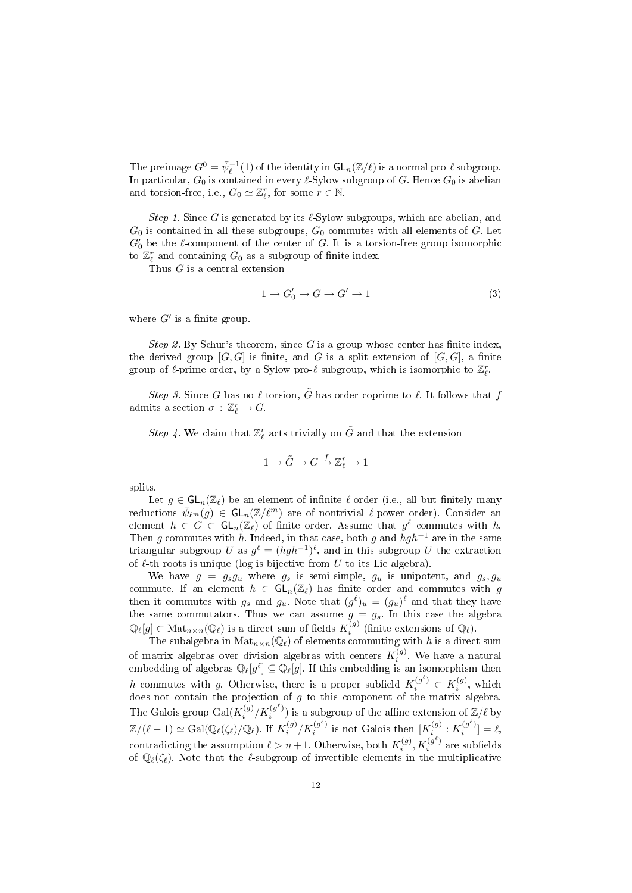The preimage $G^0 = \bar{\psi}_\ell^{-1}(1)$ of the identity in $\mathsf{GL}_n(\mathbb{Z}/\ell)$ is a normal pro-$\ell$ subgroup. In particular, $G_0$ is contained in every $\ell$-Sylow subgroup of $G$. Hence $G_0$ is abelian and torsion-free, i.e., $G_0 \simeq \mathbb{Z}_\ell^r$, for some $r \in \mathbb{N}$.

*Step 1.* Since $G$ is generated by its $\ell$-Sylow subgroups, which are abelian, and $G_0$ is contained in all these subgroups, $G_0$ commutes with all elements of $G$. Let $G_0'$ be the $\ell$-component of the center of $G$. It is a torsion-free group isomorphic to $\mathbb{Z}_\ell^r$ and containing $G_0$ as a subgroup of finite index.

Thus $G$ is a central extension

$$1 \to G_0' \to G \to G' \to 1 \tag{3}$$

where $G'$ is a finite group.

*Step 2.* By Schur's theorem, since $G$ is a group whose center has finite index, the derived group $[G, G]$ is finite, and $G$ is a split extension of $[G, G]$, a finite group of $\ell$-prime order, by a Sylow pro-$\ell$ subgroup, which is isomorphic to $\mathbb{Z}_\ell^r$.

*Step 3.* Since $G$ has no $\ell$-torsion, $\tilde{G}$ has order coprime to $\ell$. It follows that $f$ admits a section $\sigma : \mathbb{Z}_\ell^r \to G$.

*Step 4.* We claim that $\mathbb{Z}_\ell^r$ acts trivially on $\tilde{G}$ and that the extension

$$1 \to \tilde{G} \to G \xrightarrow{f} \mathbb{Z}_\ell^r \to 1$$

splits.

Let $g \in \mathsf{GL}_n(\mathbb{Z}_\ell)$ be an element of infinite $\ell$-order (i.e., all but finitely many reductions $\bar{\psi}_{\ell^m}(g) \in \mathsf{GL}_n(\mathbb{Z}/\ell^m)$ are of nontrivial $\ell$-power order). Consider an element $h \in G \subset \mathsf{GL}_n(\mathbb{Z}_\ell)$ of finite order. Assume that $g^\ell$ commutes with $h$. Then $g$ commutes with $h$. Indeed, in that case, both $g$ and $hgh^{-1}$ are in the same triangular subgroup $U$ as $g^\ell = (hgh^{-1})^\ell$, and in this subgroup $U$ the extraction of $\ell$-th roots is unique (log is bijective from $U$ to its Lie algebra).

We have $g = g_s g_u$ where $g_s$ is semi-simple, $g_u$ is unipotent, and $g_s, g_u$ commute. If an element $h \in \mathsf{GL}_n(\mathbb{Z}_\ell)$ has finite order and commutes with $g$ then it commutes with $g_s$ and $g_u$. Note that $(g^\ell)_u = (g_u)^\ell$ and that they have the same commutators. Thus we can assume $g = g_s$. In this case the algebra $\mathbb{Q}_\ell[g] \subset \mathrm{Mat}_{n\times n}(\mathbb{Q}_\ell)$ is a direct sum of fields $K_i^{(g)}$ (finite extensions of $\mathbb{Q}_\ell$).

The subalgebra in $\mathrm{Mat}_{n\times n}(\mathbb{Q}_\ell)$ of elements commuting with $h$ is a direct sum of matrix algebras over division algebras with centers $K_i^{(g)}$. We have a natural embedding of algebras $\mathbb{Q}_\ell[g^\ell] \subseteq \mathbb{Q}_\ell[g]$. If this embedding is an isomorphism then $h$ commutes with $g$. Otherwise, there is a proper subfield $K_i^{(g^\ell)} \subset K_i^{(g)}$, which does not contain the projection of $g$ to this component of the matrix algebra. The Galois group $\mathrm{Gal}(K_i^{(g)}/K_i^{(g^\ell)})$ is a subgroup of the affine extension of $\mathbb{Z}/\ell$ by $\mathbb{Z}/(\ell-1) \simeq \mathrm{Gal}(\mathbb{Q}_\ell(\zeta_\ell)/\mathbb{Q}_\ell)$. If $K_i^{(g)}/K_i^{(g^\ell)}$ is not Galois then $[K_i^{(g)} : K_i^{(g^\ell)}] = \ell$, contradicting the assumption $\ell > n+1$. Otherwise, both $K_i^{(g)}, K_i^{(g^\ell)}$ are subfields of $\mathbb{Q}_\ell(\zeta_\ell)$. Note that the $\ell$-subgroup of invertible elements in the multiplicative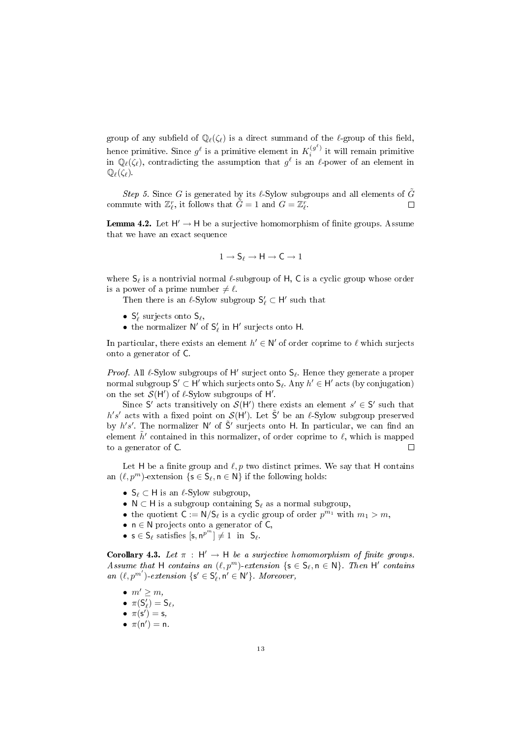group of any subfield of $\mathbb{Q}_\ell(\zeta_\ell)$ is a direct summand of the $\ell$-group of this field, hence primitive. Since $g^\ell$ is a primitive element in $K_i^{(g^\ell)}$ it will remain primitive in $\mathbb{Q}_\ell(\zeta_\ell)$, contradicting the assumption that $g^\ell$ is an $\ell$-power of an element in $\mathbb{Q}_\ell(\zeta_\ell)$.

*Step 5.* Since $G$ is generated by its $\ell$-Sylow subgroups and all elements of $\tilde{G}$ commute with $\mathbb{Z}_\ell^r$, it follows that $\tilde{G} = 1$ and $G = \mathbb{Z}_\ell^r$. □

**Lemma 4.2.** Let $\mathsf{H}' \to \mathsf{H}$ be a surjective homomorphism of finite groups. Assume that we have an exact sequence

$$1 \to \mathsf{S}_\ell \to \mathsf{H} \to \mathsf{C} \to 1$$

where $\mathsf{S}_\ell$ is a nontrivial normal $\ell$-subgroup of $\mathsf{H}$, $\mathsf{C}$ is a cyclic group whose order is a power of a prime number $\neq \ell$.

Then there is an $\ell$-Sylow subgroup $\mathsf{S}_\ell' \subset \mathsf{H}'$ such that

- $\mathsf{S}_\ell'$ surjects onto $\mathsf{S}_\ell$,
- the normalizer $\mathsf{N}'$ of $\mathsf{S}_\ell'$ in $\mathsf{H}'$ surjects onto $\mathsf{H}$.

In particular, there exists an element $h' \in \mathsf{N}'$ of order coprime to $\ell$ which surjects onto a generator of $\mathsf{C}$.

*Proof.* All $\ell$-Sylow subgroups of $\mathsf{H}'$ surject onto $\mathsf{S}_\ell$. Hence they generate a proper normal subgroup $\mathsf{S}' \subset \mathsf{H}'$ which surjects onto $\mathsf{S}_\ell$. Any $h' \in \mathsf{H}'$ acts (by conjugation) on the set $\mathcal{S}(\mathsf{H}')$ of $\ell$-Sylow subgroups of $\mathsf{H}'$.

Since $\mathsf{S}'$ acts transitively on $\mathcal{S}(\mathsf{H}')$ there exists an element $s' \in \mathsf{S}'$ such that $h's'$ acts with a fixed point on $\mathcal{S}(\mathsf{H}')$. Let $\tilde{\mathsf{S}}'$ be an $\ell$-Sylow subgroup preserved by $h's'$. The normalizer $\mathsf{N}'$ of $\tilde{\mathsf{S}}'$ surjects onto $\mathsf{H}$. In particular, we can find an element $\tilde{h}'$ contained in this normalizer, of order coprime to $\ell$, which is mapped to a generator of $\mathsf{C}$. □

Let $\mathsf{H}$ be a finite group and $\ell, p$ two distinct primes. We say that $\mathsf{H}$ contains an $(\ell, p^m)$-extension $\{\mathsf{s} \in \mathsf{S}_\ell, \mathsf{n} \in \mathsf{N}\}$ if the following holds:

- $\mathsf{S}_\ell \subset \mathsf{H}$ is an $\ell$-Sylow subgroup,
- $\mathsf{N} \subset \mathsf{H}$ is a subgroup containing $\mathsf{S}_\ell$ as a normal subgroup,
- the quotient $\mathsf{C} := \mathsf{N}/\mathsf{S}_\ell$ is a cyclic group of order $p^{m_1}$ with $m_1 > m$,
- $\mathsf{n} \in \mathsf{N}$ projects onto a generator of $\mathsf{C}$,
- $\mathsf{s} \in \mathsf{S}_\ell$ satisfies $[\mathsf{s}, \mathsf{n}^{p^m}] \neq 1$ in $\mathsf{S}_\ell$.

**Corollary 4.3.** *Let $\pi : \mathsf{H}' \to \mathsf{H}$ be a surjective homomorphism of finite groups. Assume that $\mathsf{H}$ contains an $(\ell, p^m)$-extension $\{\mathsf{s} \in \mathsf{S}_\ell, \mathsf{n} \in \mathsf{N}\}$. Then $\mathsf{H}'$ contains an $(\ell, p^{m'})$-extension $\{\mathsf{s}' \in \mathsf{S}_\ell', \mathsf{n}' \in \mathsf{N}'\}$. Moreover,*

- $m' \geq m$,
- $\pi(\mathsf{S}_\ell') = \mathsf{S}_\ell$,
- $\pi(\mathsf{s}') = \mathsf{s}$,
- $\pi(\mathsf{n}') = \mathsf{n}$.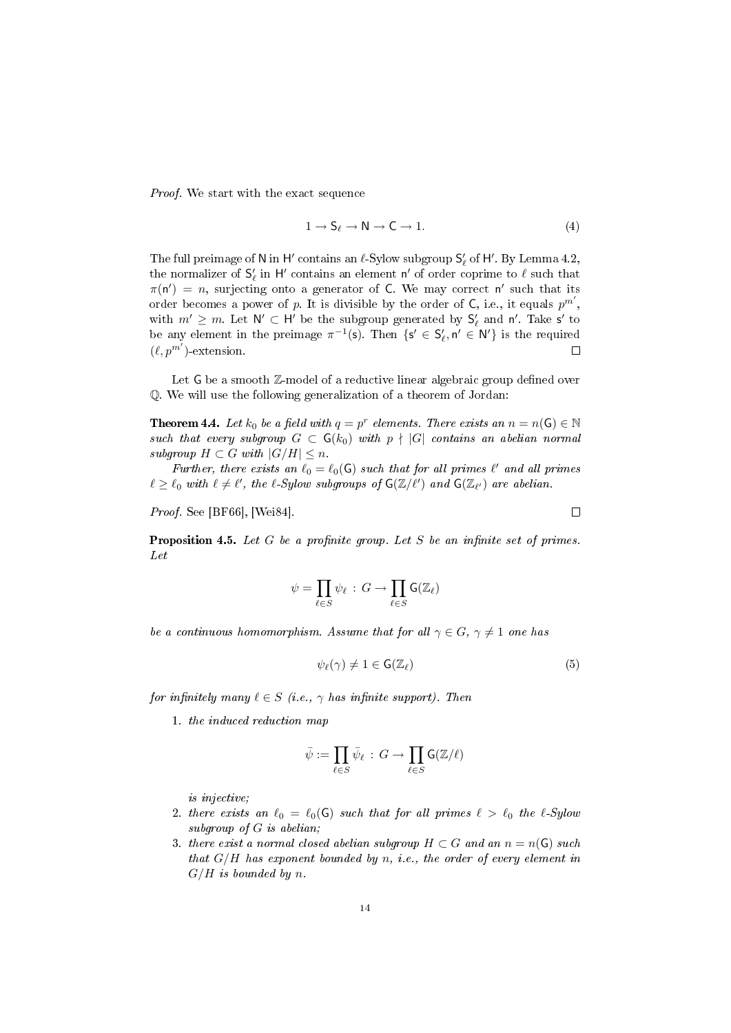*Proof.* We start with the exact sequence

$$1 \to \mathsf{S}_\ell \to \mathsf{N} \to \mathsf{C} \to 1. \tag{4}$$

The full preimage of $\mathsf{N}$ in $\mathsf{H}'$ contains an $\ell$-Sylow subgroup $\mathsf{S}'_\ell$ of $\mathsf{H}'$. By Lemma 4.2, the normalizer of $\mathsf{S}'_\ell$ in $\mathsf{H}'$ contains an element $\mathsf{n}'$ of order coprime to $\ell$ such that $\pi(\mathsf{n}') = n$, surjecting onto a generator of $\mathsf{C}$. We may correct $\mathsf{n}'$ such that its order becomes a power of $p$. It is divisible by the order of $\mathsf{C}$, i.e., it equals $p^{m'}$, with $m' \geq m$. Let $\mathsf{N}' \subset \mathsf{H}'$ be the subgroup generated by $\mathsf{S}'_\ell$ and $\mathsf{n}'$. Take $\mathsf{s}'$ to be any element in the preimage $\pi^{-1}(\mathsf{s})$. Then $\{\mathsf{s}' \in \mathsf{S}'_\ell, \mathsf{n}' \in \mathsf{N}'\}$ is the required $(\ell, p^{m'})$-extension. $\square$

Let $\mathsf{G}$ be a smooth $\mathbb{Z}$-model of a reductive linear algebraic group defined over $\mathbb{Q}$. We will use the following generalization of a theorem of Jordan:

**Theorem 4.4.** *Let $k_0$ be a field with $q = p^r$ elements. There exists an $n = n(\mathsf{G}) \in \mathbb{N}$ such that every subgroup $G \subset \mathsf{G}(k_0)$ with $p \nmid |G|$ contains an abelian normal subgroup $H \subset G$ with $|G/H| \leq n$.*

*Further, there exists an $\ell_0 = \ell_0(\mathsf{G})$ such that for all primes $\ell'$ and all primes $\ell \geq \ell_0$ with $\ell \neq \ell'$, the $\ell$-Sylow subgroups of $\mathsf{G}(\mathbb{Z}/\ell')$ and $\mathsf{G}(\mathbb{Z}_{\ell'})$ are abelian.*

*Proof.* See [BF66], [Wei84]. $\square$

**Proposition 4.5.** *Let $G$ be a profinite group. Let $S$ be an infinite set of primes. Let*

$$\psi = \prod_{\ell \in S} \psi_\ell \,:\, G \to \prod_{\ell \in S} \mathsf{G}(\mathbb{Z}_\ell)$$

*be a continuous homomorphism. Assume that for all $\gamma \in G$, $\gamma \neq 1$ one has*

$$\psi_\ell(\gamma) \neq 1 \in \mathsf{G}(\mathbb{Z}_\ell) \tag{5}$$

*for infinitely many $\ell \in S$ (i.e., $\gamma$ has infinite support). Then*

1. *the induced reduction map*

$$\bar{\psi} := \prod_{\ell \in S} \bar{\psi}_\ell \,:\, G \to \prod_{\ell \in S} \mathsf{G}(\mathbb{Z}/\ell)$$

   *is injective;*
2. *there exists an $\ell_0 = \ell_0(\mathsf{G})$ such that for all primes $\ell > \ell_0$ the $\ell$-Sylow subgroup of $G$ is abelian;*
3. *there exist a normal closed abelian subgroup $H \subset G$ and an $n = n(\mathsf{G})$ such that $G/H$ has exponent bounded by $n$, i.e., the order of every element in $G/H$ is bounded by $n$.*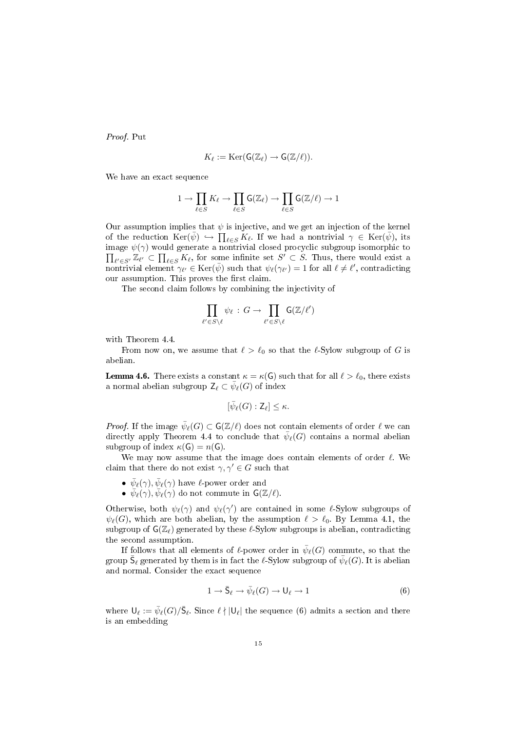*Proof.* Put

$$K_\ell := \mathrm{Ker}(\mathsf{G}(\mathbb{Z}_\ell) \to \mathsf{G}(\mathbb{Z}/\ell)).$$

We have an exact sequence

$$1 \to \prod_{\ell \in S} K_\ell \to \prod_{\ell \in S} \mathsf{G}(\mathbb{Z}_\ell) \to \prod_{\ell \in S} \mathsf{G}(\mathbb{Z}/\ell) \to 1$$

Our assumption implies that $\psi$ is injective, and we get an injection of the kernel of the reduction $\mathrm{Ker}(\bar{\psi}) \hookrightarrow \prod_{\ell \in S} K_\ell$. If we had a nontrivial $\gamma \in \mathrm{Ker}(\bar{\psi})$, its image $\psi(\gamma)$ would generate a nontrivial closed procyclic subgroup isomorphic to $\prod_{\ell' \in S'} \mathbb{Z}_{\ell'} \subset \prod_{\ell \in S} K_\ell$, for some infinite set $S' \subset S$. Thus, there would exist a nontrivial element $\gamma_{\ell'} \in \mathrm{Ker}(\bar{\psi})$ such that $\psi_\ell(\gamma_{\ell'}) = 1$ for all $\ell \neq \ell'$, contradicting our assumption. This proves the first claim.

The second claim follows by combining the injectivity of

$$\prod_{\ell' \in S \setminus \ell} \psi_\ell \,:\, G \to \prod_{\ell' \in S \setminus \ell} \mathsf{G}(\mathbb{Z}/\ell')$$

with Theorem 4.4.

From now on, we assume that $\ell > \ell_0$ so that the $\ell$-Sylow subgroup of $G$ is abelian.

**Lemma 4.6.** There exists a constant $\kappa = \kappa(\mathsf{G})$ such that for all $\ell > \ell_0$, there exists a normal abelian subgroup $\mathsf{Z}_\ell \subset \bar{\psi}_\ell(G)$ of index

$$[\bar{\psi}_\ell(G) : \mathsf{Z}_\ell] \leq \kappa.$$

*Proof.* If the image $\bar{\psi}_\ell(G) \subset \mathsf{G}(\mathbb{Z}/\ell)$ does not contain elements of order $\ell$ we can directly apply Theorem 4.4 to conclude that $\bar{\psi}_\ell(G)$ contains a normal abelian subgroup of index $\kappa(\mathsf{G}) = n(\mathsf{G})$.

We may now assume that the image does contain elements of order $\ell$. We claim that there do not exist $\gamma, \gamma' \in G$ such that

- $\bar{\psi}_\ell(\gamma), \bar{\psi}_\ell(\gamma)$ have $\ell$-power order and
- $\bar{\psi}_\ell(\gamma), \bar{\psi}_\ell(\gamma)$ do not commute in $\mathsf{G}(\mathbb{Z}/\ell)$.

Otherwise, both $\psi_\ell(\gamma)$ and $\psi_\ell(\gamma')$ are contained in some $\ell$-Sylow subgroups of $\psi_\ell(G)$, which are both abelian, by the assumption $\ell > \ell_0$. By Lemma 4.1, the subgroup of $\mathsf{G}(\mathbb{Z}_\ell)$ generated by these $\ell$-Sylow subgroups is abelian, contradicting the second assumption.

If follows that all elements of $\ell$-power order in $\bar{\psi}_\ell(G)$ commute, so that the group $\bar{\mathsf{S}}_\ell$ generated by them is in fact the $\ell$-Sylow subgroup of $\bar{\psi}_\ell(G)$. It is abelian and normal. Consider the exact sequence

$$1 \to \bar{\mathsf{S}}_\ell \to \bar{\psi}_\ell(G) \to \mathsf{U}_\ell \to 1 \tag{6}$$

where $\mathsf{U}_\ell := \bar{\psi}_\ell(G)/\bar{\mathsf{S}}_\ell$. Since $\ell \nmid |\mathsf{U}_\ell|$ the sequence (6) admits a section and there is an embedding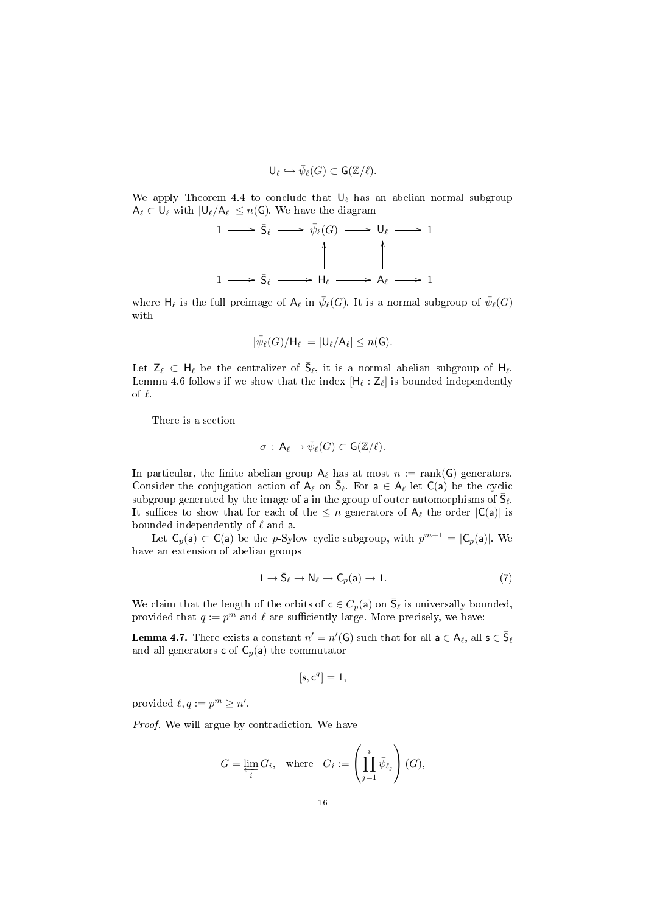$$\mathsf{U}_\ell \hookrightarrow \bar{\psi}_\ell(G) \subset \mathsf{G}(\mathbb{Z}/\ell).$$

We apply Theorem 4.4 to conclude that $\mathsf{U}_\ell$ has an abelian normal subgroup $\mathsf{A}_\ell \subset \mathsf{U}_\ell$ with $|\mathsf{U}_\ell/\mathsf{A}_\ell| \le n(\mathsf{G})$. We have the diagram

$$\begin{array}{ccccccccc}
1 & \longrightarrow & \bar{\mathsf{S}}_\ell & \longrightarrow & \bar{\psi}_\ell(G) & \longrightarrow & \mathsf{U}_\ell & \longrightarrow & 1 \\
 & & \| & & \uparrow & & \uparrow & & \\
1 & \longrightarrow & \bar{\mathsf{S}}_\ell & \longrightarrow & \mathsf{H}_\ell & \longrightarrow & \mathsf{A}_\ell & \longrightarrow & 1
\end{array}$$

where $\mathsf{H}_\ell$ is the full preimage of $\mathsf{A}_\ell$ in $\bar{\psi}_\ell(G)$. It is a normal subgroup of $\bar{\psi}_\ell(G)$ with

$$|\bar{\psi}_\ell(G)/\mathsf{H}_\ell| = |\mathsf{U}_\ell/\mathsf{A}_\ell| \le n(\mathsf{G}).$$

Let $\mathsf{Z}_\ell \subset \mathsf{H}_\ell$ be the centralizer of $\bar{\mathsf{S}}_\ell$, it is a normal abelian subgroup of $\mathsf{H}_\ell$. Lemma 4.6 follows if we show that the index $[\mathsf{H}_\ell : \mathsf{Z}_\ell]$ is bounded independently of $\ell$.

There is a section

$$\sigma : \mathsf{A}_\ell \to \bar{\psi}_\ell(G) \subset \mathsf{G}(\mathbb{Z}/\ell).$$

In particular, the finite abelian group $\mathsf{A}_\ell$ has at most $n := \mathrm{rank}(\mathsf{G})$ generators. Consider the conjugation action of $\mathsf{A}_\ell$ on $\bar{\mathsf{S}}_\ell$. For $\mathsf{a} \in \mathsf{A}_\ell$ let $\mathsf{C}(\mathsf{a})$ be the cyclic subgroup generated by the image of $\mathsf{a}$ in the group of outer automorphisms of $\bar{\mathsf{S}}_\ell$. It suffices to show that for each of the $\le n$ generators of $\mathsf{A}_\ell$ the order $|\mathsf{C}(\mathsf{a})|$ is bounded independently of $\ell$ and $\mathsf{a}$.

Let $\mathsf{C}_p(\mathsf{a}) \subset \mathsf{C}(\mathsf{a})$ be the $p$-Sylow cyclic subgroup, with $p^{m+1} = |\mathsf{C}_p(\mathsf{a})|$. We have an extension of abelian groups

$$1 \to \bar{\mathsf{S}}_\ell \to \mathsf{N}_\ell \to \mathsf{C}_p(\mathsf{a}) \to 1. \tag{7}$$

We claim that the length of the orbits of $\mathsf{c} \in C_p(\mathsf{a})$ on $\bar{\mathsf{S}}_\ell$ is universally bounded, provided that $q := p^m$ and $\ell$ are sufficiently large. More precisely, we have:

**Lemma 4.7.** There exists a constant $n' = n'(\mathsf{G})$ such that for all $\mathsf{a} \in \mathsf{A}_\ell$, all $\mathsf{s} \in \bar{\mathsf{S}}_\ell$ and all generators $\mathsf{c}$ of $\mathsf{C}_p(\mathsf{a})$ the commutator

$$[\mathsf{s}, \mathsf{c}^q] = 1,$$

provided $\ell, q := p^m \ge n'$.

*Proof.* We will argue by contradiction. We have

$$G = \varprojlim_i G_i, \quad \text{where} \quad G_i := \left( \prod_{j=1}^{i} \bar{\psi}_{\ell_j} \right)(G),$$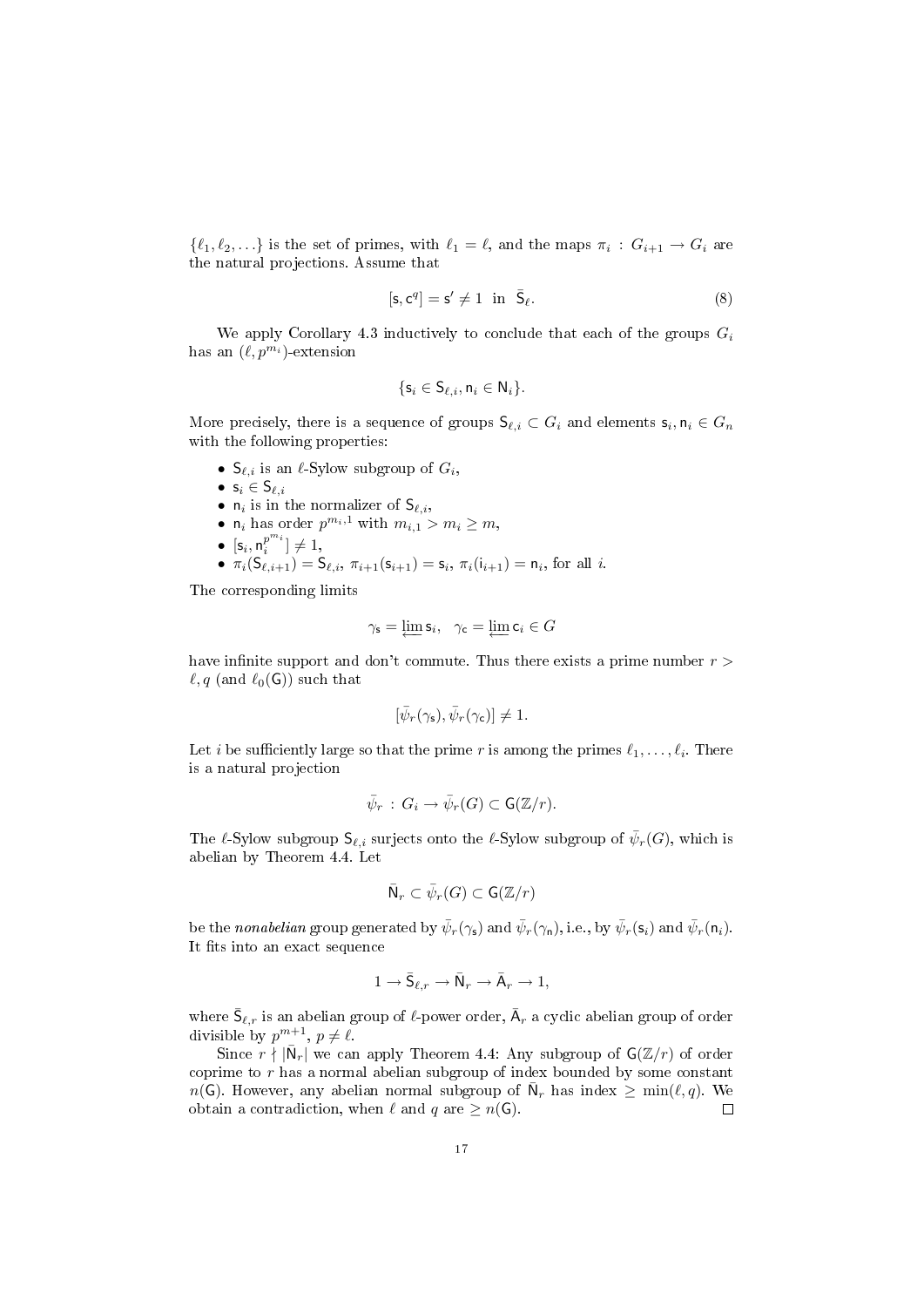$\{\ell_1, \ell_2, \ldots\}$ is the set of primes, with $\ell_1 = \ell$, and the maps $\pi_i : G_{i+1} \to G_i$ are the natural projections. Assume that

$$[\mathsf{s}, \mathsf{c}^q] = \mathsf{s}' \neq 1 \;\text{ in }\; \bar{\mathsf{S}}_\ell. \tag{8}$$

We apply Corollary 4.3 inductively to conclude that each of the groups $G_i$ has an $(\ell, p^{m_i})$-extension

$$\{\mathsf{s}_i \in \mathsf{S}_{\ell,i}, \mathsf{n}_i \in \mathsf{N}_i\}.$$

More precisely, there is a sequence of groups $\mathsf{S}_{\ell,i} \subset G_i$ and elements $\mathsf{s}_i, \mathsf{n}_i \in G_n$ with the following properties:

- $\mathsf{S}_{\ell,i}$ is an $\ell$-Sylow subgroup of $G_i$,
- $\mathsf{s}_i \in \mathsf{S}_{\ell,i}$
- $\mathsf{n}_i$ is in the normalizer of $\mathsf{S}_{\ell,i}$,
- $\mathsf{n}_i$ has order $p^{m_{i,1}}$ with $m_{i,1} > m_i \geq m$,
- $[\mathsf{s}_i, \mathsf{n}_i^{p^{m_i}}] \neq 1$,
- $\pi_i(\mathsf{S}_{\ell,i+1}) = \mathsf{S}_{\ell,i}$, $\pi_{i+1}(\mathsf{s}_{i+1}) = \mathsf{s}_i$, $\pi_i(\mathsf{i}_{i+1}) = \mathsf{n}_i$, for all $i$.

The corresponding limits

$$\gamma_{\mathsf{s}} = \varprojlim \mathsf{s}_i, \quad \gamma_{\mathsf{c}} = \varprojlim \mathsf{c}_i \in G$$

have infinite support and don't commute. Thus there exists a prime number $r > \ell, q$ (and $\ell_0(\mathsf{G})$) such that

$$[\bar{\psi}_r(\gamma_{\mathsf{s}}), \bar{\psi}_r(\gamma_{\mathsf{c}})] \neq 1.$$

Let $i$ be sufficiently large so that the prime $r$ is among the primes $\ell_1, \ldots, \ell_i$. There is a natural projection

$$\bar{\psi}_r : G_i \to \bar{\psi}_r(G) \subset \mathsf{G}(\mathbb{Z}/r).$$

The $\ell$-Sylow subgroup $\mathsf{S}_{\ell,i}$ surjects onto the $\ell$-Sylow subgroup of $\bar{\psi}_r(G)$, which is abelian by Theorem 4.4. Let

$$\bar{\mathsf{N}}_r \subset \bar{\psi}_r(G) \subset \mathsf{G}(\mathbb{Z}/r)$$

be the *nonabelian* group generated by $\bar{\psi}_r(\gamma_{\mathsf{s}})$ and $\bar{\psi}_r(\gamma_{\mathsf{n}})$, i.e., by $\bar{\psi}_r(\mathsf{s}_i)$ and $\bar{\psi}_r(\mathsf{n}_i)$. It fits into an exact sequence

$$1 \to \bar{\mathsf{S}}_{\ell,r} \to \bar{\mathsf{N}}_r \to \bar{\mathsf{A}}_r \to 1,$$

where $\bar{\mathsf{S}}_{\ell,r}$ is an abelian group of $\ell$-power order, $\bar{\mathsf{A}}_r$ a cyclic abelian group of order divisible by $p^{m+1}$, $p \neq \ell$.

Since $r \nmid |\bar{\mathsf{N}}_r|$ we can apply Theorem 4.4: Any subgroup of $\mathsf{G}(\mathbb{Z}/r)$ of order coprime to $r$ has a normal abelian subgroup of index bounded by some constant $n(\mathsf{G})$. However, any abelian normal subgroup of $\bar{\mathsf{N}}_r$ has index $\geq \min(\ell, q)$. We obtain a contradiction, when $\ell$ and $q$ are $\geq n(\mathsf{G})$. $\square$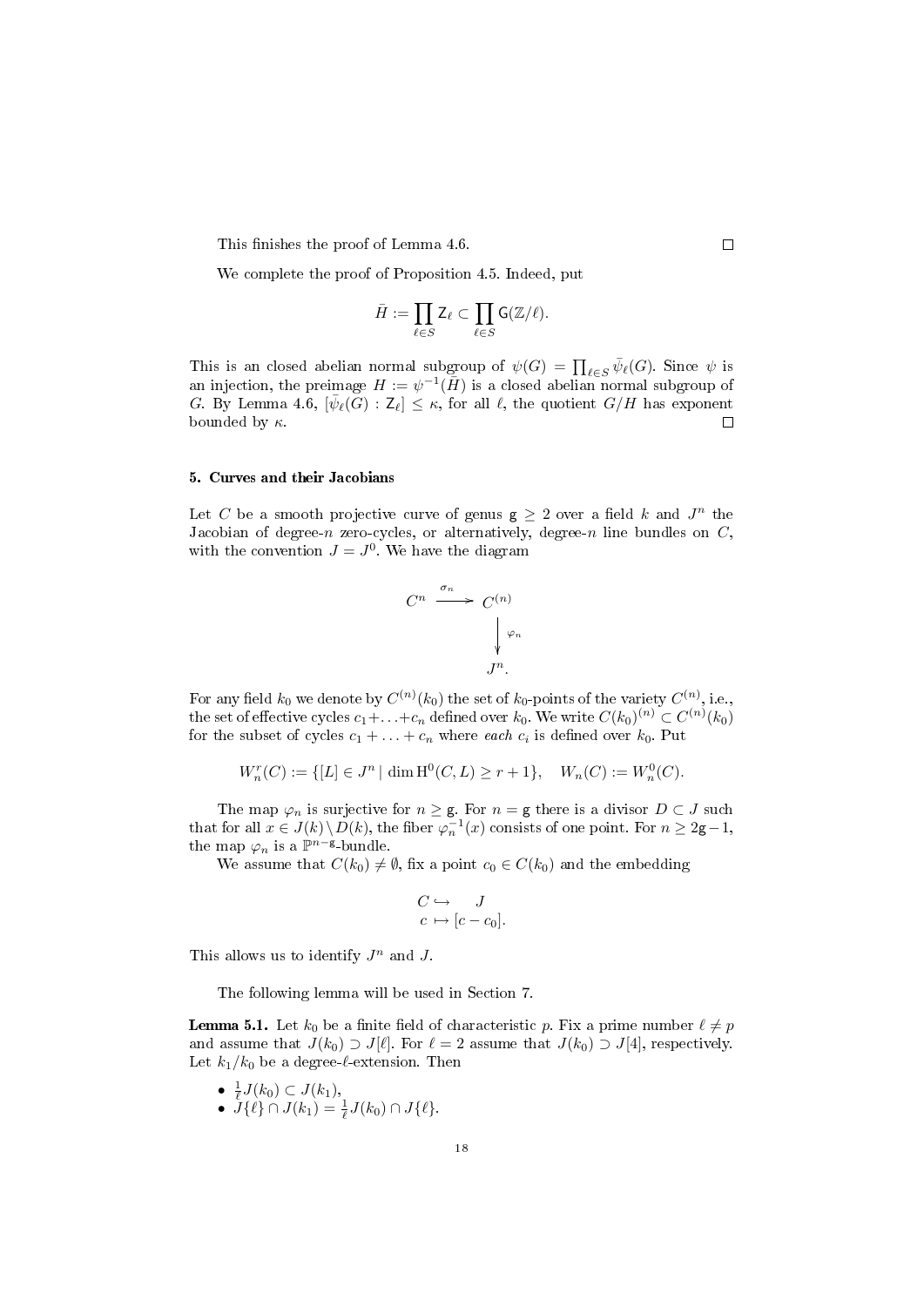This finishes the proof of Lemma 4.6. $\square$

We complete the proof of Proposition 4.5. Indeed, put

$$\bar{H} := \prod_{\ell \in S} \mathsf{Z}_\ell \subset \prod_{\ell \in S} \mathsf{G}(\mathbb{Z}/\ell).$$

This is an closed abelian normal subgroup of $\psi(G) = \prod_{\ell \in S} \bar{\psi}_\ell(G)$. Since $\psi$ is an injection, the preimage $H := \psi^{-1}(\bar{H})$ is a closed abelian normal subgroup of $G$. By Lemma 4.6, $[\bar{\psi}_\ell(G) : \mathsf{Z}_\ell] \le \kappa$, for all $\ell$, the quotient $G/H$ has exponent bounded by $\kappa$. $\square$

## 5. Curves and their Jacobians

Let $C$ be a smooth projective curve of genus $\mathsf{g} \ge 2$ over a field $k$ and $J^n$ the Jacobian of degree-$n$ zero-cycles, or alternatively, degree-$n$ line bundles on $C$, with the convention $J = J^0$. We have the diagram

$$\begin{array}{ccc} C^n & \xrightarrow{\sigma_n} & C^{(n)} \\ & & \downarrow{\scriptstyle \varphi_n} \\ & & J^n. \end{array}$$

For any field $k_0$ we denote by $C^{(n)}(k_0)$ the set of $k_0$-points of the variety $C^{(n)}$, i.e., the set of effective cycles $c_1 + \ldots + c_n$ defined over $k_0$. We write $C(k_0)^{(n)} \subset C^{(n)}(k_0)$ for the subset of cycles $c_1 + \ldots + c_n$ where *each* $c_i$ is defined over $k_0$. Put

$$W_n^r(C) := \{[L] \in J^n \mid \dim \mathrm{H}^0(C, L) \ge r + 1\}, \quad W_n(C) := W_n^0(C).$$

The map $\varphi_n$ is surjective for $n \ge \mathsf{g}$. For $n = \mathsf{g}$ there is a divisor $D \subset J$ such that for all $x \in J(k) \setminus D(k)$, the fiber $\varphi_n^{-1}(x)$ consists of one point. For $n \ge 2\mathsf{g} - 1$, the map $\varphi_n$ is a $\mathbb{P}^{n-\mathsf{g}}$-bundle.

We assume that $C(k_0) \ne \emptyset$, fix a point $c_0 \in C(k_0)$ and the embedding

$$\begin{aligned} C &\hookrightarrow J \\ c &\mapsto [c - c_0]. \end{aligned}$$

This allows us to identify $J^n$ and $J$.

The following lemma will be used in Section 7.

**Lemma 5.1.** Let $k_0$ be a finite field of characteristic $p$. Fix a prime number $\ell \ne p$ and assume that $J(k_0) \supset J[\ell]$. For $\ell = 2$ assume that $J(k_0) \supset J[4]$, respectively. Let $k_1/k_0$ be a degree-$\ell$-extension. Then

- $\frac{1}{\ell} J(k_0) \subset J(k_1)$,
- $J\{\ell\} \cap J(k_1) = \frac{1}{\ell} J(k_0) \cap J\{\ell\}$.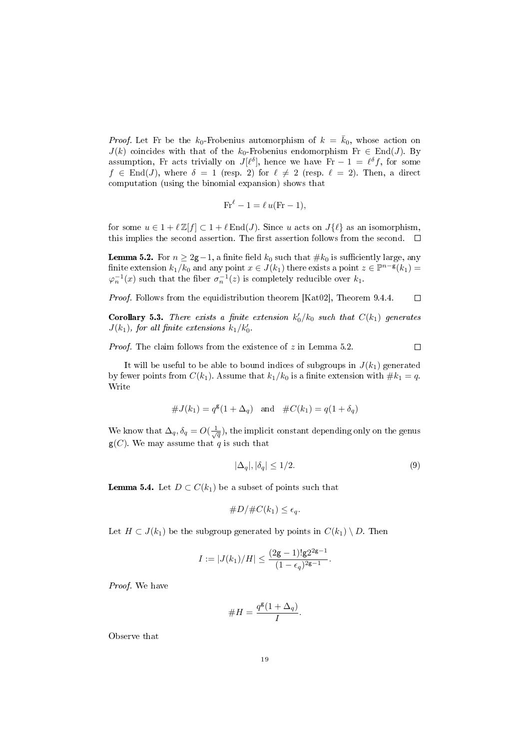*Proof.* Let Fr be the $k_0$-Frobenius automorphism of $k = \bar{k}_0$, whose action on $J(k)$ coincides with that of the $k_0$-Frobenius endomorphism $\mathrm{Fr} \in \mathrm{End}(J)$. By assumption, Fr acts trivially on $J[\ell^\delta]$, hence we have $\mathrm{Fr} - 1 = \ell^\delta f$, for some $f \in \mathrm{End}(J)$, where $\delta = 1$ (resp. 2) for $\ell \neq 2$ (resp. $\ell = 2$). Then, a direct computation (using the binomial expansion) shows that

$$\mathrm{Fr}^\ell - 1 = \ell\, u(\mathrm{Fr} - 1),$$

for some $u \in 1 + \ell\,\mathbb{Z}[f] \subset 1 + \ell\,\mathrm{End}(J)$. Since $u$ acts on $J\{\ell\}$ as an isomorphism, this implies the second assertion. The first assertion follows from the second. □

**Lemma 5.2.** For $n \geq 2\mathrm{g}-1$, a finite field $k_0$ such that $\#k_0$ is sufficiently large, any finite extension $k_1/k_0$ and any point $x \in J(k_1)$ there exists a point $z \in \mathbb{P}^{n-\mathrm{g}}(k_1) = \varphi_n^{-1}(x)$ such that the fiber $\sigma_n^{-1}(z)$ is completely reducible over $k_1$.

*Proof.* Follows from the equidistribution theorem [Kat02], Theorem 9.4.4. □

**Corollary 5.3.** *There exists a finite extension $k_0'/k_0$ such that $C(k_1)$ generates $J(k_1)$, for all finite extensions $k_1/k_0'$.*

*Proof.* The claim follows from the existence of $z$ in Lemma 5.2. □

It will be useful to be able to bound indices of subgroups in $J(k_1)$ generated by fewer points from $C(k_1)$. Assume that $k_1/k_0$ is a finite extension with $\#k_1 = q$. Write

$$\#J(k_1) = q^{\mathrm{g}}(1 + \Delta_q) \quad \text{and} \quad \#C(k_1) = q(1 + \delta_q)$$

We know that $\Delta_q, \delta_q = O(\frac{1}{\sqrt{q}})$, the implicit constant depending only on the genus $\mathrm{g}(C)$. We may assume that $q$ is such that

$$|\Delta_q|, |\delta_q| \leq 1/2. \tag{9}$$

**Lemma 5.4.** Let $D \subset C(k_1)$ be a subset of points such that

$$\#D/\#C(k_1) \leq \epsilon_q.$$

Let $H \subset J(k_1)$ be the subgroup generated by points in $C(k_1) \setminus D$. Then

$$I := |J(k_1)/H| \leq \frac{(2\mathrm{g}-1)!\mathrm{g}2^{2\mathrm{g}-1}}{(1-\epsilon_q)^{2\mathrm{g}-1}}.$$

*Proof.* We have

$$\#H = \frac{q^{\mathrm{g}}(1 + \Delta_q)}{I}.$$

Observe that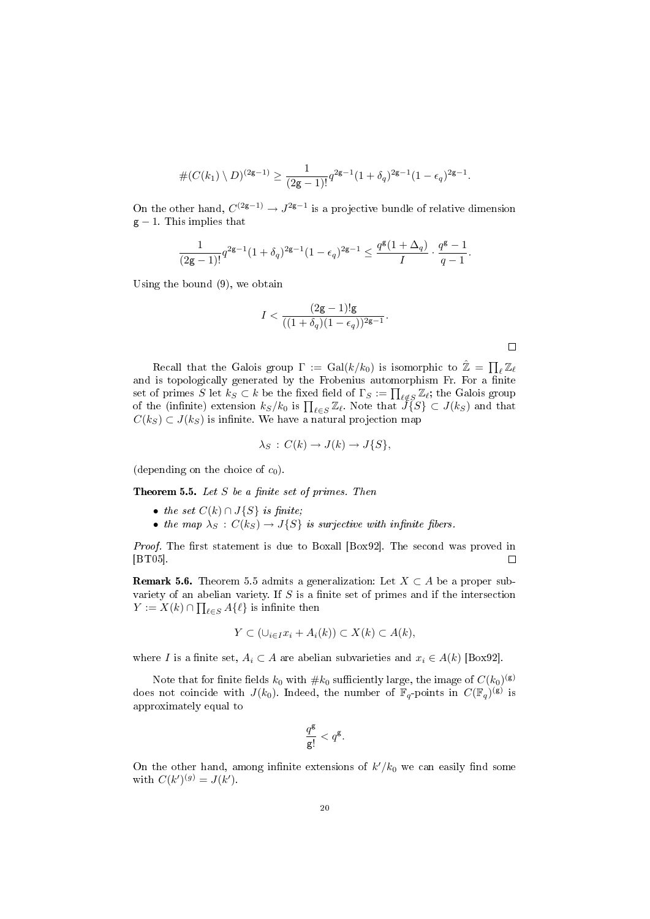$$\#(C(k_1) \setminus D)^{(2\mathsf{g}-1)} \geq \frac{1}{(2\mathsf{g}-1)!} q^{2\mathsf{g}-1}(1+\delta_q)^{2\mathsf{g}-1}(1-\epsilon_q)^{2\mathsf{g}-1}.$$

On the other hand, $C^{(2\mathsf{g}-1)} \to J^{2\mathsf{g}-1}$ is a projective bundle of relative dimension $\mathsf{g}-1$. This implies that

$$\frac{1}{(2\mathsf{g}-1)!} q^{2\mathsf{g}-1}(1+\delta_q)^{2\mathsf{g}-1}(1-\epsilon_q)^{2\mathsf{g}-1} \leq \frac{q^{\mathsf{g}}(1+\Delta_q)}{I} \cdot \frac{q^{\mathsf{g}}-1}{q-1}.$$

Using the bound (9), we obtain

$$I < \frac{(2\mathsf{g}-1)!\mathsf{g}}{((1+\delta_q)(1-\epsilon_q))^{2\mathsf{g}-1}}.$$

□

Recall that the Galois group $\Gamma := \mathrm{Gal}(k/k_0)$ is isomorphic to $\hat{\mathbb{Z}} = \prod_\ell \mathbb{Z}_\ell$ and is topologically generated by the Frobenius automorphism Fr. For a finite set of primes $S$ let $k_S \subset k$ be the fixed field of $\Gamma_S := \prod_{\ell \notin S} \mathbb{Z}_\ell$; the Galois group of the (infinite) extension $k_S/k_0$ is $\prod_{\ell \in S} \mathbb{Z}_\ell$. Note that $J\{S\} \subset J(k_S)$ and that $C(k_S) \subset J(k_S)$ is infinite. We have a natural projection map

$$\lambda_S : C(k) \to J(k) \to J\{S\},$$

(depending on the choice of $c_0$).

**Theorem 5.5.** *Let $S$ be a finite set of primes. Then*

- *the set $C(k) \cap J\{S\}$ is finite;*
- *the map $\lambda_S : C(k_S) \to J\{S\}$ is surjective with infinite fibers.*

*Proof.* The first statement is due to Boxall [Box92]. The second was proved in [BT05]. □

**Remark 5.6.** Theorem 5.5 admits a generalization: Let $X \subset A$ be a proper subvariety of an abelian variety. If $S$ is a finite set of primes and if the intersection $Y := X(k) \cap \prod_{\ell \in S} A\{\ell\}$ is infinite then

$$Y \subset (\cup_{i \in I} x_i + A_i(k)) \subset X(k) \subset A(k),$$

where $I$ is a finite set, $A_i \subset A$ are abelian subvarieties and $x_i \in A(k)$ [Box92].

Note that for finite fields $k_0$ with $\#k_0$ sufficiently large, the image of $C(k_0)^{(\mathsf{g})}$ does not coincide with $J(k_0)$. Indeed, the number of $\mathbb{F}_q$-points in $C(\mathbb{F}_q)^{(\mathsf{g})}$ is approximately equal to

$$\frac{q^{\mathsf{g}}}{\mathsf{g}!} < q^{\mathsf{g}}.$$

On the other hand, among infinite extensions of $k'/k_0$ we can easily find some with $C(k')^{(g)} = J(k')$.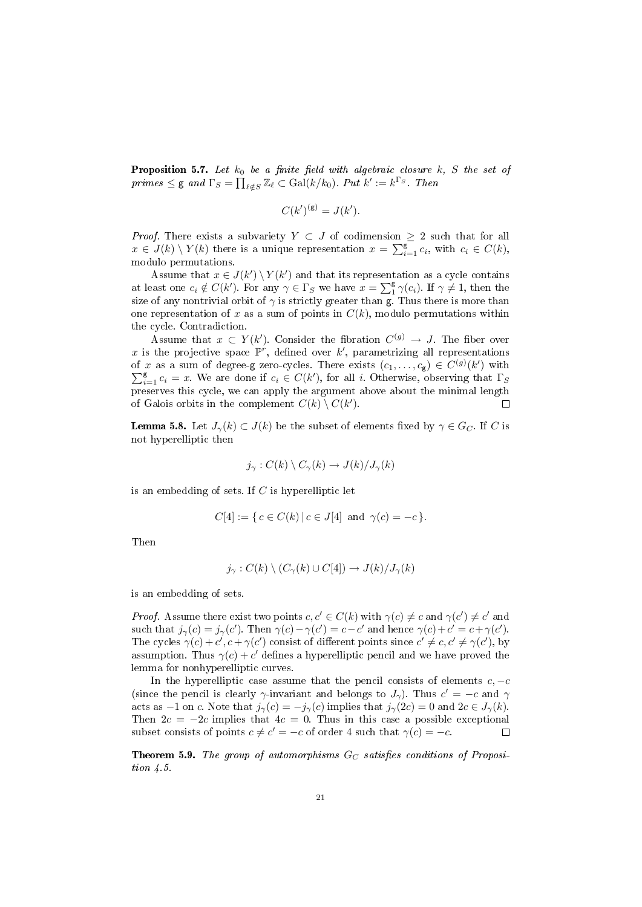**Proposition 5.7.** *Let $k_0$ be a finite field with algebraic closure $k$, $S$ the set of primes $\leq \mathsf{g}$ and $\Gamma_S = \prod_{\ell \notin S} \mathbb{Z}_\ell \subset \mathrm{Gal}(k/k_0)$. Put $k' := k^{\Gamma_S}$. Then*

$$C(k')^{(\mathsf{g})} = J(k').$$

*Proof.* There exists a subvariety $Y \subset J$ of codimension $\geq 2$ such that for all $x \in J(k) \setminus Y(k)$ there is a unique representation $x = \sum_{i=1}^{\mathsf{g}} c_i$, with $c_i \in C(k)$, modulo permutations.

Assume that $x \in J(k') \setminus Y(k')$ and that its representation as a cycle contains at least one $c_i \notin C(k')$. For any $\gamma \in \Gamma_S$ we have $x = \sum_1^{\mathsf{g}} \gamma(c_i)$. If $\gamma \neq 1$, then the size of any nontrivial orbit of $\gamma$ is strictly greater than $\mathsf{g}$. Thus there is more than one representation of $x$ as a sum of points in $C(k)$, modulo permutations within the cycle. Contradiction.

Assume that $x \subset Y(k')$. Consider the fibration $C^{(g)} \to J$. The fiber over $x$ is the projective space $\mathbb{P}^r$, defined over $k'$, parametrizing all representations of $x$ as a sum of degree-g zero-cycles. There exists $(c_1, \ldots, c_{\mathsf{g}}) \in C^{(g)}(k')$ with $\sum_{i=1}^{\mathsf{g}} c_i = x$. We are done if $c_i \in C(k')$, for all $i$. Otherwise, observing that $\Gamma_S$ preserves this cycle, we can apply the argument above about the minimal length of Galois orbits in the complement $C(k) \setminus C(k')$. $\square$

**Lemma 5.8.** Let $J_\gamma(k) \subset J(k)$ be the subset of elements fixed by $\gamma \in G_C$. If $C$ is not hyperelliptic then

$$j_\gamma : C(k) \setminus C_\gamma(k) \to J(k)/J_\gamma(k)$$

is an embedding of sets. If $C$ is hyperelliptic let

$$C[4] := \{\, c \in C(k) \,|\, c \in J[4] \text{ and } \gamma(c) = -c \,\}.$$

Then

$$j_\gamma : C(k) \setminus (C_\gamma(k) \cup C[4]) \to J(k)/J_\gamma(k)$$

is an embedding of sets.

*Proof.* Assume there exist two points $c, c' \in C(k)$ with $\gamma(c) \neq c$ and $\gamma(c') \neq c'$ and such that $j_\gamma(c) = j_\gamma(c')$. Then $\gamma(c) - \gamma(c') = c - c'$ and hence $\gamma(c) + c' = c + \gamma(c')$. The cycles $\gamma(c) + c', c + \gamma(c')$ consist of different points since $c' \neq c, c' \neq \gamma(c')$, by assumption. Thus $\gamma(c) + c'$ defines a hyperelliptic pencil and we have proved the lemma for nonhyperelliptic curves.

In the hyperelliptic case assume that the pencil consists of elements $c, -c$ (since the pencil is clearly $\gamma$-invariant and belongs to $J_\gamma$). Thus $c' = -c$ and $\gamma$ acts as $-1$ on $c$. Note that $j_\gamma(c) = -j_\gamma(c)$ implies that $j_\gamma(2c) = 0$ and $2c \in J_\gamma(k)$. Then $2c = -2c$ implies that $4c = 0$. Thus in this case a possible exceptional subset consists of points $c \neq c' = -c$ of order 4 such that $\gamma(c) = -c$. $\square$

**Theorem 5.9.** *The group of automorphisms $G_C$ satisfies conditions of Proposition 4.5.*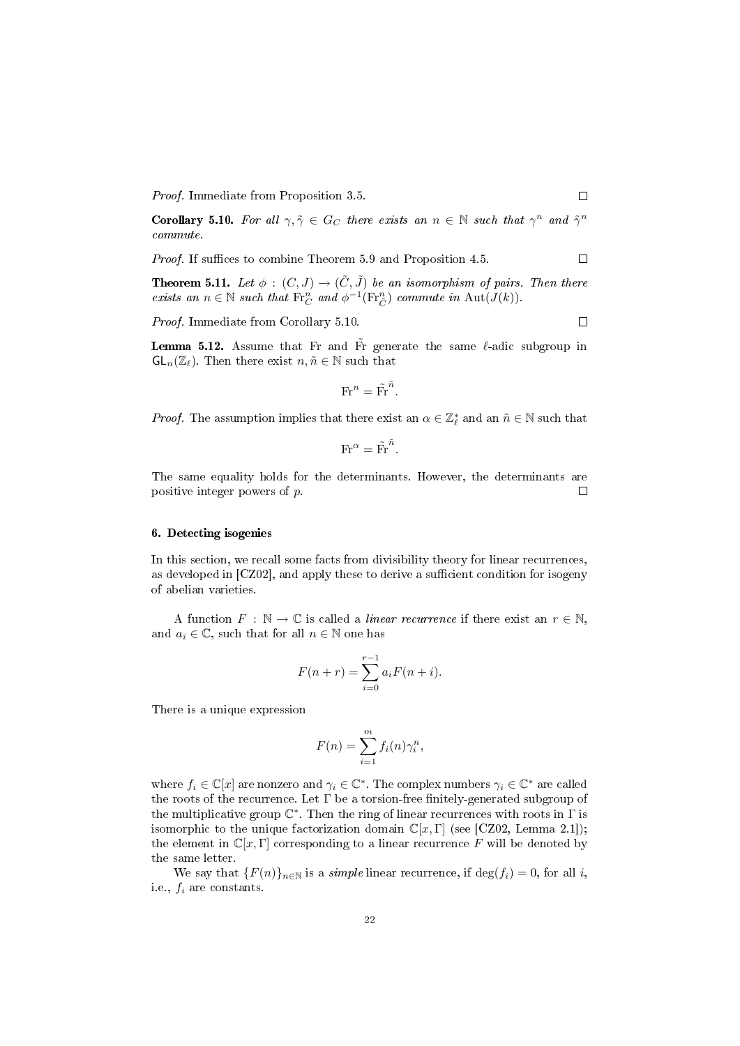*Proof.* Immediate from Proposition 3.5. ∎

**Corollary 5.10.** *For all $\gamma, \tilde{\gamma} \in G_C$ there exists an $n \in \mathbb{N}$ such that $\gamma^n$ and $\tilde{\gamma}^n$ commute.*

*Proof.* If suffices to combine Theorem 5.9 and Proposition 4.5. ∎

**Theorem 5.11.** *Let $\phi : (C, J) \to (\tilde{C}, \tilde{J})$ be an isomorphism of pairs. Then there exists an $n \in \mathbb{N}$ such that $\mathrm{Fr}_C^n$ and $\phi^{-1}(\mathrm{Fr}_{\tilde{C}}^n)$ commute in $\mathrm{Aut}(J(k))$.*

*Proof.* Immediate from Corollary 5.10. ∎

**Lemma 5.12.** Assume that $\mathrm{Fr}$ and $\tilde{\mathrm{Fr}}$ generate the same $\ell$-adic subgroup in $\mathsf{GL}_n(\mathbb{Z}_\ell)$. Then there exist $n, \tilde{n} \in \mathbb{N}$ such that

$$\mathrm{Fr}^n = \tilde{\mathrm{Fr}}^{\tilde{n}}.$$

*Proof.* The assumption implies that there exist an $\alpha \in \mathbb{Z}_\ell^*$ and an $\tilde{n} \in \mathbb{N}$ such that

$$\mathrm{Fr}^\alpha = \tilde{\mathrm{Fr}}^{\tilde{n}}.$$

The same equality holds for the determinants. However, the determinants are positive integer powers of $p$. ∎

## 6. Detecting isogenies

In this section, we recall some facts from divisibility theory for linear recurrences, as developed in [CZ02], and apply these to derive a sufficient condition for isogeny of abelian varieties.

A function $F : \mathbb{N} \to \mathbb{C}$ is called a *linear recurrence* if there exist an $r \in \mathbb{N}$, and $a_i \in \mathbb{C}$, such that for all $n \in \mathbb{N}$ one has

$$F(n + r) = \sum_{i=0}^{r-1} a_i F(n + i).$$

There is a unique expression

$$F(n) = \sum_{i=1}^{m} f_i(n)\gamma_i^n,$$

where $f_i \in \mathbb{C}[x]$ are nonzero and $\gamma_i \in \mathbb{C}^*$. The complex numbers $\gamma_i \in \mathbb{C}^*$ are called the roots of the recurrence. Let $\Gamma$ be a torsion-free finitely-generated subgroup of the multiplicative group $\mathbb{C}^*$. Then the ring of linear recurrences with roots in $\Gamma$ is isomorphic to the unique factorization domain $\mathbb{C}[x, \Gamma]$ (see [CZ02, Lemma 2.1]); the element in $\mathbb{C}[x, \Gamma]$ corresponding to a linear recurrence $F$ will be denoted by the same letter.

We say that $\{F(n)\}_{n \in \mathbb{N}}$ is a *simple* linear recurrence, if $\deg(f_i) = 0$, for all $i$, i.e., $f_i$ are constants.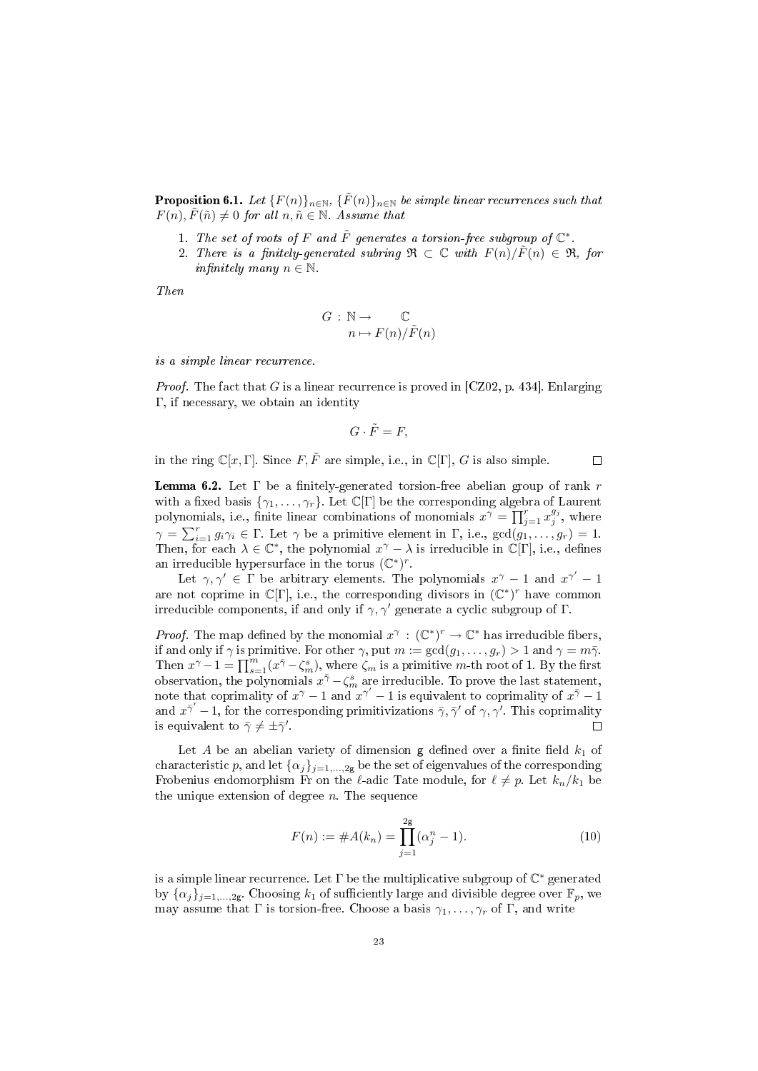**Proposition 6.1.** *Let $\{F(n)\}_{n\in\mathbb{N}}$, $\{\tilde{F}(n)\}_{n\in\mathbb{N}}$ be simple linear recurrences such that $F(n), \tilde{F}(\tilde{n}) \neq 0$ for all $n, \tilde{n} \in \mathbb{N}$. Assume that*

1. *The set of roots of $F$ and $\tilde{F}$ generates a torsion-free subgroup of $\mathbb{C}^*$.*
2. *There is a finitely-generated subring $\mathfrak{R} \subset \mathbb{C}$ with $F(n)/\tilde{F}(n) \in \mathfrak{R}$, for infinitely many $n \in \mathbb{N}$.*

*Then*

$$\begin{aligned} G : \mathbb{N} &\to \mathbb{C} \\ n &\mapsto F(n)/\tilde{F}(n) \end{aligned}$$

*is a simple linear recurrence.*

*Proof.* The fact that $G$ is a linear recurrence is proved in [CZ02, p. 434]. Enlarging $\Gamma$, if necessary, we obtain an identity

$$G \cdot \tilde{F} = F,$$

in the ring $\mathbb{C}[x, \Gamma]$. Since $F, \tilde{F}$ are simple, i.e., in $\mathbb{C}[\Gamma]$, $G$ is also simple. $\square$

**Lemma 6.2.** Let $\Gamma$ be a finitely-generated torsion-free abelian group of rank $r$ with a fixed basis $\{\gamma_1, \ldots, \gamma_r\}$. Let $\mathbb{C}[\Gamma]$ be the corresponding algebra of Laurent polynomials, i.e., finite linear combinations of monomials $x^\gamma = \prod_{j=1}^r x_j^{g_j}$, where $\gamma = \sum_{i=1}^r g_i\gamma_i \in \Gamma$. Let $\gamma$ be a primitive element in $\Gamma$, i.e., $\gcd(g_1, \ldots, g_r) = 1$. Then, for each $\lambda \in \mathbb{C}^*$, the polynomial $x^\gamma - \lambda$ is irreducible in $\mathbb{C}[\Gamma]$, i.e., defines an irreducible hypersurface in the torus $(\mathbb{C}^*)^r$.

Let $\gamma, \gamma' \in \Gamma$ be arbitrary elements. The polynomials $x^\gamma - 1$ and $x^{\gamma'} - 1$ are not coprime in $\mathbb{C}[\Gamma]$, i.e., the corresponding divisors in $(\mathbb{C}^*)^r$ have common irreducible components, if and only if $\gamma, \gamma'$ generate a cyclic subgroup of $\Gamma$.

*Proof.* The map defined by the monomial $x^\gamma : (\mathbb{C}^*)^r \to \mathbb{C}^*$ has irreducible fibers, if and only if $\gamma$ is primitive. For other $\gamma$, put $m := \gcd(g_1, \ldots, g_r) > 1$ and $\gamma = m\bar{\gamma}$. Then $x^\gamma - 1 = \prod_{s=1}^m (x^{\bar{\gamma}} - \zeta_m^s)$, where $\zeta_m$ is a primitive $m$-th root of 1. By the first observation, the polynomials $x^{\bar{\gamma}} - \zeta_m^s$ are irreducible. To prove the last statement, note that coprimality of $x^\gamma - 1$ and $x^{\gamma'} - 1$ is equivalent to coprimality of $x^{\bar{\gamma}} - 1$ and $x^{\bar{\gamma}'} - 1$, for the corresponding primitivizations $\bar{\gamma}, \bar{\gamma}'$ of $\gamma, \gamma'$. This coprimality is equivalent to $\bar{\gamma} \neq \pm\bar{\gamma}'$. $\square$

Let $A$ be an abelian variety of dimension $\mathsf{g}$ defined over a finite field $k_1$ of characteristic $p$, and let $\{\alpha_j\}_{j=1,\ldots,2\mathsf{g}}$ be the set of eigenvalues of the corresponding Frobenius endomorphism Fr on the $\ell$-adic Tate module, for $\ell \neq p$. Let $k_n/k_1$ be the unique extension of degree $n$. The sequence

$$F(n) := \#A(k_n) = \prod_{j=1}^{2\mathsf{g}} (\alpha_j^n - 1). \tag{10}$$

is a simple linear recurrence. Let $\Gamma$ be the multiplicative subgroup of $\mathbb{C}^*$ generated by $\{\alpha_j\}_{j=1,\ldots,2\mathsf{g}}$. Choosing $k_1$ of sufficiently large and divisible degree over $\mathbb{F}_p$, we may assume that $\Gamma$ is torsion-free. Choose a basis $\gamma_1, \ldots, \gamma_r$ of $\Gamma$, and write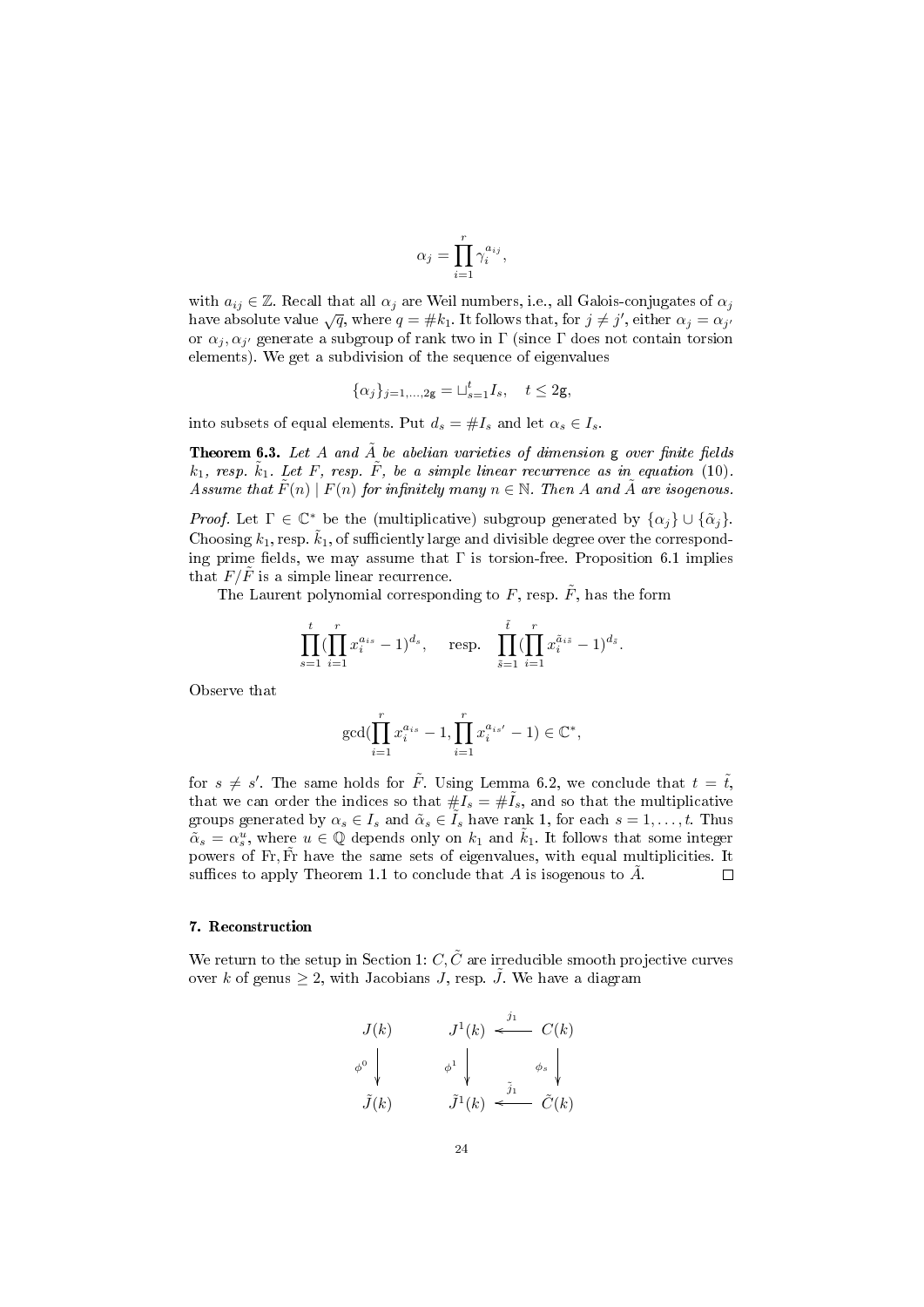$$\alpha_j = \prod_{i=1}^{r} \gamma_i^{a_{ij}},$$

with $a_{ij} \in \mathbb{Z}$. Recall that all $\alpha_j$ are Weil numbers, i.e., all Galois-conjugates of $\alpha_j$ have absolute value $\sqrt{q}$, where $q = \# k_1$. It follows that, for $j \neq j'$, either $\alpha_j = \alpha_{j'}$ or $\alpha_j, \alpha_{j'}$ generate a subgroup of rank two in $\Gamma$ (since $\Gamma$ does not contain torsion elements). We get a subdivision of the sequence of eigenvalues

$$\{\alpha_j\}_{j=1,\dots,2\mathsf{g}} = \sqcup_{s=1}^{t} I_s, \quad t \leq 2\mathsf{g},$$

into subsets of equal elements. Put $d_s = \# I_s$ and let $\alpha_s \in I_s$.

**Theorem 6.3.** *Let $A$ and $\tilde{A}$ be abelian varieties of dimension $\mathsf{g}$ over finite fields $k_1$, resp. $\tilde{k}_1$. Let $F$, resp. $\tilde{F}$, be a simple linear recurrence as in equation (10). Assume that $\tilde{F}(n) \mid F(n)$ for infinitely many $n \in \mathbb{N}$. Then $A$ and $\tilde{A}$ are isogenous.*

*Proof.* Let $\Gamma \in \mathbb{C}^*$ be the (multiplicative) subgroup generated by $\{\alpha_j\} \cup \{\tilde{\alpha}_j\}$. Choosing $k_1$, resp. $\tilde{k}_1$, of sufficiently large and divisible degree over the corresponding prime fields, we may assume that $\Gamma$ is torsion-free. Proposition 6.1 implies that $F/\tilde{F}$ is a simple linear recurrence.

The Laurent polynomial corresponding to $F$, resp. $\tilde{F}$, has the form

$$\prod_{s=1}^{t} (\prod_{i=1}^{r} x_i^{a_{is}} - 1)^{d_s}, \quad \text{resp.} \quad \prod_{\tilde{s}=1}^{\tilde{t}} (\prod_{i=1}^{r} x_i^{\tilde{a}_{i\tilde{s}}} - 1)^{d_{\tilde{s}}}.$$

Observe that

$$\gcd(\prod_{i=1}^{r} x_i^{a_{is}} - 1, \prod_{i=1}^{r} x_i^{a_{is'}} - 1) \in \mathbb{C}^*,$$

for $s \neq s'$. The same holds for $\tilde{F}$. Using Lemma 6.2, we conclude that $t = \tilde{t}$, that we can order the indices so that $\# I_s = \# \tilde{I}_s$, and so that the multiplicative groups generated by $\alpha_s \in I_s$ and $\tilde{\alpha}_s \in \tilde{I}_s$ have rank 1, for each $s = 1, \dots, t$. Thus $\tilde{\alpha}_s = \alpha_s^u$, where $u \in \mathbb{Q}$ depends only on $k_1$ and $\tilde{k}_1$. It follows that some integer powers of $\mathrm{Fr}, \tilde{\mathrm{Fr}}$ have the same sets of eigenvalues, with equal multiplicities. It suffices to apply Theorem 1.1 to conclude that $A$ is isogenous to $\tilde{A}$. $\square$

## 7. Reconstruction

We return to the setup in Section 1: $C, \tilde{C}$ are irreducible smooth projective curves over $k$ of genus $\geq 2$, with Jacobians $J$, resp. $\tilde{J}$. We have a diagram

$$\begin{array}{ccccc}
J(k) & & J^1(k) & \xleftarrow{\;j_1\;} & C(k) \\
\downarrow{\scriptstyle \phi^0} & & \downarrow{\scriptstyle \phi^1} & & \downarrow{\scriptstyle \phi_s} \\
\tilde{J}(k) & & \tilde{J}^1(k) & \xleftarrow{\;\tilde{j}_1\;} & \tilde{C}(k)
\end{array}$$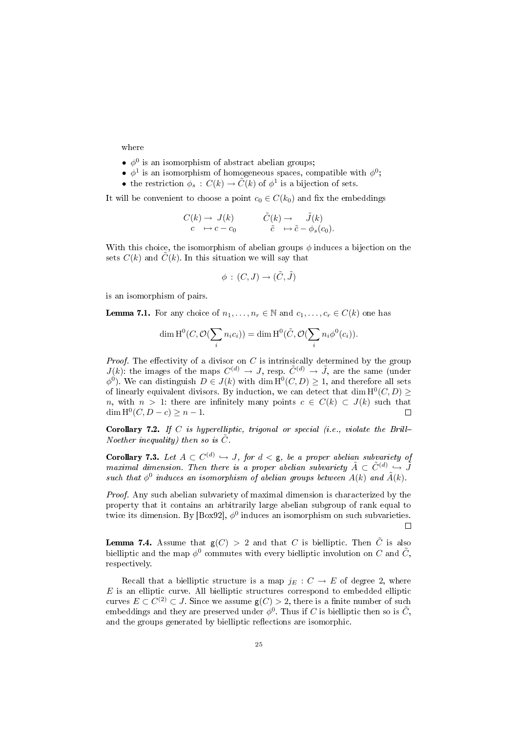where

- $\phi^0$ is an isomorphism of abstract abelian groups;
- $\phi^1$ is an isomorphism of homogeneous spaces, compatible with $\phi^0$;
- the restriction $\phi_s : C(k) \to \tilde{C}(k)$ of $\phi^1$ is a bijection of sets.

It will be convenient to choose a point $c_0 \in C(k_0)$ and fix the embeddings

$$\begin{array}{rlcrl} C(k) \to & J(k) & \qquad & \tilde{C}(k) \to & \tilde{J}(k) \\ c \mapsto & c - c_0 & & \tilde{c} \mapsto & \tilde{c} - \phi_s(c_0). \end{array}$$

With this choice, the isomorphism of abelian groups $\phi$ induces a bijection on the sets $C(k)$ and $\tilde{C}(k)$. In this situation we will say that

$$\phi : (C, J) \to (\tilde{C}, \tilde{J})$$

is an isomorphism of pairs.

**Lemma 7.1.** For any choice of $n_1, \ldots, n_r \in \mathbb{N}$ and $c_1, \ldots, c_r \in C(k)$ one has

$$\dim \mathrm{H}^0(C, \mathcal{O}(\sum_i n_i c_i)) = \dim \mathrm{H}^0(\tilde{C}, \mathcal{O}(\sum_i n_i \phi^0(c_i)).$$

*Proof.* The effectivity of a divisor on $C$ is intrinsically determined by the group $J(k)$: the images of the maps $C^{(d)} \to J$, resp. $\tilde{C}^{(d)} \to \tilde{J}$, are the same (under $\phi^0$). We can distinguish $D \in J(k)$ with $\dim \mathrm{H}^0(C, D) \geq 1$, and therefore all sets of linearly equivalent divisors. By induction, we can detect that $\dim \mathrm{H}^0(C, D) \geq n$, with $n > 1$: there are infinitely many points $c \in C(k) \subset J(k)$ such that $\dim \mathrm{H}^0(C, D - c) \geq n - 1$. □

**Corollary 7.2.** *If $C$ is hyperelliptic, trigonal or special (i.e., violate the Brill–Noether inequality) then so is $\tilde{C}$.*

**Corollary 7.3.** *Let $A \subset C^{(d)} \hookrightarrow J$, for $d < \mathsf{g}$, be a proper abelian subvariety of maximal dimension. Then there is a proper abelian subvariety $\tilde{A} \subset \tilde{C}^{(d)} \hookrightarrow \tilde{J}$ such that $\phi^0$ induces an isomorphism of abelian groups between $A(k)$ and $\tilde{A}(k)$.*

*Proof.* Any such abelian subvariety of maximal dimension is characterized by the property that it contains an arbitrarily large abelian subgroup of rank equal to twice its dimension. By [Box92], $\phi^0$ induces an isomorphism on such subvarieties. □

**Lemma 7.4.** Assume that $\mathsf{g}(C) > 2$ and that $C$ is bielliptic. Then $\tilde{C}$ is also bielliptic and the map $\phi^0$ commutes with every bielliptic involution on $C$ and $\tilde{C}$, respectively.

Recall that a bielliptic structure is a map $j_E : C \to E$ of degree 2, where $E$ is an elliptic curve. All bielliptic structures correspond to embedded elliptic curves $E \subset C^{(2)} \subset J$. Since we assume $\mathsf{g}(C) > 2$, there is a finite number of such embeddings and they are preserved under $\phi^0$. Thus if $C$ is bielliptic then so is $\tilde{C}$, and the groups generated by bielliptic reflections are isomorphic.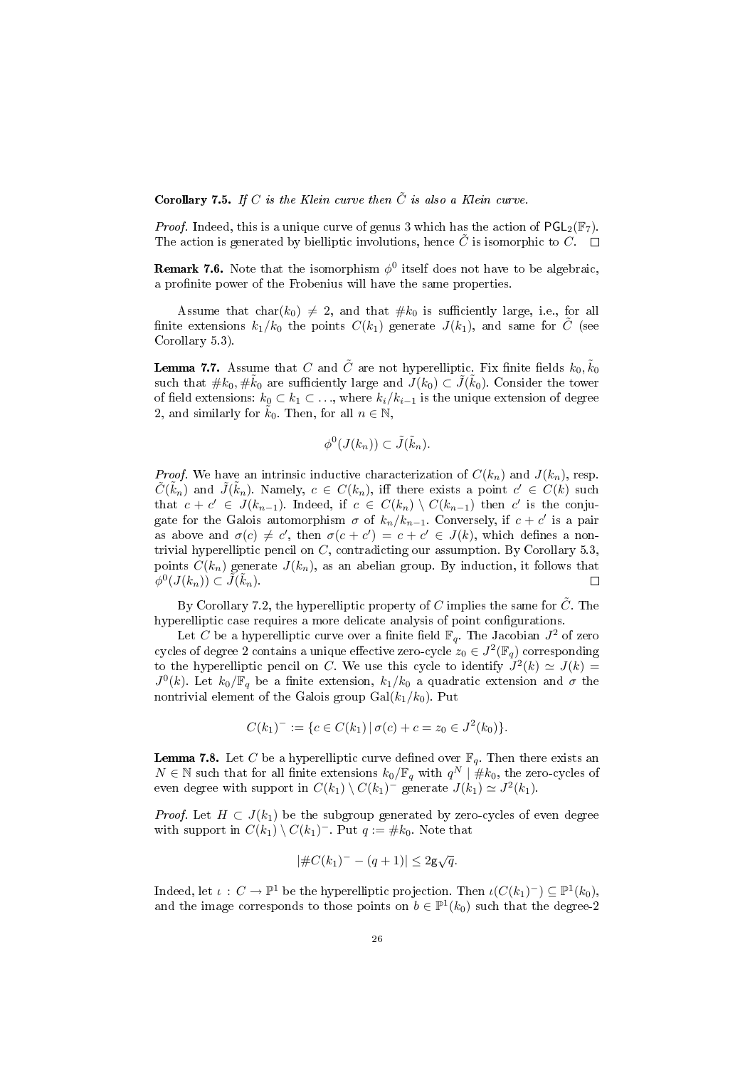**Corollary 7.5.** *If $C$ is the Klein curve then $\tilde{C}$ is also a Klein curve.*

*Proof.* Indeed, this is a unique curve of genus 3 which has the action of $\mathsf{PGL}_2(\mathbb{F}_7)$. The action is generated by bielliptic involutions, hence $\tilde{C}$ is isomorphic to $C$. $\square$

**Remark 7.6.** Note that the isomorphism $\phi^0$ itself does not have to be algebraic, a profinite power of the Frobenius will have the same properties.

Assume that $\mathrm{char}(k_0) \neq 2$, and that $\# k_0$ is sufficiently large, i.e., for all finite extensions $k_1/k_0$ the points $C(k_1)$ generate $J(k_1)$, and same for $\tilde{C}$ (see Corollary 5.3).

**Lemma 7.7.** *Assume that $C$ and $\tilde{C}$ are not hyperelliptic. Fix finite fields $k_0, \tilde{k}_0$ such that $\# k_0, \# \tilde{k}_0$ are sufficiently large and $J(k_0) \subset \tilde{J}(\tilde{k}_0)$. Consider the tower of field extensions: $k_0 \subset k_1 \subset \ldots$, where $k_i/k_{i-1}$ is the unique extension of degree 2, and similarly for $\tilde{k}_0$. Then, for all $n \in \mathbb{N}$,*

$$\phi^0(J(k_n)) \subset \tilde{J}(\tilde{k}_n).$$

*Proof.* We have an intrinsic inductive characterization of $C(k_n)$ and $J(k_n)$, resp. $\tilde{C}(\tilde{k}_n)$ and $\tilde{J}(\tilde{k}_n)$. Namely, $c \in C(k_n)$, iff there exists a point $c' \in C(k)$ such that $c + c' \in J(k_{n-1})$. Indeed, if $c \in C(k_n) \setminus C(k_{n-1})$ then $c'$ is the conjugate for the Galois automorphism $\sigma$ of $k_n/k_{n-1}$. Conversely, if $c + c'$ is a pair as above and $\sigma(c) \neq c'$, then $\sigma(c + c') = c + c' \in J(k)$, which defines a nontrivial hyperelliptic pencil on $C$, contradicting our assumption. By Corollary 5.3, points $C(k_n)$ generate $J(k_n)$, as an abelian group. By induction, it follows that $\phi^0(J(k_n)) \subset \tilde{J}(\tilde{k}_n)$. $\square$

By Corollary 7.2, the hyperelliptic property of $C$ implies the same for $\tilde{C}$. The hyperelliptic case requires a more delicate analysis of point configurations.

Let $C$ be a hyperelliptic curve over a finite field $\mathbb{F}_q$. The Jacobian $J^2$ of zero cycles of degree 2 contains a unique effective zero-cycle $z_0 \in J^2(\mathbb{F}_q)$ corresponding to the hyperelliptic pencil on $C$. We use this cycle to identify $J^2(k) \simeq J(k) = J^0(k)$. Let $k_0/\mathbb{F}_q$ be a finite extension, $k_1/k_0$ a quadratic extension and $\sigma$ the nontrivial element of the Galois group $\mathrm{Gal}(k_1/k_0)$. Put

$$C(k_1)^- := \{c \in C(k_1) \,|\, \sigma(c) + c = z_0 \in J^2(k_0)\}.$$

**Lemma 7.8.** *Let $C$ be a hyperelliptic curve defined over $\mathbb{F}_q$. Then there exists an $N \in \mathbb{N}$ such that for all finite extensions $k_0/\mathbb{F}_q$ with $q^N \mid \# k_0$, the zero-cycles of even degree with support in $C(k_1) \setminus C(k_1)^-$ generate $J(k_1) \simeq J^2(k_1)$.*

*Proof.* Let $H \subset J(k_1)$ be the subgroup generated by zero-cycles of even degree with support in $C(k_1) \setminus C(k_1)^-$. Put $q := \# k_0$. Note that

$$|\# C(k_1)^- - (q+1)| \leq 2\mathsf{g}\sqrt{q}.$$

Indeed, let $\iota : C \to \mathbb{P}^1$ be the hyperelliptic projection. Then $\iota(C(k_1)^-) \subseteq \mathbb{P}^1(k_0)$, and the image corresponds to those points on $b \in \mathbb{P}^1(k_0)$ such that the degree-2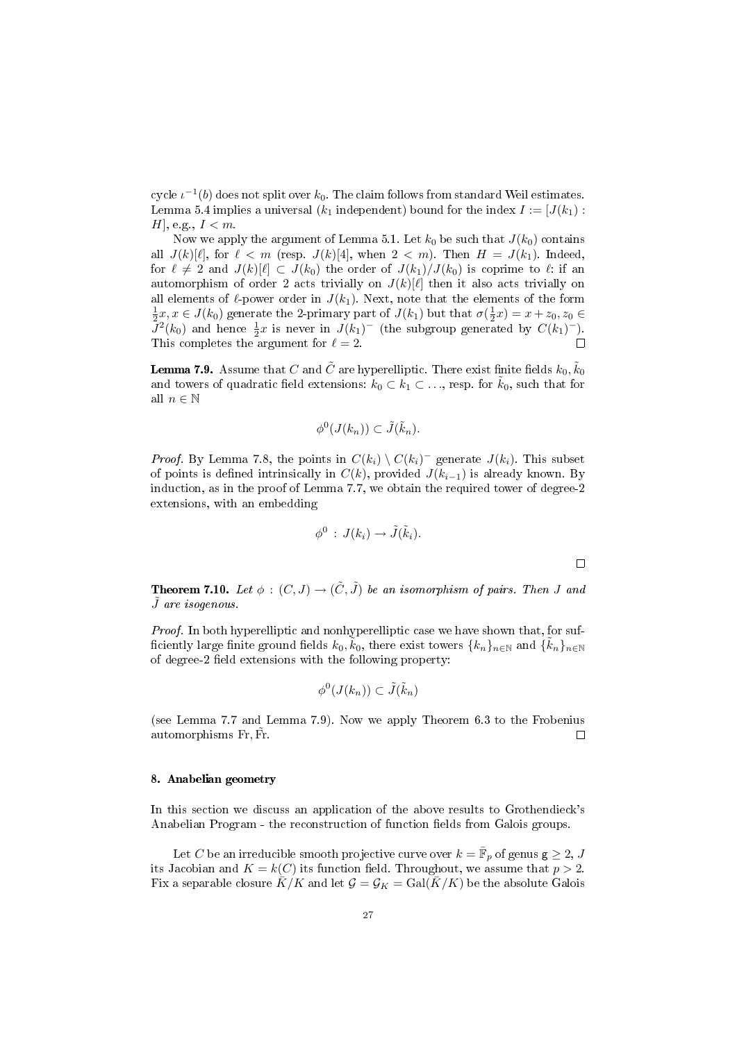cycle $\iota^{-1}(b)$ does not split over $k_0$. The claim follows from standard Weil estimates. Lemma 5.4 implies a universal ($k_1$ independent) bound for the index $I := [J(k_1) : H]$, e.g., $I < m$.

Now we apply the argument of Lemma 5.1. Let $k_0$ be such that $J(k_0)$ contains all $J(k)[\ell]$, for $\ell < m$ (resp. $J(k)[4]$, when $2 < m$). Then $H = J(k_1)$. Indeed, for $\ell \neq 2$ and $J(k)[\ell] \subset J(k_0)$ the order of $J(k_1)/J(k_0)$ is coprime to $\ell$: if an automorphism of order 2 acts trivially on $J(k)[\ell]$ then it also acts trivially on all elements of $\ell$-power order in $J(k_1)$. Next, note that the elements of the form $\frac{1}{2}x, x \in J(k_0)$ generate the 2-primary part of $J(k_1)$ but that $\sigma(\frac{1}{2}x) = x + z_0, z_0 \in J^2(k_0)$ and hence $\frac{1}{2}x$ is never in $J(k_1)^-$ (the subgroup generated by $C(k_1)^-$). This completes the argument for $\ell = 2$. □

**Lemma 7.9.** Assume that $C$ and $\tilde{C}$ are hyperelliptic. There exist finite fields $k_0, \tilde{k}_0$ and towers of quadratic field extensions: $k_0 \subset k_1 \subset \ldots$, resp. for $\tilde{k}_0$, such that for all $n \in \mathbb{N}$

$$\phi^0(J(k_n)) \subset \tilde{J}(\tilde{k}_n).$$

*Proof.* By Lemma 7.8, the points in $C(k_i) \setminus C(k_i)^-$ generate $J(k_i)$. This subset of points is defined intrinsically in $C(k)$, provided $J(k_{i-1})$ is already known. By induction, as in the proof of Lemma 7.7, we obtain the required tower of degree-2 extensions, with an embedding

$$\phi^0 \, : \, J(k_i) \to \tilde{J}(\tilde{k}_i).$$

□

**Theorem 7.10.** *Let $\phi \, : \, (C, J) \to (\tilde{C}, \tilde{J})$ be an isomorphism of pairs. Then $J$ and $\tilde{J}$ are isogenous.*

*Proof.* In both hyperelliptic and nonhyperelliptic case we have shown that, for sufficiently large finite ground fields $k_0, \tilde{k}_0$, there exist towers $\{k_n\}_{n\in\mathbb{N}}$ and $\{\tilde{k}_n\}_{n\in\mathbb{N}}$ of degree-2 field extensions with the following property:

$$\phi^0(J(k_n)) \subset \tilde{J}(\tilde{k}_n)$$

(see Lemma 7.7 and Lemma 7.9). Now we apply Theorem 6.3 to the Frobenius automorphisms $\mathrm{Fr}, \tilde{\mathrm{Fr}}$. □

## 8. Anabelian geometry

In this section we discuss an application of the above results to Grothendieck's Anabelian Program - the reconstruction of function fields from Galois groups.

Let $C$ be an irreducible smooth projective curve over $k = \bar{\mathbb{F}}_p$ of genus $\mathsf{g} \geq 2$, $J$ its Jacobian and $K = k(C)$ its function field. Throughout, we assume that $p > 2$. Fix a separable closure $\bar{K}/K$ and let $\mathcal{G} = \mathcal{G}_K = \mathrm{Gal}(\bar{K}/K)$ be the absolute Galois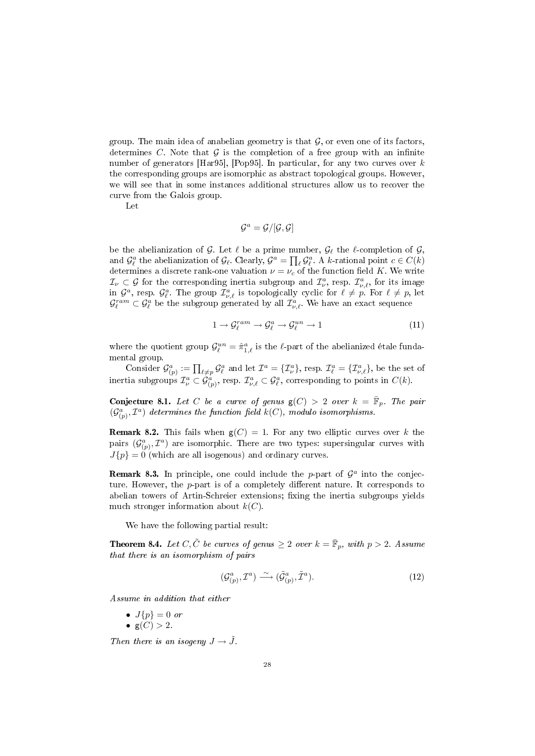group. The main idea of anabelian geometry is that $\mathcal{G}$, or even one of its factors, determines $C$. Note that $\mathcal{G}$ is the completion of a free group with an infinite number of generators [Har95], [Pop95]. In particular, for any two curves over $k$ the corresponding groups are isomorphic as abstract topological groups. However, we will see that in some instances additional structures allow us to recover the curve from the Galois group.

Let

$$\mathcal{G}^a = \mathcal{G}/[\mathcal{G},\mathcal{G}]$$

be the abelianization of $\mathcal{G}$. Let $\ell$ be a prime number, $\mathcal{G}_\ell$ the $\ell$-completion of $\mathcal{G}$, and $\mathcal{G}^a_\ell$ the abelianization of $\mathcal{G}_\ell$. Clearly, $\mathcal{G}^a = \prod_\ell \mathcal{G}^a_\ell$. A $k$-rational point $c \in C(k)$ determines a discrete rank-one valuation $\nu = \nu_c$ of the function field $K$. We write $\mathcal{I}_\nu \subset \mathcal{G}$ for the corresponding inertia subgroup and $\mathcal{I}^a_\nu$, resp. $\mathcal{I}^a_{\nu,\ell}$, for its image in $\mathcal{G}^a$, resp. $\mathcal{G}^a_\ell$. The group $\mathcal{I}^a_{\nu,\ell}$ is topologically cyclic for $\ell \neq p$. For $\ell \neq p$, let $\mathcal{G}^{ram}_\ell \subset \mathcal{G}^a_\ell$ be the subgroup generated by all $\mathcal{I}^a_{\nu,\ell}$. We have an exact sequence

$$1 \to \mathcal{G}^{ram}_\ell \to \mathcal{G}^a_\ell \to \mathcal{G}^{un}_\ell \to 1 \tag{11}$$

where the quotient group $\mathcal{G}^{un}_\ell = \hat{\pi}^a_{1,\ell}$ is the $\ell$-part of the abelianized étale fundamental group.

Consider $\mathcal{G}^a_{(p)} := \prod_{\ell \neq p} \mathcal{G}^a_\ell$ and let $\mathcal{I}^a = \{\mathcal{I}^a_\nu\}$, resp. $\mathcal{I}^a_\ell = \{\mathcal{I}^a_{\nu,\ell}\}$, be the set of inertia subgroups $\mathcal{I}^a_\nu \subset \mathcal{G}^a_{(p)}$, resp. $\mathcal{I}^a_{\nu,\ell} \subset \mathcal{G}^a_\ell$, corresponding to points in $C(k)$.

**Conjecture 8.1.** *Let $C$ be a curve of genus $\mathsf{g}(C) > 2$ over $k = \bar{\mathbb{F}}_p$. The pair $(\mathcal{G}^a_{(p)}, \mathcal{I}^a)$ determines the function field $k(C)$, modulo isomorphisms.*

**Remark 8.2.** This fails when $\mathsf{g}(C) = 1$. For any two elliptic curves over $k$ the pairs $(\mathcal{G}^a_{(p)}, \mathcal{I}^a)$ are isomorphic. There are two types: supersingular curves with $J\{p\} = 0$ (which are all isogenous) and ordinary curves.

**Remark 8.3.** In principle, one could include the $p$-part of $\mathcal{G}^a$ into the conjecture. However, the $p$-part is of a completely different nature. It corresponds to abelian towers of Artin-Schreier extensions; fixing the inertia subgroups yields much stronger information about $k(C)$.

We have the following partial result:

**Theorem 8.4.** *Let $C, \tilde{C}$ be curves of genus $\geq 2$ over $k = \bar{\mathbb{F}}_p$, with $p > 2$. Assume that there is an isomorphism of pairs*

$$(\mathcal{G}^a_{(p)}, \mathcal{I}^a) \xrightarrow{\sim} (\tilde{\mathcal{G}}^a_{(p)}, \tilde{\mathcal{I}}^a). \tag{12}$$

*Assume in addition that either*

- $J\{p\} = 0$ *or*
- $\mathsf{g}(C) > 2$.

*Then there is an isogeny $J \to \tilde{J}$.*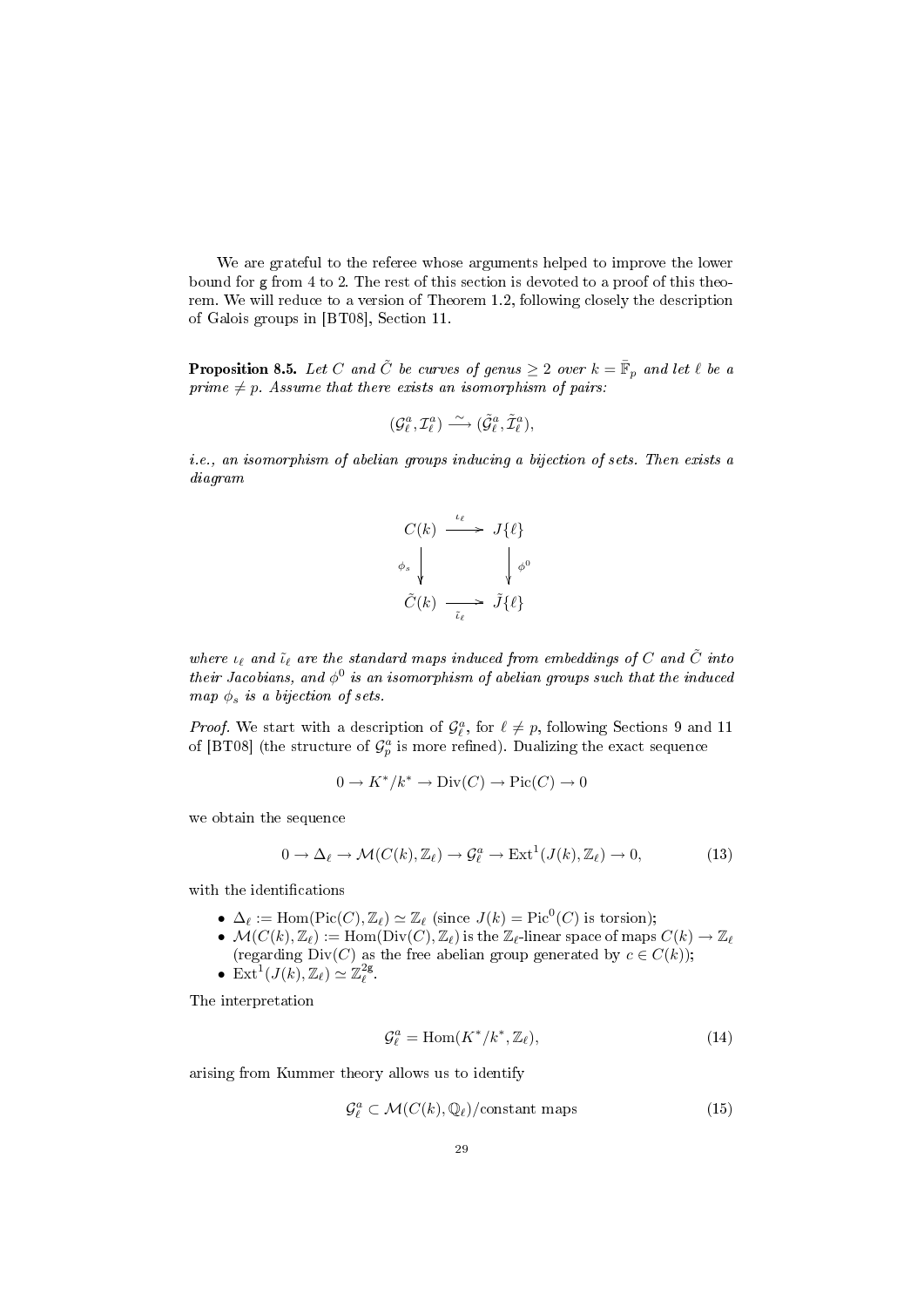We are grateful to the referee whose arguments helped to improve the lower bound for $\mathsf{g}$ from 4 to 2. The rest of this section is devoted to a proof of this theorem. We will reduce to a version of Theorem 1.2, following closely the description of Galois groups in [BT08], Section 11.

**Proposition 8.5.** *Let $C$ and $\tilde{C}$ be curves of genus $\geq 2$ over $k = \bar{\mathbb{F}}_p$ and let $\ell$ be a prime $\neq p$. Assume that there exists an isomorphism of pairs:*

$$(\mathcal{G}^a_\ell, \mathcal{I}^a_\ell) \xrightarrow{\sim} (\tilde{\mathcal{G}}^a_\ell, \tilde{\mathcal{I}}^a_\ell),$$

*i.e., an isomorphism of abelian groups inducing a bijection of sets. Then exists a diagram*

$$\begin{array}{ccc} C(k) & \xrightarrow{\iota_\ell} & J\{\ell\} \\ {\scriptstyle \phi_s}\downarrow & & \downarrow{\scriptstyle \phi^0} \\ \tilde{C}(k) & \xrightarrow[\tilde{\iota}_\ell]{} & \tilde{J}\{\ell\} \end{array}$$

*where $\iota_\ell$ and $\tilde{\iota}_\ell$ are the standard maps induced from embeddings of $C$ and $\tilde{C}$ into their Jacobians, and $\phi^0$ is an isomorphism of abelian groups such that the induced map $\phi_s$ is a bijection of sets.*

*Proof.* We start with a description of $\mathcal{G}^a_\ell$, for $\ell \neq p$, following Sections 9 and 11 of [BT08] (the structure of $\mathcal{G}^a_p$ is more refined). Dualizing the exact sequence

$$0 \to K^*/k^* \to \mathrm{Div}(C) \to \mathrm{Pic}(C) \to 0$$

we obtain the sequence

$$0 \to \Delta_\ell \to \mathcal{M}(C(k), \mathbb{Z}_\ell) \to \mathcal{G}^a_\ell \to \mathrm{Ext}^1(J(k), \mathbb{Z}_\ell) \to 0, \tag{13}$$

with the identifications

- $\Delta_\ell := \mathrm{Hom}(\mathrm{Pic}(C), \mathbb{Z}_\ell) \simeq \mathbb{Z}_\ell$ (since $J(k) = \mathrm{Pic}^0(C)$ is torsion);
- $\mathcal{M}(C(k), \mathbb{Z}_\ell) := \mathrm{Hom}(\mathrm{Div}(C), \mathbb{Z}_\ell)$ is the $\mathbb{Z}_\ell$-linear space of maps $C(k) \to \mathbb{Z}_\ell$ (regarding $\mathrm{Div}(C)$ as the free abelian group generated by $c \in C(k)$);
- $\mathrm{Ext}^1(J(k), \mathbb{Z}_\ell) \simeq \mathbb{Z}_\ell^{2\mathsf{g}}$.

The interpretation

$$\mathcal{G}^a_\ell = \mathrm{Hom}(K^*/k^*, \mathbb{Z}_\ell), \tag{14}$$

arising from Kummer theory allows us to identify

$$\mathcal{G}^a_\ell \subset \mathcal{M}(C(k), \mathbb{Q}_\ell)/\text{constant maps} \tag{15}$$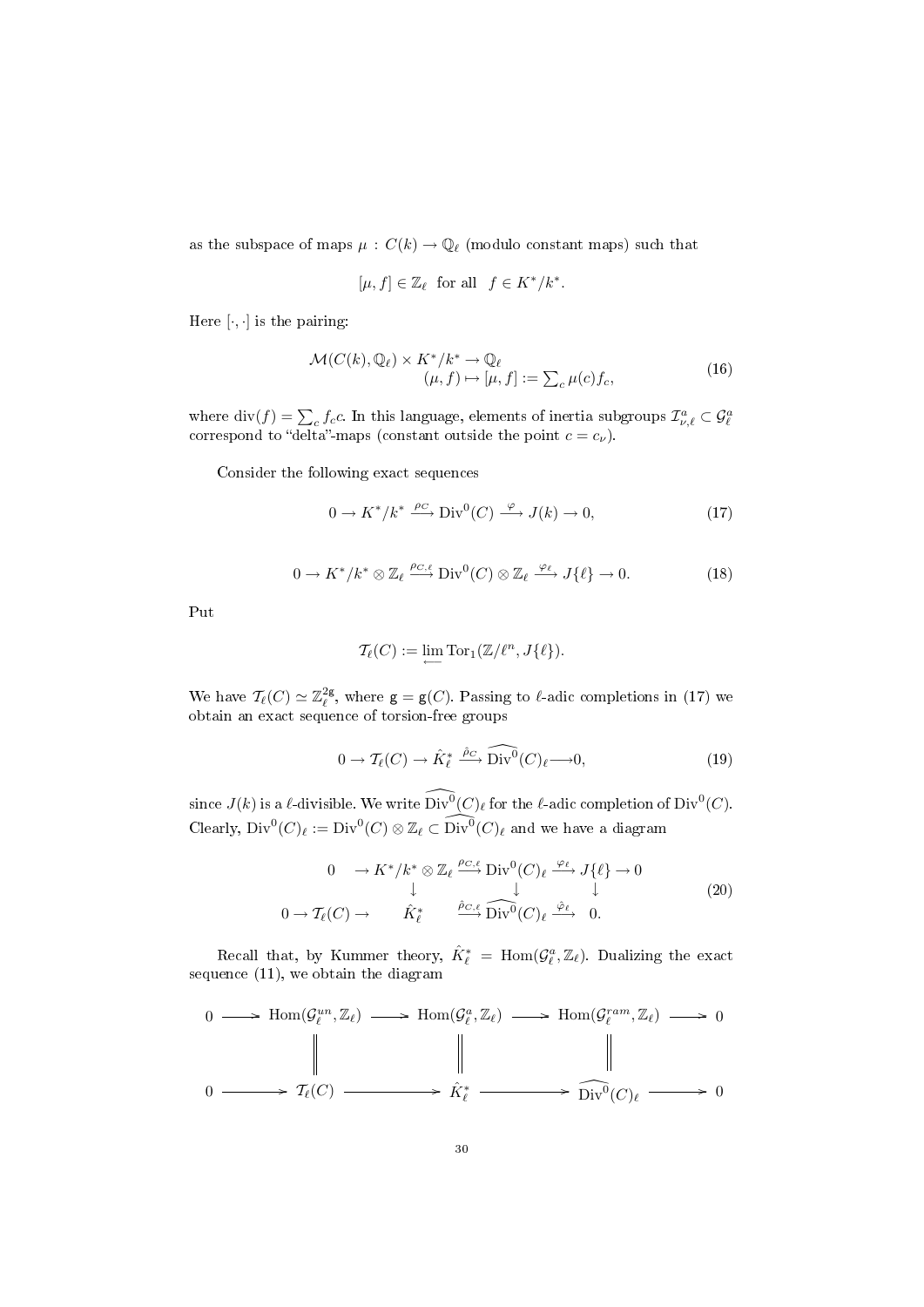as the subspace of maps $\mu : C(k) \to \mathbb{Q}_\ell$ (modulo constant maps) such that

$$[\mu, f] \in \mathbb{Z}_\ell \quad \text{for all} \quad f \in K^*/k^*.$$

Here $[\cdot,\cdot]$ is the pairing:

$$\begin{array}{l} \mathcal{M}(C(k), \mathbb{Q}_\ell) \times K^*/k^* \to \mathbb{Q}_\ell \\ \qquad\qquad (\mu, f) \mapsto [\mu, f] := \sum_c \mu(c) f_c, \end{array} \tag{16}$$

where $\mathrm{div}(f) = \sum_c f_c c$. In this language, elements of inertia subgroups $\mathcal{I}^a_{\nu,\ell} \subset \mathcal{G}^a_\ell$ correspond to "delta"-maps (constant outside the point $c = c_\nu$).

Consider the following exact sequences

$$0 \to K^*/k^* \xrightarrow{\rho_C} \mathrm{Div}^0(C) \xrightarrow{\varphi} J(k) \to 0, \tag{17}$$

$$0 \to K^*/k^* \otimes \mathbb{Z}_\ell \xrightarrow{\rho_{C,\ell}} \mathrm{Div}^0(C) \otimes \mathbb{Z}_\ell \xrightarrow{\varphi_\ell} J\{\ell\} \to 0. \tag{18}$$

Put

$$\mathcal{T}_\ell(C) := \varprojlim \mathrm{Tor}_1(\mathbb{Z}/\ell^n, J\{\ell\}).$$

We have $\mathcal{T}_\ell(C) \simeq \mathbb{Z}_\ell^{2\mathsf{g}}$, where $\mathsf{g} = \mathsf{g}(C)$. Passing to $\ell$-adic completions in (17) we obtain an exact sequence of torsion-free groups

$$0 \to \mathcal{T}_\ell(C) \to \hat{K}^*_\ell \xrightarrow{\hat{\rho}_C} \widehat{\mathrm{Div}^0}(C)_\ell \longrightarrow 0, \tag{19}$$

since $J(k)$ is a $\ell$-divisible. We write $\widehat{\mathrm{Div}^0}(C)_\ell$ for the $\ell$-adic completion of $\mathrm{Div}^0(C)$. Clearly, $\mathrm{Div}^0(C)_\ell := \mathrm{Div}^0(C) \otimes \mathbb{Z}_\ell \subset \widehat{\mathrm{Div}^0}(C)_\ell$ and we have a diagram

$$\begin{array}{ccccccc} 0 & \to K^*/k^* \otimes \mathbb{Z}_\ell & \xrightarrow{\rho_{C,\ell}} & \mathrm{Div}^0(C)_\ell & \xrightarrow{\varphi_\ell} & J\{\ell\} \to 0 \\ & \downarrow & & \downarrow & & \downarrow \\ 0 \to \mathcal{T}_\ell(C) \to & \hat{K}^*_\ell & \xrightarrow{\hat{\rho}_{C,\ell}} & \widehat{\mathrm{Div}^0}(C)_\ell & \xrightarrow{\hat{\varphi}_\ell} & 0. \end{array} \tag{20}$$

Recall that, by Kummer theory, $\hat{K}^*_\ell = \mathrm{Hom}(\mathcal{G}^a_\ell, \mathbb{Z}_\ell)$. Dualizing the exact sequence (11), we obtain the diagram

$$\begin{array}{ccccccccc} 0 & \longrightarrow & \mathrm{Hom}(\mathcal{G}^{un}_\ell, \mathbb{Z}_\ell) & \longrightarrow & \mathrm{Hom}(\mathcal{G}^a_\ell, \mathbb{Z}_\ell) & \longrightarrow & \mathrm{Hom}(\mathcal{G}^{ram}_\ell, \mathbb{Z}_\ell) & \longrightarrow & 0 \\ & & \| & & \| & & \| & & \\ 0 & \longrightarrow & \mathcal{T}_\ell(C) & \longrightarrow & \hat{K}^*_\ell & \longrightarrow & \widehat{\mathrm{Div}^0}(C)_\ell & \longrightarrow & 0 \end{array}$$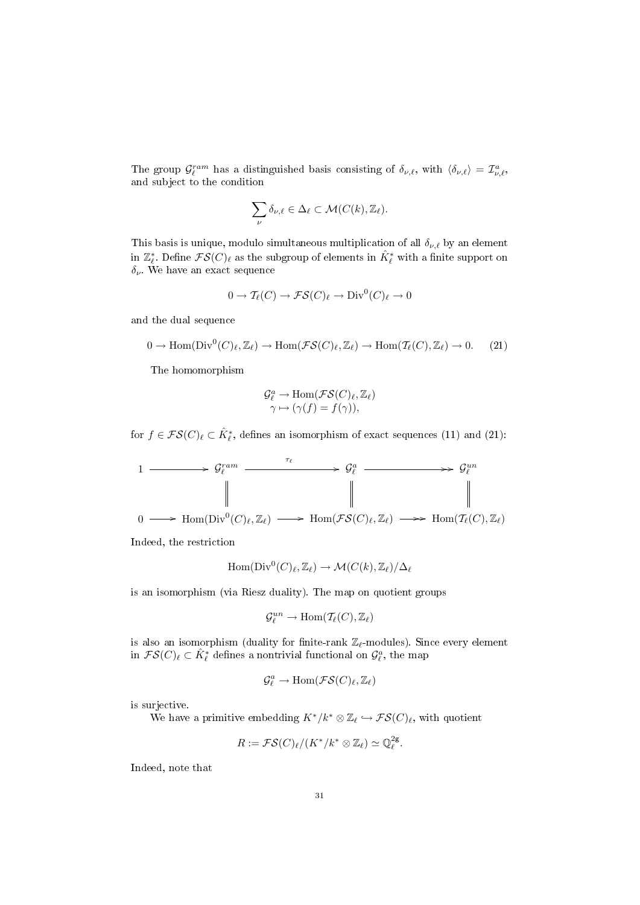The group $\mathcal{G}_\ell^{ram}$ has a distinguished basis consisting of $\delta_{\nu,\ell}$, with $\langle \delta_{\nu,\ell} \rangle = \mathcal{I}^a_{\nu,\ell}$, and subject to the condition

$$\sum_\nu \delta_{\nu,\ell} \in \Delta_\ell \subset \mathcal{M}(C(k), \mathbb{Z}_\ell).$$

This basis is unique, modulo simultaneous multiplication of all $\delta_{\nu,\ell}$ by an element in $\mathbb{Z}_\ell^*$. Define $\mathcal{FS}(C)_\ell$ as the subgroup of elements in $\hat{K}_\ell^*$ with a finite support on $\delta_\nu$. We have an exact sequence

$$0 \to \mathcal{T}_\ell(C) \to \mathcal{FS}(C)_\ell \to \mathrm{Div}^0(C)_\ell \to 0$$

and the dual sequence

$$0 \to \mathrm{Hom}(\mathrm{Div}^0(C)_\ell, \mathbb{Z}_\ell) \to \mathrm{Hom}(\mathcal{FS}(C)_\ell, \mathbb{Z}_\ell) \to \mathrm{Hom}(\mathcal{T}_\ell(C), \mathbb{Z}_\ell) \to 0. \qquad (21)$$

The homomorphism

$$\begin{array}{c} \mathcal{G}_\ell^a \to \mathrm{Hom}(\mathcal{FS}(C)_\ell, \mathbb{Z}_\ell) \\ \gamma \mapsto (\gamma(f) = f(\gamma)), \end{array}$$

for $f \in \mathcal{FS}(C)_\ell \subset \hat{K}_\ell^*$, defines an isomorphism of exact sequences (11) and (21):

$$\begin{array}{ccccccc} 1 & \longrightarrow & \mathcal{G}_\ell^{ram} & \xrightarrow{\tau_\ell} & \mathcal{G}_\ell^a & \longrightarrow\!\!\!\!\to & \mathcal{G}_\ell^{un} \\ & & \| & & \| & & \| \\ 0 & \longrightarrow & \mathrm{Hom}(\mathrm{Div}^0(C)_\ell, \mathbb{Z}_\ell) & \longrightarrow & \mathrm{Hom}(\mathcal{FS}(C)_\ell, \mathbb{Z}_\ell) & \longrightarrow\!\!\!\!\to & \mathrm{Hom}(\mathcal{T}_\ell(C), \mathbb{Z}_\ell) \end{array}$$

Indeed, the restriction

$$\mathrm{Hom}(\mathrm{Div}^0(C)_\ell, \mathbb{Z}_\ell) \to \mathcal{M}(C(k), \mathbb{Z}_\ell)/\Delta_\ell$$

is an isomorphism (via Riesz duality). The map on quotient groups

$$\mathcal{G}_\ell^{un} \to \mathrm{Hom}(\mathcal{T}_\ell(C), \mathbb{Z}_\ell)$$

is also an isomorphism (duality for finite-rank $\mathbb{Z}_\ell$-modules). Since every element in $\mathcal{FS}(C)_\ell \subset \hat{K}_\ell^*$ defines a nontrivial functional on $\mathcal{G}_\ell^a$, the map

$$\mathcal{G}_\ell^a \to \mathrm{Hom}(\mathcal{FS}(C)_\ell, \mathbb{Z}_\ell)$$

is surjective.

We have a primitive embedding $K^*/k^* \otimes \mathbb{Z}_\ell \hookrightarrow \mathcal{FS}(C)_\ell$, with quotient

$$R := \mathcal{FS}(C)_\ell/(K^*/k^* \otimes \mathbb{Z}_\ell) \simeq \mathbb{Q}_\ell^{2\mathrm{g}}.$$

Indeed, note that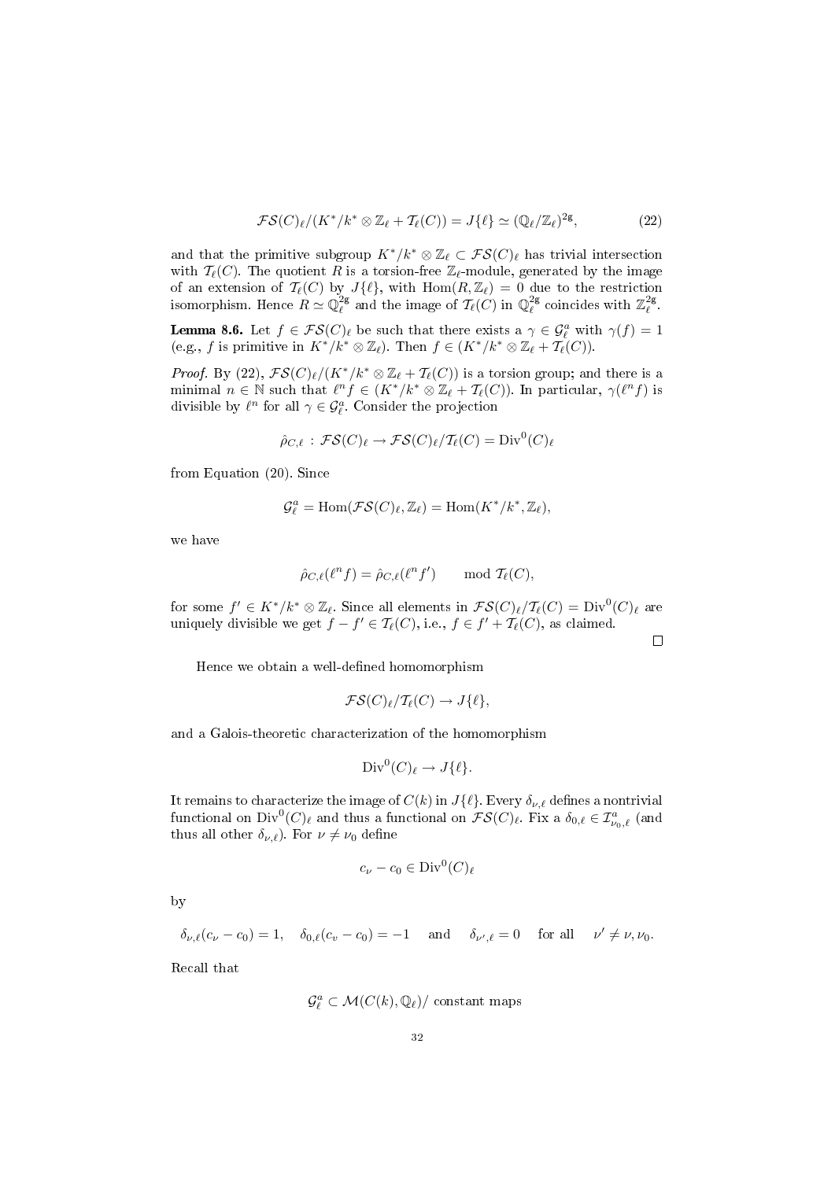$$\mathcal{FS}(C)_\ell/(K^*/k^* \otimes \mathbb{Z}_\ell + \mathcal{T}_\ell(C)) = J\{\ell\} \simeq (\mathbb{Q}_\ell/\mathbb{Z}_\ell)^{2\mathrm{g}}, \tag{22}$$

and that the primitive subgroup $K^*/k^* \otimes \mathbb{Z}_\ell \subset \mathcal{FS}(C)_\ell$ has trivial intersection with $\mathcal{T}_\ell(C)$. The quotient $R$ is a torsion-free $\mathbb{Z}_\ell$-module, generated by the image of an extension of $\mathcal{T}_\ell(C)$ by $J\{\ell\}$, with $\mathrm{Hom}(R, \mathbb{Z}_\ell) = 0$ due to the restriction isomorphism. Hence $R \simeq \mathbb{Q}_\ell^{2\mathrm{g}}$ and the image of $\mathcal{T}_\ell(C)$ in $\mathbb{Q}_\ell^{2\mathrm{g}}$ coincides with $\mathbb{Z}_\ell^{2\mathrm{g}}$.

**Lemma 8.6.** Let $f \in \mathcal{FS}(C)_\ell$ be such that there exists a $\gamma \in \mathcal{G}_\ell^a$ with $\gamma(f) = 1$ (e.g., $f$ is primitive in $K^*/k^* \otimes \mathbb{Z}_\ell$). Then $f \in (K^*/k^* \otimes \mathbb{Z}_\ell + \mathcal{T}_\ell(C))$.

*Proof.* By (22), $\mathcal{FS}(C)_\ell/(K^*/k^* \otimes \mathbb{Z}_\ell + \mathcal{T}_\ell(C))$ is a torsion group; and there is a minimal $n \in \mathbb{N}$ such that $\ell^n f \in (K^*/k^* \otimes \mathbb{Z}_\ell + \mathcal{T}_\ell(C))$. In particular, $\gamma(\ell^n f)$ is divisible by $\ell^n$ for all $\gamma \in \mathcal{G}_\ell^a$. Consider the projection

$$\hat{\rho}_{C,\ell} \,:\, \mathcal{FS}(C)_\ell \to \mathcal{FS}(C)_\ell/\mathcal{T}_\ell(C) = \mathrm{Div}^0(C)_\ell$$

from Equation (20). Since

$$\mathcal{G}_\ell^a = \mathrm{Hom}(\mathcal{FS}(C)_\ell, \mathbb{Z}_\ell) = \mathrm{Hom}(K^*/k^*, \mathbb{Z}_\ell),$$

we have

$$\hat{\rho}_{C,\ell}(\ell^n f) = \hat{\rho}_{C,\ell}(\ell^n f') \qquad \mathrm{mod}\ \mathcal{T}_\ell(C),$$

for some $f' \in K^*/k^* \otimes \mathbb{Z}_\ell$. Since all elements in $\mathcal{FS}(C)_\ell/\mathcal{T}_\ell(C) = \mathrm{Div}^0(C)_\ell$ are uniquely divisible we get $f - f' \in \mathcal{T}_\ell(C)$, i.e., $f \in f' + \mathcal{T}_\ell(C)$, as claimed. $\square$

Hence we obtain a well-defined homomorphism

$$\mathcal{FS}(C)_\ell/\mathcal{T}_\ell(C) \to J\{\ell\},$$

and a Galois-theoretic characterization of the homomorphism

$$\mathrm{Div}^0(C)_\ell \to J\{\ell\}.$$

It remains to characterize the image of $C(k)$ in $J\{\ell\}$. Every $\delta_{\nu,\ell}$ defines a nontrivial functional on $\mathrm{Div}^0(C)_\ell$ and thus a functional on $\mathcal{FS}(C)_\ell$. Fix a $\delta_{0,\ell} \in \mathcal{I}_{\nu_0,\ell}^a$ (and thus all other $\delta_{\nu,\ell}$). For $\nu \neq \nu_0$ define

$$c_\nu - c_0 \in \mathrm{Div}^0(C)_\ell$$

by

$$\delta_{\nu,\ell}(c_\nu - c_0) = 1, \quad \delta_{0,\ell}(c_v - c_0) = -1 \quad \text{ and } \quad \delta_{\nu',\ell} = 0 \quad \text{ for all } \quad \nu' \neq \nu, \nu_0.$$

Recall that

$$\mathcal{G}_\ell^a \subset \mathcal{M}(C(k), \mathbb{Q}_\ell)/\text{ constant maps}$$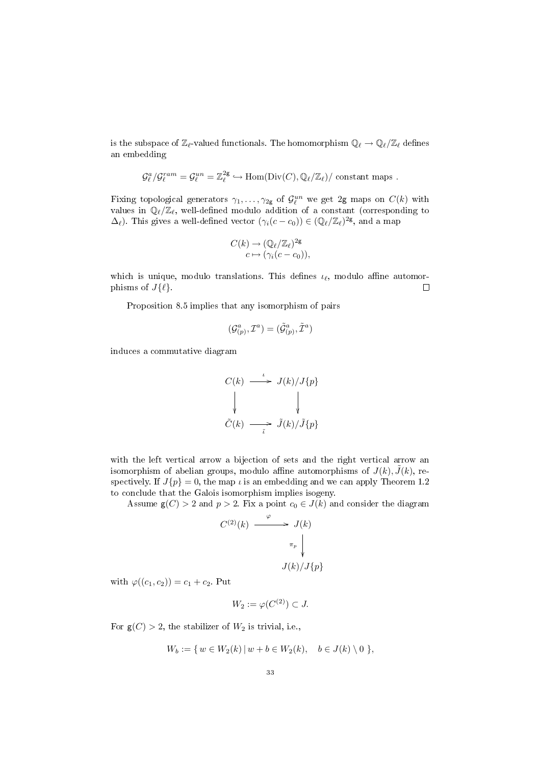is the subspace of $\mathbb{Z}_\ell$-valued functionals. The homomorphism $\mathbb{Q}_\ell \to \mathbb{Q}_\ell/\mathbb{Z}_\ell$ defines an embedding

$$\mathcal{G}^a_\ell/\mathcal{G}^{ram}_\ell = \mathcal{G}^{un}_\ell = \mathbb{Z}_\ell^{2\mathsf{g}} \hookrightarrow \mathrm{Hom}(\mathrm{Div}(C), \mathbb{Q}_\ell/\mathbb{Z}_\ell)/ \text{ constant maps }.$$

Fixing topological generators $\gamma_1, \ldots, \gamma_{2\mathsf{g}}$ of $\mathcal{G}^{un}_\ell$ we get $2\mathsf{g}$ maps on $C(k)$ with values in $\mathbb{Q}_\ell/\mathbb{Z}_\ell$, well-defined modulo addition of a constant (corresponding to $\Delta_\ell$). This gives a well-defined vector $(\gamma_i(c - c_0)) \in (\mathbb{Q}_\ell/\mathbb{Z}_\ell)^{2\mathsf{g}}$, and a map

$$\begin{aligned} C(k) &\to (\mathbb{Q}_\ell/\mathbb{Z}_\ell)^{2\mathsf{g}} \\ c &\mapsto (\gamma_i(c - c_0)), \end{aligned}$$

which is unique, modulo translations. This defines $\iota_\ell$, modulo affine automorphisms of $J\{\ell\}$. $\square$

Proposition 8.5 implies that any isomorphism of pairs

$$(\mathcal{G}^a_{(p)}, \mathcal{I}^a) = (\tilde{\mathcal{G}}^a_{(p)}, \tilde{\mathcal{I}}^a)$$

induces a commutative diagram

$$\begin{array}{ccc} C(k) & \xrightarrow{\iota} & J(k)/J\{p\} \\ \downarrow & & \downarrow \\ \tilde{C}(k) & \xrightarrow[\tilde{\iota}]{} & \tilde{J}(k)/\tilde{J}\{p\} \end{array}$$

with the left vertical arrow a bijection of sets and the right vertical arrow an isomorphism of abelian groups, modulo affine automorphisms of $J(k), \tilde{J}(k)$, respectively. If $J\{p\} = 0$, the map $\iota$ is an embedding and we can apply Theorem 1.2 to conclude that the Galois isomorphism implies isogeny.

Assume $\mathsf{g}(C) > 2$ and $p > 2$. Fix a point $c_0 \in J(k)$ and consider the diagram

$$\begin{array}{ccc} C^{(2)}(k) & \xrightarrow{\varphi} & J(k) \\ & & \downarrow{\scriptstyle \pi_p} \\ & & J(k)/J\{p\} \end{array}$$

with $\varphi((c_1, c_2)) = c_1 + c_2$. Put

$$W_2 := \varphi(C^{(2)}) \subset J.$$

For $\mathsf{g}(C) > 2$, the stabilizer of $W_2$ is trivial, i.e.,

$$W_b := \{\, w \in W_2(k) \mid w + b \in W_2(k), \quad b \in J(k) \setminus 0 \,\},$$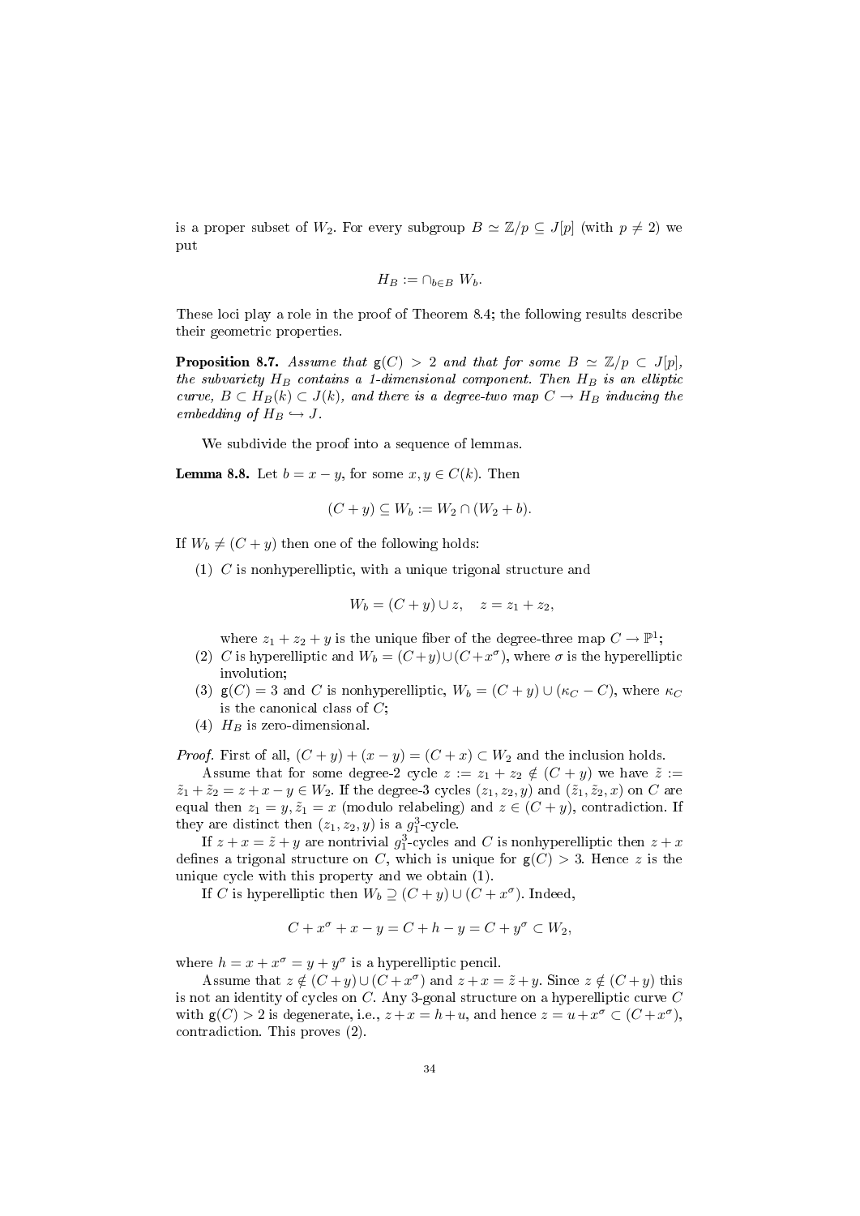is a proper subset of $W_2$. For every subgroup $B \simeq \mathbb{Z}/p \subseteq J[p]$ (with $p \neq 2$) we put

$$H_B := \cap_{b \in B} W_b.$$

These loci play a role in the proof of Theorem 8.4; the following results describe their geometric properties.

**Proposition 8.7.** *Assume that $\mathsf{g}(C) > 2$ and that for some $B \simeq \mathbb{Z}/p \subset J[p]$, the subvariety $H_B$ contains a 1-dimensional component. Then $H_B$ is an elliptic curve, $B \subset H_B(k) \subset J(k)$, and there is a degree-two map $C \to H_B$ inducing the embedding of $H_B \hookrightarrow J$.*

We subdivide the proof into a sequence of lemmas.

**Lemma 8.8.** Let $b = x - y$, for some $x, y \in C(k)$. Then

$$(C + y) \subseteq W_b := W_2 \cap (W_2 + b).$$

If $W_b \neq (C + y)$ then one of the following holds:

(1) $C$ is nonhyperelliptic, with a unique trigonal structure and

$$W_b = (C + y) \cup z, \quad z = z_1 + z_2,$$

where $z_1 + z_2 + y$ is the unique fiber of the degree-three map $C \to \mathbb{P}^1$;

(2) $C$ is hyperelliptic and $W_b = (C+y) \cup (C + x^\sigma)$, where $\sigma$ is the hyperelliptic involution;

(3) $\mathsf{g}(C) = 3$ and $C$ is nonhyperelliptic, $W_b = (C + y) \cup (\kappa_C - C)$, where $\kappa_C$ is the canonical class of $C$;

(4) $H_B$ is zero-dimensional.

*Proof.* First of all, $(C + y) + (x - y) = (C + x) \subset W_2$ and the inclusion holds.

Assume that for some degree-2 cycle $z := z_1 + z_2 \notin (C + y)$ we have $\tilde{z} := \tilde{z}_1 + \tilde{z}_2 = z + x - y \in W_2$. If the degree-3 cycles $(z_1, z_2, y)$ and $(\tilde{z}_1, \tilde{z}_2, x)$ on $C$ are equal then $z_1 = y, \tilde{z}_1 = x$ (modulo relabeling) and $z \in (C + y)$, contradiction. If they are distinct then $(z_1, z_2, y)$ is a $g^3_1$-cycle.

If $z + x = \tilde{z} + y$ are nontrivial $g^3_1$-cycles and $C$ is nonhyperelliptic then $z + x$ defines a trigonal structure on $C$, which is unique for $\mathsf{g}(C) > 3$. Hence $z$ is the unique cycle with this property and we obtain (1).

If $C$ is hyperelliptic then $W_b \supseteq (C + y) \cup (C + x^\sigma)$. Indeed,

$$C + x^\sigma + x - y = C + h - y = C + y^\sigma \subset W_2,$$

where $h = x + x^\sigma = y + y^\sigma$ is a hyperelliptic pencil.

Assume that $z \notin (C + y) \cup (C + x^\sigma)$ and $z + x = \tilde{z} + y$. Since $z \notin (C + y)$ this is not an identity of cycles on $C$. Any 3-gonal structure on a hyperelliptic curve $C$ with $\mathsf{g}(C) > 2$ is degenerate, i.e., $z + x = h + u$, and hence $z = u + x^\sigma \subset (C + x^\sigma)$, contradiction. This proves (2).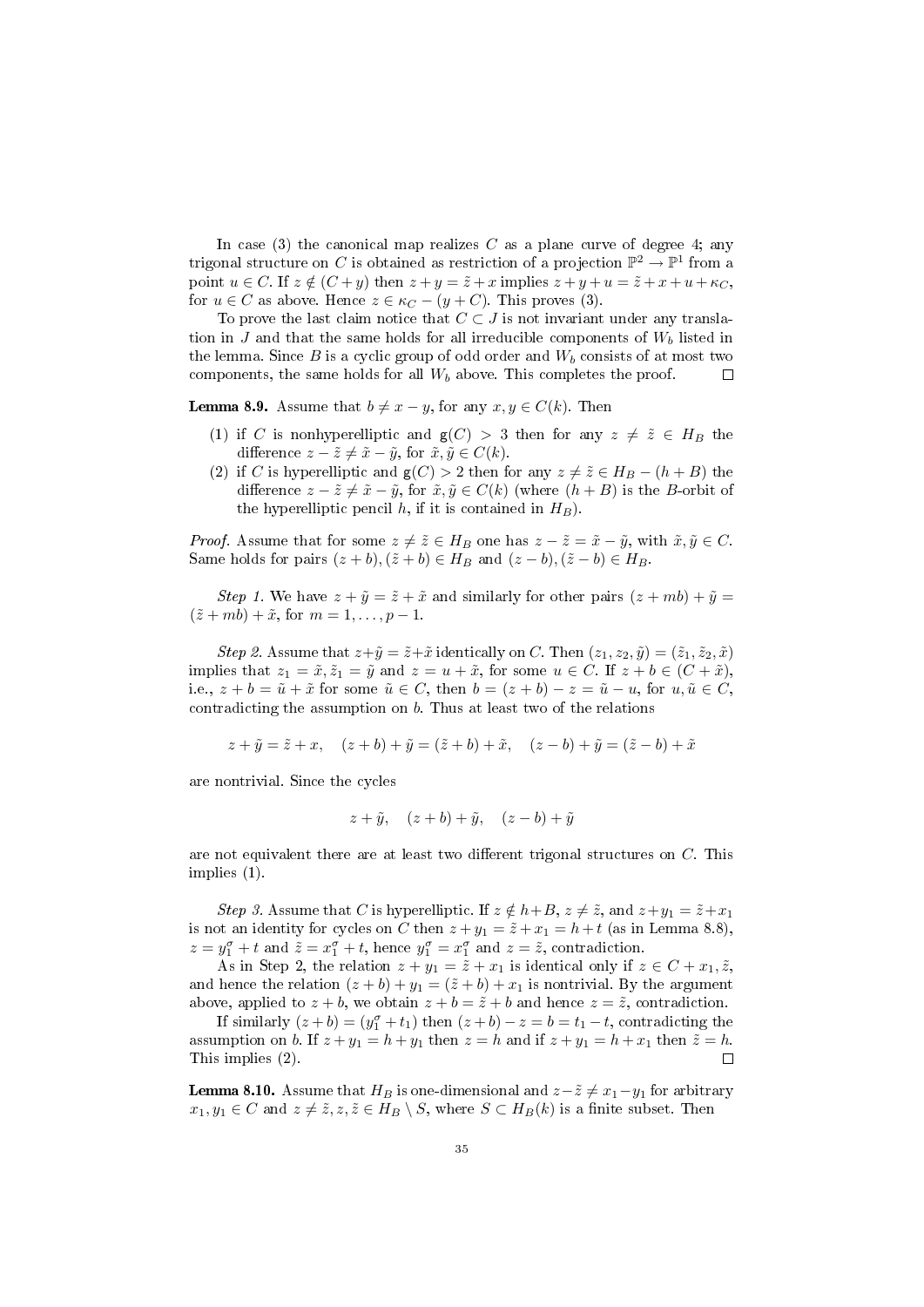In case (3) the canonical map realizes $C$ as a plane curve of degree 4; any trigonal structure on $C$ is obtained as restriction of a projection $\mathbb{P}^2 \to \mathbb{P}^1$ from a point $u \in C$. If $z \notin (C+y)$ then $z + y = \tilde{z} + x$ implies $z + y + u = \tilde{z} + x + u + \kappa_C$, for $u \in C$ as above. Hence $z \in \kappa_C - (y + C)$. This proves (3).

To prove the last claim notice that $C \subset J$ is not invariant under any translation in $J$ and that the same holds for all irreducible components of $W_b$ listed in the lemma. Since $B$ is a cyclic group of odd order and $W_b$ consists of at most two components, the same holds for all $W_b$ above. This completes the proof. $\square$

**Lemma 8.9.** Assume that $b \neq x - y$, for any $x, y \in C(k)$. Then

1. if $C$ is nonhyperelliptic and $\mathsf{g}(C) > 3$ then for any $z \neq \tilde{z} \in H_B$ the difference $z - \tilde{z} \neq \tilde{x} - \tilde{y}$, for $\tilde{x}, \tilde{y} \in C(k)$.
2. if $C$ is hyperelliptic and $\mathsf{g}(C) > 2$ then for any $z \neq \tilde{z} \in H_B - (h + B)$ the difference $z - \tilde{z} \neq \tilde{x} - \tilde{y}$, for $\tilde{x}, \tilde{y} \in C(k)$ (where $(h + B)$ is the $B$-orbit of the hyperelliptic pencil $h$, if it is contained in $H_B$).

*Proof.* Assume that for some $z \neq \tilde{z} \in H_B$ one has $z - \tilde{z} = \tilde{x} - \tilde{y}$, with $\tilde{x}, \tilde{y} \in C$. Same holds for pairs $(z + b), (\tilde{z} + b) \in H_B$ and $(z - b), (\tilde{z} - b) \in H_B$.

*Step 1.* We have $z + \tilde{y} = \tilde{z} + \tilde{x}$ and similarly for other pairs $(z + mb) + \tilde{y} = (\tilde{z} + mb) + \tilde{x}$, for $m = 1, \ldots, p - 1$.

*Step 2.* Assume that $z + \tilde{y} = \tilde{z} + \tilde{x}$ identically on $C$. Then $(z_1, z_2, \tilde{y}) = (\tilde{z}_1, \tilde{z}_2, \tilde{x})$ implies that $z_1 = \tilde{x}, \tilde{z}_1 = \tilde{y}$ and $z = u + \tilde{x}$, for some $u \in C$. If $z + b \in (C + \tilde{x})$, i.e., $z + b = \tilde{u} + \tilde{x}$ for some $\tilde{u} \in C$, then $b = (z + b) - z = \tilde{u} - u$, for $u, \tilde{u} \in C$, contradicting the assumption on $b$. Thus at least two of the relations

$$z + \tilde{y} = \tilde{z} + x, \quad (z + b) + \tilde{y} = (\tilde{z} + b) + \tilde{x}, \quad (z - b) + \tilde{y} = (\tilde{z} - b) + \tilde{x}$$

are nontrivial. Since the cycles

$$z + \tilde{y}, \quad (z + b) + \tilde{y}, \quad (z - b) + \tilde{y}$$

are not equivalent there are at least two different trigonal structures on $C$. This implies (1).

*Step 3.* Assume that $C$ is hyperelliptic. If $z \notin h + B$, $z \neq \tilde{z}$, and $z + y_1 = \tilde{z} + x_1$ is not an identity for cycles on $C$ then $z + y_1 = \tilde{z} + x_1 = h + t$ (as in Lemma 8.8), $z = y_1^\sigma + t$ and $\tilde{z} = x_1^\sigma + t$, hence $y_1^\sigma = x_1^\sigma$ and $z = \tilde{z}$, contradiction.

As in Step 2, the relation $z + y_1 = \tilde{z} + x_1$ is identical only if $z \in C + x_1, \tilde{z}$, and hence the relation $(z + b) + y_1 = (\tilde{z} + b) + x_1$ is nontrivial. By the argument above, applied to $z + b$, we obtain $z + b = \tilde{z} + b$ and hence $z = \tilde{z}$, contradiction.

If similarly $(z + b) = (y_1^\sigma + t_1)$ then $(z + b) - z = b = t_1 - t$, contradicting the assumption on $b$. If $z + y_1 = h + y_1$ then $z = h$ and if $z + y_1 = h + x_1$ then $\tilde{z} = h$. This implies (2). $\square$

**Lemma 8.10.** Assume that $H_B$ is one-dimensional and $z - \tilde{z} \neq x_1 - y_1$ for arbitrary $x_1, y_1 \in C$ and $z \neq \tilde{z}, z, \tilde{z} \in H_B \setminus S$, where $S \subset H_B(k)$ is a finite subset. Then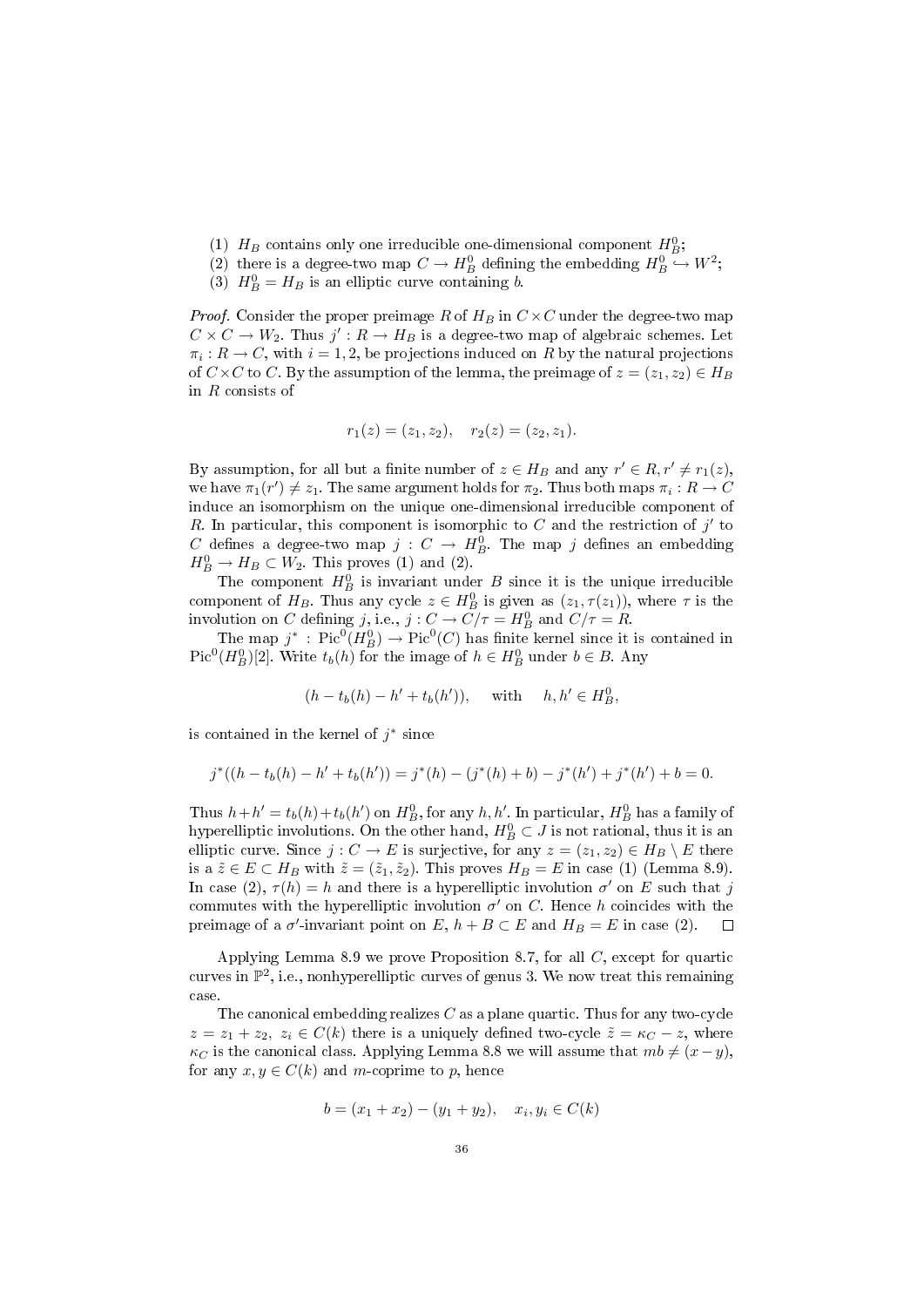(1) $H_B$ contains only one irreducible one-dimensional component $H_B^0$;
(2) there is a degree-two map $C \to H_B^0$ defining the embedding $H_B^0 \hookrightarrow W^2$;
(3) $H_B^0 = H_B$ is an elliptic curve containing $b$.

*Proof.* Consider the proper preimage $R$ of $H_B$ in $C \times C$ under the degree-two map $C \times C \to W_2$. Thus $j' : R \to H_B$ is a degree-two map of algebraic schemes. Let $\pi_i : R \to C$, with $i = 1, 2$, be projections induced on $R$ by the natural projections of $C \times C$ to $C$. By the assumption of the lemma, the preimage of $z = (z_1, z_2) \in H_B$ in $R$ consists of

$$r_1(z) = (z_1, z_2), \quad r_2(z) = (z_2, z_1).$$

By assumption, for all but a finite number of $z \in H_B$ and any $r' \in R, r' \neq r_1(z)$, we have $\pi_1(r') \neq z_1$. The same argument holds for $\pi_2$. Thus both maps $\pi_i : R \to C$ induce an isomorphism on the unique one-dimensional irreducible component of $R$. In particular, this component is isomorphic to $C$ and the restriction of $j'$ to $C$ defines a degree-two map $j : C \to H_B^0$. The map $j$ defines an embedding $H_B^0 \to H_B \subset W_2$. This proves (1) and (2).

The component $H_B^0$ is invariant under $B$ since it is the unique irreducible component of $H_B$. Thus any cycle $z \in H_B^0$ is given as $(z_1, \tau(z_1))$, where $\tau$ is the involution on $C$ defining $j$, i.e., $j : C \to C/\tau = H_B^0$ and $C/\tau = R$.

The map $j^* : \mathrm{Pic}^0(H_B^0) \to \mathrm{Pic}^0(C)$ has finite kernel since it is contained in $\mathrm{Pic}^0(H_B^0)[2]$. Write $t_b(h)$ for the image of $h \in H_B^0$ under $b \in B$. Any

$$(h - t_b(h) - h' + t_b(h')), \quad \text{with} \quad h, h' \in H_B^0,$$

is contained in the kernel of $j^*$ since

$$j^*((h - t_b(h) - h' + t_b(h')) = j^*(h) - (j^*(h) + b) - j^*(h') + j^*(h') + b = 0.$$

Thus $h + h' = t_b(h) + t_b(h')$ on $H_B^0$, for any $h, h'$. In particular, $H_B^0$ has a family of hyperelliptic involutions. On the other hand, $H_B^0 \subset J$ is not rational, thus it is an elliptic curve. Since $j : C \to E$ is surjective, for any $z = (z_1, z_2) \in H_B \setminus E$ there is a $\tilde{z} \in E \subset H_B$ with $\tilde{z} = (\tilde{z}_1, \tilde{z}_2)$. This proves $H_B = E$ in case (1) (Lemma 8.9). In case (2), $\tau(h) = h$ and there is a hyperelliptic involution $\sigma'$ on $E$ such that $j$ commutes with the hyperelliptic involution $\sigma'$ on $C$. Hence $h$ coincides with the preimage of a $\sigma'$-invariant point on $E$, $h + B \subset E$ and $H_B = E$ in case (2). $\square$

Applying Lemma 8.9 we prove Proposition 8.7, for all $C$, except for quartic curves in $\mathbb{P}^2$, i.e., nonhyperelliptic curves of genus 3. We now treat this remaining case.

The canonical embedding realizes $C$ as a plane quartic. Thus for any two-cycle $z = z_1 + z_2$, $z_i \in C(k)$ there is a uniquely defined two-cycle $\tilde{z} = \kappa_C - z$, where $\kappa_C$ is the canonical class. Applying Lemma 8.8 we will assume that $mb \neq (x - y)$, for any $x, y \in C(k)$ and $m$-coprime to $p$, hence

$$b = (x_1 + x_2) - (y_1 + y_2), \quad x_i, y_i \in C(k)$$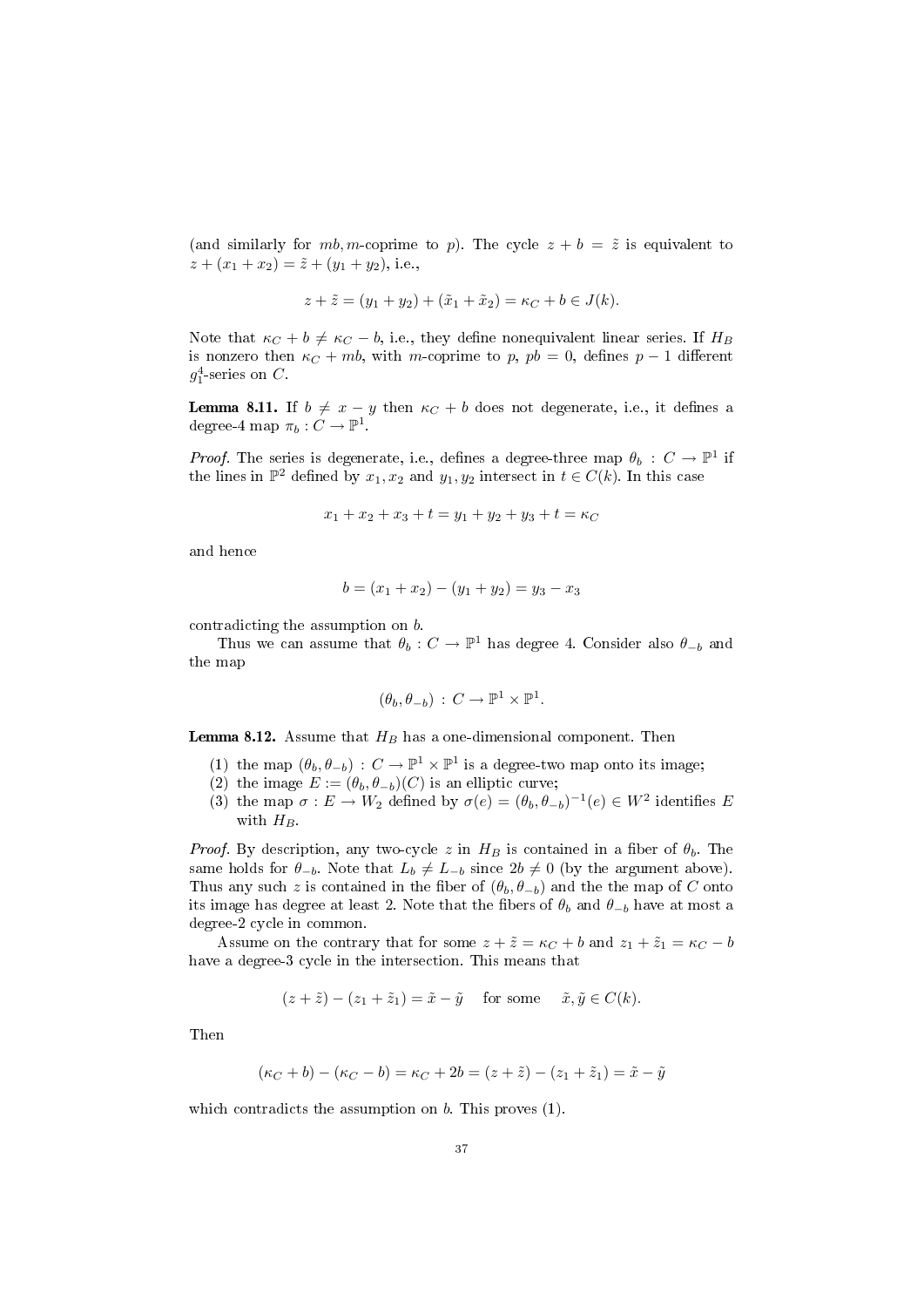(and similarly for $mb, m$-coprime to $p$). The cycle $z + b = \tilde{z}$ is equivalent to $z + (x_1 + x_2) = \tilde{z} + (y_1 + y_2)$, i.e.,

$$z + \tilde{z} = (y_1 + y_2) + (\tilde{x}_1 + \tilde{x}_2) = \kappa_C + b \in J(k).$$

Note that $\kappa_C + b \neq \kappa_C - b$, i.e., they define nonequivalent linear series. If $H_B$ is nonzero then $\kappa_C + mb$, with $m$-coprime to $p$, $pb = 0$, defines $p - 1$ different $g^4_1$-series on $C$.

**Lemma 8.11.** If $b \neq x - y$ then $\kappa_C + b$ does not degenerate, i.e., it defines a degree-4 map $\pi_b : C \to \mathbb{P}^1$.

*Proof.* The series is degenerate, i.e., defines a degree-three map $\theta_b : C \to \mathbb{P}^1$ if the lines in $\mathbb{P}^2$ defined by $x_1, x_2$ and $y_1, y_2$ intersect in $t \in C(k)$. In this case

$$x_1 + x_2 + x_3 + t = y_1 + y_2 + y_3 + t = \kappa_C$$

and hence

$$b = (x_1 + x_2) - (y_1 + y_2) = y_3 - x_3$$

contradicting the assumption on $b$.

Thus we can assume that $\theta_b : C \to \mathbb{P}^1$ has degree 4. Consider also $\theta_{-b}$ and the map

$$(\theta_b, \theta_{-b}) : C \to \mathbb{P}^1 \times \mathbb{P}^1.$$

**Lemma 8.12.** Assume that $H_B$ has a one-dimensional component. Then

1. the map $(\theta_b, \theta_{-b}) : C \to \mathbb{P}^1 \times \mathbb{P}^1$ is a degree-two map onto its image;
2. the image $E := (\theta_b, \theta_{-b})(C)$ is an elliptic curve;
3. the map $\sigma : E \to W_2$ defined by $\sigma(e) = (\theta_b, \theta_{-b})^{-1}(e) \in W^2$ identifies $E$ with $H_B$.

*Proof.* By description, any two-cycle $z$ in $H_B$ is contained in a fiber of $\theta_b$. The same holds for $\theta_{-b}$. Note that $L_b \neq L_{-b}$ since $2b \neq 0$ (by the argument above). Thus any such $z$ is contained in the fiber of $(\theta_b, \theta_{-b})$ and the the map of $C$ onto its image has degree at least 2. Note that the fibers of $\theta_b$ and $\theta_{-b}$ have at most a degree-2 cycle in common.

Assume on the contrary that for some $z + \tilde{z} = \kappa_C + b$ and $z_1 + \tilde{z}_1 = \kappa_C - b$ have a degree-3 cycle in the intersection. This means that

$$(z + \tilde{z}) - (z_1 + \tilde{z}_1) = \tilde{x} - \tilde{y} \quad \text{for some} \quad \tilde{x}, \tilde{y} \in C(k).$$

Then

$$(\kappa_C + b) - (\kappa_C - b) = \kappa_C + 2b = (z + \tilde{z}) - (z_1 + \tilde{z}_1) = \tilde{x} - \tilde{y}$$

which contradicts the assumption on $b$. This proves (1).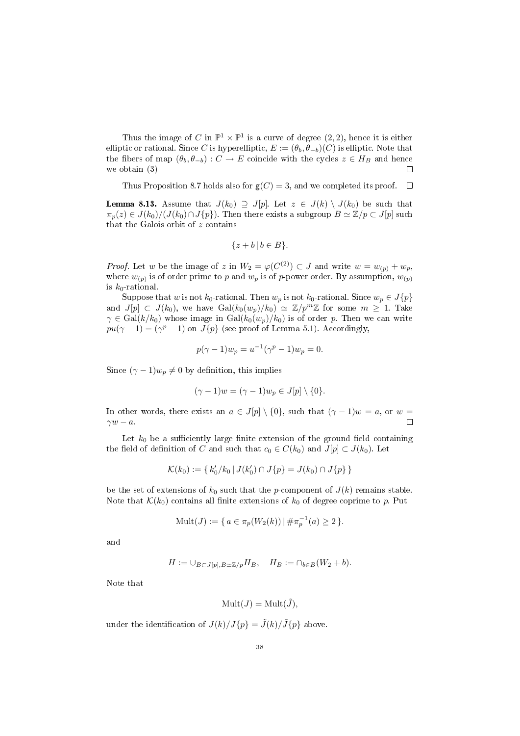Thus the image of $C$ in $\mathbb{P}^1 \times \mathbb{P}^1$ is a curve of degree $(2,2)$, hence it is either elliptic or rational. Since $C$ is hyperelliptic, $E := (\theta_b, \theta_{-b})(C)$ is elliptic. Note that the fibers of map $(\theta_b, \theta_{-b}) : C \to E$ coincide with the cycles $z \in H_B$ and hence we obtain (3) $\square$

Thus Proposition 8.7 holds also for $\mathsf{g}(C) = 3$, and we completed its proof. $\square$

**Lemma 8.13.** Assume that $J(k_0) \supseteq J[p]$. Let $z \in J(k) \setminus J(k_0)$ be such that $\pi_p(z) \in J(k_0)/(J(k_0) \cap J\{p\})$. Then there exists a subgroup $B \simeq \mathbb{Z}/p \subset J[p]$ such that the Galois orbit of $z$ contains

$$\{z + b \,|\, b \in B\}.$$

*Proof.* Let $w$ be the image of $z$ in $W_2 = \varphi(C^{(2)}) \subset J$ and write $w = w_{(p)} + w_p$, where $w_{(p)}$ is of order prime to $p$ and $w_p$ is of $p$-power order. By assumption, $w_{(p)}$ is $k_0$-rational.

Suppose that $w$ is not $k_0$-rational. Then $w_p$ is not $k_0$-rational. Since $w_p \in J\{p\}$ and $J[p] \subset J(k_0)$, we have $\mathrm{Gal}(k_0(w_p)/k_0) \simeq \mathbb{Z}/p^m\mathbb{Z}$ for some $m \geq 1$. Take $\gamma \in \mathrm{Gal}(k/k_0)$ whose image in $\mathrm{Gal}(k_0(w_p)/k_0)$ is of order $p$. Then we can write $pu(\gamma - 1) = (\gamma^p - 1)$ on $J\{p\}$ (see proof of Lemma 5.1). Accordingly,

$$p(\gamma - 1)w_p = u^{-1}(\gamma^p - 1)w_p = 0.$$

Since $(\gamma - 1)w_p \neq 0$ by definition, this implies

$$(\gamma - 1)w = (\gamma - 1)w_p \in J[p] \setminus \{0\}.$$

In other words, there exists an $a \in J[p] \setminus \{0\}$, such that $(\gamma - 1)w = a$, or $w = \gamma w - a$. $\square$

Let $k_0$ be a sufficiently large finite extension of the ground field containing the field of definition of $C$ and such that $c_0 \in C(k_0)$ and $J[p] \subset J(k_0)$. Let

$$\mathcal{K}(k_0) := \{\, k_0'/k_0 \,|\, J(k_0') \cap J\{p\} = J(k_0) \cap J\{p\} \,\}$$

be the set of extensions of $k_0$ such that the $p$-component of $J(k)$ remains stable. Note that $\mathcal{K}(k_0)$ contains all finite extensions of $k_0$ of degree coprime to $p$. Put

$$\mathrm{Mult}(J) := \{\, a \in \pi_p(W_2(k)) \,|\, \#\pi_p^{-1}(a) \geq 2 \,\}.$$

and

$$H := \cup_{B \subset J[p], B \simeq \mathbb{Z}/p} H_B, \quad H_B := \cap_{b \in B}(W_2 + b).$$

Note that

$$\mathrm{Mult}(J) = \mathrm{Mult}(\tilde{J}),$$

under the identification of $J(k)/J\{p\} = \tilde{J}(k)/\tilde{J}\{p\}$ above.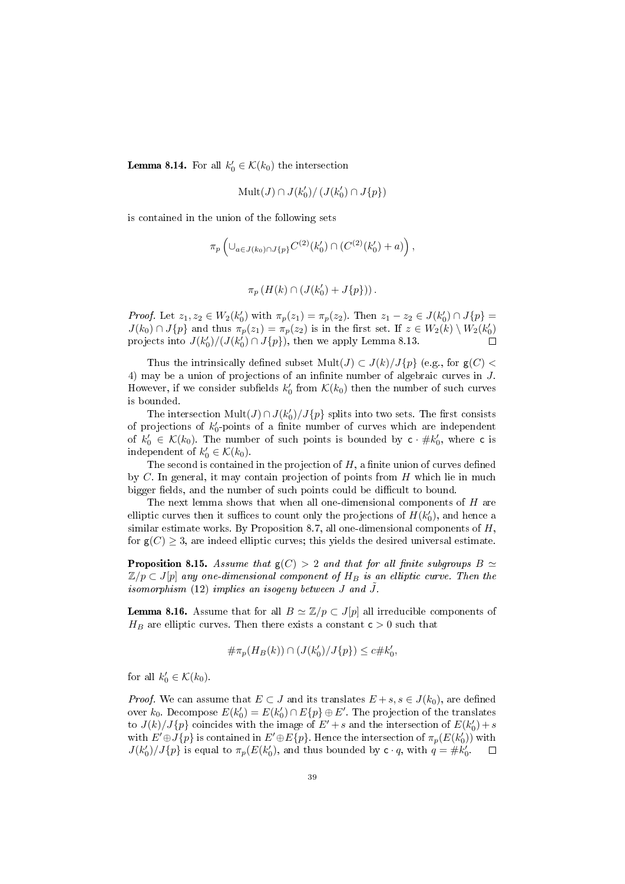**Lemma 8.14.** For all $k_0' \in \mathcal{K}(k_0)$ the intersection

$$\mathrm{Mult}(J) \cap J(k_0') / \left(J(k_0') \cap J\{p\}\right)$$

is contained in the union of the following sets

$$\pi_p \left( \cup_{a \in J(k_0) \cap J\{p\}} C^{(2)}(k_0') \cap (C^{(2)}(k_0') + a) \right),$$

$$\pi_p \left( H(k) \cap (J(k_0') + J\{p\}) \right).$$

*Proof.* Let $z_1, z_2 \in W_2(k_0')$ with $\pi_p(z_1) = \pi_p(z_2)$. Then $z_1 - z_2 \in J(k_0') \cap J\{p\} = J(k_0) \cap J\{p\}$ and thus $\pi_p(z_1) = \pi_p(z_2)$ is in the first set. If $z \in W_2(k) \setminus W_2(k_0')$ projects into $J(k_0')/(J(k_0') \cap J\{p\})$, then we apply Lemma 8.13. $\square$

Thus the intrinsically defined subset $\mathrm{Mult}(J) \subset J(k)/J\{p\}$ (e.g., for $\mathsf{g}(C) < 4$) may be a union of projections of an infinite number of algebraic curves in $J$. However, if we consider subfields $k_0'$ from $\mathcal{K}(k_0)$ then the number of such curves is bounded.

The intersection $\mathrm{Mult}(J) \cap J(k_0')/J\{p\}$ splits into two sets. The first consists of projections of $k_0'$-points of a finite number of curves which are independent of $k_0' \in \mathcal{K}(k_0)$. The number of such points is bounded by $\mathsf{c} \cdot \# k_0'$, where $\mathsf{c}$ is independent of $k_0' \in \mathcal{K}(k_0)$.

The second is contained in the projection of $H$, a finite union of curves defined by $C$. In general, it may contain projection of points from $H$ which lie in much bigger fields, and the number of such points could be difficult to bound.

The next lemma shows that when all one-dimensional components of $H$ are elliptic curves then it suffices to count only the projections of $H(k_0')$, and hence a similar estimate works. By Proposition 8.7, all one-dimensional components of $H$, for $\mathsf{g}(C) \geq 3$, are indeed elliptic curves; this yields the desired universal estimate.

**Proposition 8.15.** *Assume that $\mathsf{g}(C) > 2$ and that for all finite subgroups $B \simeq \mathbb{Z}/p \subset J[p]$ any one-dimensional component of $H_B$ is an elliptic curve. Then the isomorphism (12) implies an isogeny between $J$ and $\tilde{J}$.*

**Lemma 8.16.** Assume that for all $B \simeq \mathbb{Z}/p \subset J[p]$ all irreducible components of $H_B$ are elliptic curves. Then there exists a constant $\mathsf{c} > 0$ such that

$$\# \pi_p(H_B(k)) \cap (J(k_0')/J\{p\}) \leq c \# k_0',$$

for all $k_0' \in \mathcal{K}(k_0)$.

*Proof.* We can assume that $E \subset J$ and its translates $E + s, s \in J(k_0)$, are defined over $k_0$. Decompose $E(k_0') = E(k_0') \cap E\{p\} \oplus E'$. The projection of the translates to $J(k)/J\{p\}$ coincides with the image of $E' + s$ and the intersection of $E(k_0') + s$ with $E' \oplus J\{p\}$ is contained in $E' \oplus E\{p\}$. Hence the intersection of $\pi_p(E(k_0'))$ with $J(k_0')/J\{p\}$ is equal to $\pi_p(E(k_0'))$, and thus bounded by $\mathsf{c} \cdot q$, with $q = \# k_0'$. $\square$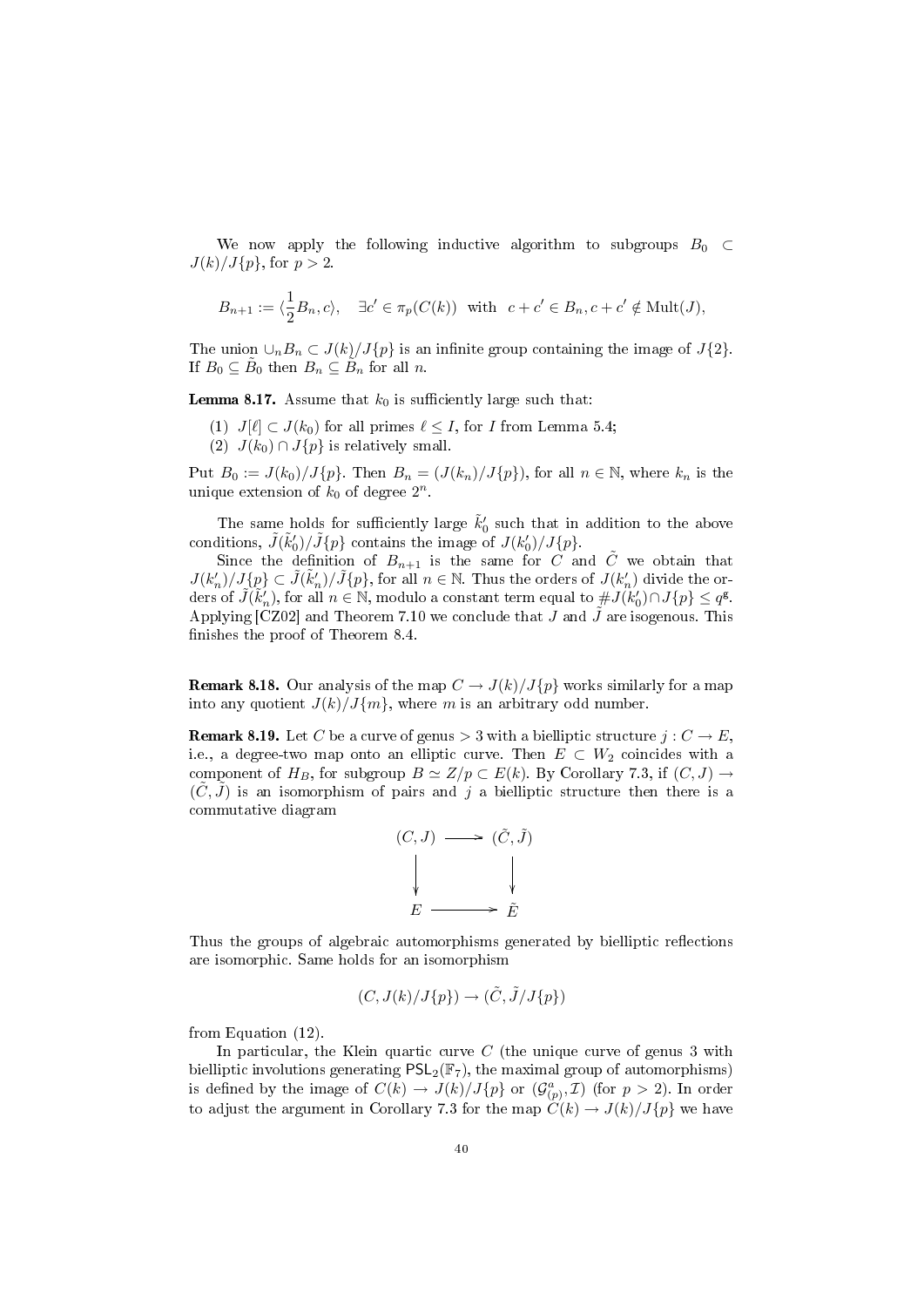We now apply the following inductive algorithm to subgroups $B_0 \subset J(k)/J\{p\}$, for $p > 2$.

$$B_{n+1} := \langle \frac{1}{2} B_n, c \rangle, \quad \exists c' \in \pi_p(C(k)) \text{ with } c + c' \in B_n, c + c' \notin \mathrm{Mult}(J),$$

The union $\cup_n B_n \subset J(k)/J\{p\}$ is an infinite group containing the image of $J\{2\}$. If $B_0 \subseteq \tilde{B}_0$ then $B_n \subseteq \tilde{B}_n$ for all $n$.

**Lemma 8.17.** Assume that $k_0$ is sufficiently large such that:

1. $J[\ell] \subset J(k_0)$ for all primes $\ell \leq I$, for $I$ from Lemma 5.4;
2. $J(k_0) \cap J\{p\}$ is relatively small.

Put $B_0 := J(k_0)/J\{p\}$. Then $B_n = (J(k_n)/J\{p\})$, for all $n \in \mathbb{N}$, where $k_n$ is the unique extension of $k_0$ of degree $2^n$.

The same holds for sufficiently large $\tilde{k}'_0$ such that in addition to the above conditions, $\tilde{J}(\tilde{k}'_0)/\tilde{J}\{p\}$ contains the image of $J(k'_0)/J\{p\}$.

Since the definition of $B_{n+1}$ is the same for $C$ and $\tilde{C}$ we obtain that $J(k'_n)/J\{p\} \subset \tilde{J}(\tilde{k}'_n)/\tilde{J}\{p\}$, for all $n \in \mathbb{N}$. Thus the orders of $J(k'_n)$ divide the orders of $\tilde{J}(\tilde{k}'_n)$, for all $n \in \mathbb{N}$, modulo a constant term equal to $\# J(k'_0) \cap J\{p\} \leq q^{\mathrm{g}}$. Applying [CZ02] and Theorem 7.10 we conclude that $J$ and $\tilde{J}$ are isogenous. This finishes the proof of Theorem 8.4.

**Remark 8.18.** Our analysis of the map $C \to J(k)/J\{p\}$ works similarly for a map into any quotient $J(k)/J\{m\}$, where $m$ is an arbitrary odd number.

**Remark 8.19.** Let $C$ be a curve of genus $> 3$ with a bielliptic structure $j : C \to E$, i.e., a degree-two map onto an elliptic curve. Then $E \subset W_2$ coincides with a component of $H_B$, for subgroup $B \simeq Z/p \subset E(k)$. By Corollary 7.3, if $(C, J) \to (\tilde{C}, \tilde{J})$ is an isomorphism of pairs and $j$ a bielliptic structure then there is a commutative diagram

$$\begin{array}{ccc} (C, J) & \longrightarrow & (\tilde{C}, \tilde{J}) \\ \downarrow & & \downarrow \\ E & \longrightarrow & \tilde{E} \end{array}$$

Thus the groups of algebraic automorphisms generated by bielliptic reflections are isomorphic. Same holds for an isomorphism

$$(C, J(k)/J\{p\}) \to (\tilde{C}, \tilde{J}/J\{p\})$$

from Equation (12).

In particular, the Klein quartic curve $C$ (the unique curve of genus 3 with bielliptic involutions generating $\mathsf{PSL}_2(\mathbb{F}_7)$, the maximal group of automorphisms) is defined by the image of $C(k) \to J(k)/J\{p\}$ or $(\mathcal{G}^a_{(p)}, \mathcal{I})$ (for $p > 2$). In order to adjust the argument in Corollary 7.3 for the map $C(k) \to J(k)/J\{p\}$ we have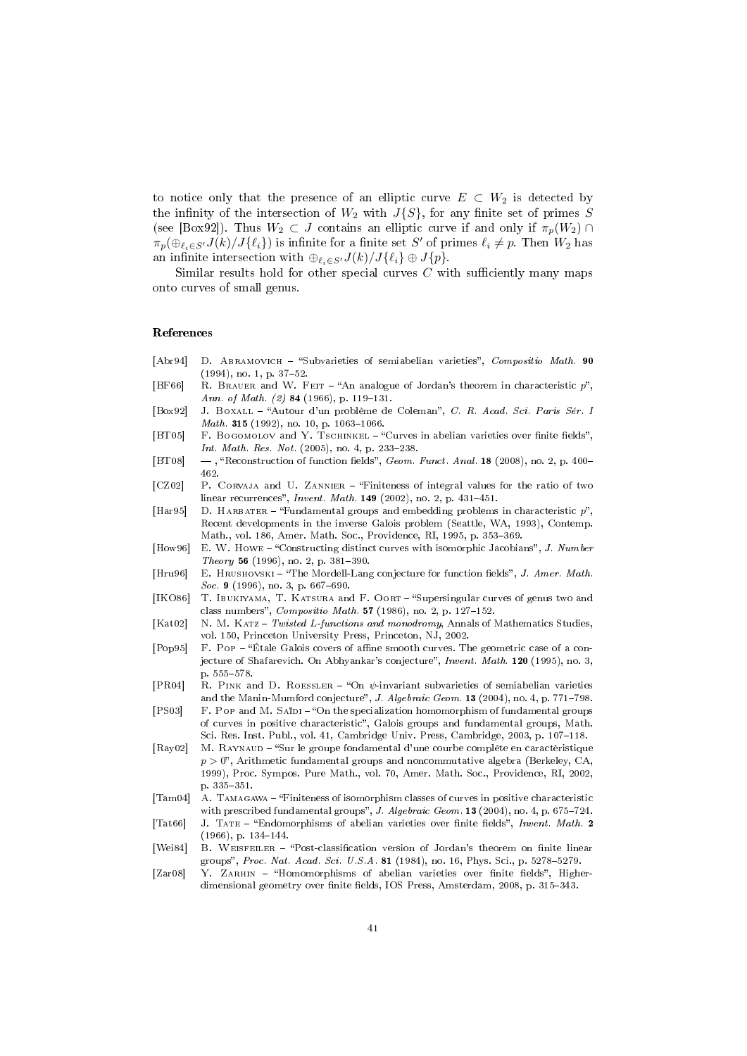to notice only that the presence of an elliptic curve $E \subset W_2$ is detected by the infinity of the intersection of $W_2$ with $J\{S\}$, for any finite set of primes $S$ (see [Box92]). Thus $W_2 \subset J$ contains an elliptic curve if and only if $\pi_p(W_2) \cap \pi_p(\oplus_{\ell_i \in S'} J(k)/J\{\ell_i\})$ is infinite for a finite set $S'$ of primes $\ell_i \neq p$. Then $W_2$ has an infinite intersection with $\oplus_{\ell_i \in S'} J(k)/J\{\ell_i\} \oplus J\{p\}$.

Similar results hold for other special curves $C$ with sufficiently many maps onto curves of small genus.

## References

- [Abr94] D. Abramovich – "Subvarieties of semiabelian varieties", *Compositio Math.* **90** (1994), no. 1, p. 37–52.
- [BF66] R. Brauer and W. Feit – "An analogue of Jordan's theorem in characteristic $p$", *Ann. of Math. (2)* **84** (1966), p. 119–131.
- [Box92] J. Boxall – "Autour d'un problème de Coleman", *C. R. Acad. Sci. Paris Sér. I Math.* **315** (1992), no. 10, p. 1063–1066.
- [BT05] F. Bogomolov and Y. Tschinkel – "Curves in abelian varieties over finite fields", *Int. Math. Res. Not.* (2005), no. 4, p. 233–238.
- [BT08] — , "Reconstruction of function fields", *Geom. Funct. Anal.* **18** (2008), no. 2, p. 400–462.
- [CZ02] P. Corvaja and U. Zannier – "Finiteness of integral values for the ratio of two linear recurrences", *Invent. Math.* **149** (2002), no. 2, p. 431–451.
- [Har95] D. Harbater – "Fundamental groups and embedding problems in characteristic $p$", Recent developments in the inverse Galois problem (Seattle, WA, 1993), Contemp. Math., vol. 186, Amer. Math. Soc., Providence, RI, 1995, p. 353–369.
- [How96] E. W. Howe – "Constructing distinct curves with isomorphic Jacobians", *J. Number Theory* **56** (1996), no. 2, p. 381–390.
- [Hru96] E. Hrushovski – "The Mordell-Lang conjecture for function fields", *J. Amer. Math. Soc.* **9** (1996), no. 3, p. 667–690.
- [IKO86] T. Ibukiyama, T. Katsura and F. Oort – "Supersingular curves of genus two and class numbers", *Compositio Math.* **57** (1986), no. 2, p. 127–152.
- [Kat02] N. M. Katz – *Twisted L-functions and monodromy*, Annals of Mathematics Studies, vol. 150, Princeton University Press, Princeton, NJ, 2002.
- [Pop95] F. Pop – "Étale Galois covers of affine smooth curves. The geometric case of a conjecture of Shafarevich. On Abhyankar's conjecture", *Invent. Math.* **120** (1995), no. 3, p. 555–578.
- [PR04] R. Pink and D. Roessler – "On $\psi$-invariant subvarieties of semiabelian varieties and the Manin-Mumford conjecture", *J. Algebraic Geom.* **13** (2004), no. 4, p. 771–798.
- [PS03] F. Pop and M. Saïdi – "On the specialization homomorphism of fundamental groups of curves in positive characteristic", Galois groups and fundamental groups, Math. Sci. Res. Inst. Publ., vol. 41, Cambridge Univ. Press, Cambridge, 2003, p. 107–118.
- [Ray02] M. Raynaud – "Sur le groupe fondamental d'une courbe complète en caractéristique $p > 0$", Arithmetic fundamental groups and noncommutative algebra (Berkeley, CA, 1999), Proc. Sympos. Pure Math., vol. 70, Amer. Math. Soc., Providence, RI, 2002, p. 335–351.
- [Tam04] A. Tamagawa – "Finiteness of isomorphism classes of curves in positive characteristic with prescribed fundamental groups", *J. Algebraic Geom.* **13** (2004), no. 4, p. 675–724.
- [Tat66] J. Tate – "Endomorphisms of abelian varieties over finite fields", *Invent. Math.* **2** (1966), p. 134–144.
- [Wei84] B. Weisfeiler – "Post-classification version of Jordan's theorem on finite linear groups", *Proc. Nat. Acad. Sci. U.S.A.* **81** (1984), no. 16, Phys. Sci., p. 5278–5279.
- [Zar08] Y. Zarhin – "Homomorphisms of abelian varieties over finite fields", Higher-dimensional geometry over finite fields, IOS Press, Amsterdam, 2008, p. 315–343.